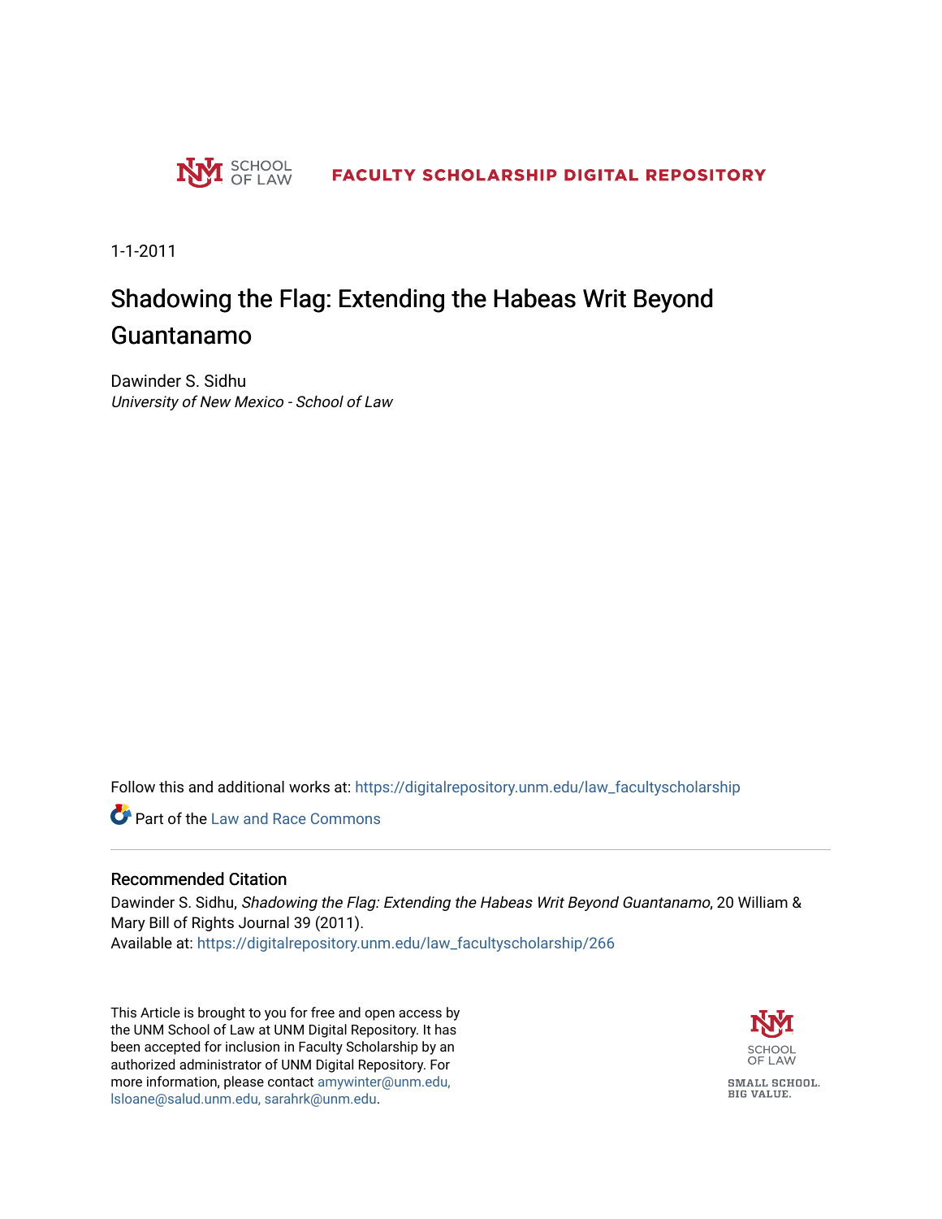SCHOOL OF LAW

FACULTY SCHOLARSHIP DIGITAL REPOSITORY

1-1-2011

# Shadowing the Flag: Extending the Habeas Writ Beyond Guantanamo

Dawinder S. Sidhu
*University of New Mexico - School of Law*

Follow this and additional works at: https://digitalrepository.unm.edu/law_facultyscholarship

Part of the Law and Race Commons

## Recommended Citation

Dawinder S. Sidhu, *Shadowing the Flag: Extending the Habeas Writ Beyond Guantanamo*, 20 William & Mary Bill of Rights Journal 39 (2011).
Available at: https://digitalrepository.unm.edu/law_facultyscholarship/266

This Article is brought to you for free and open access by the UNM School of Law at UNM Digital Repository. It has been accepted for inclusion in Faculty Scholarship by an authorized administrator of UNM Digital Repository. For more information, please contact amywinter@unm.edu, lsloane@salud.unm.edu, sarahrk@unm.edu.

SCHOOL OF LAW

SMALL SCHOOL. BIG VALUE.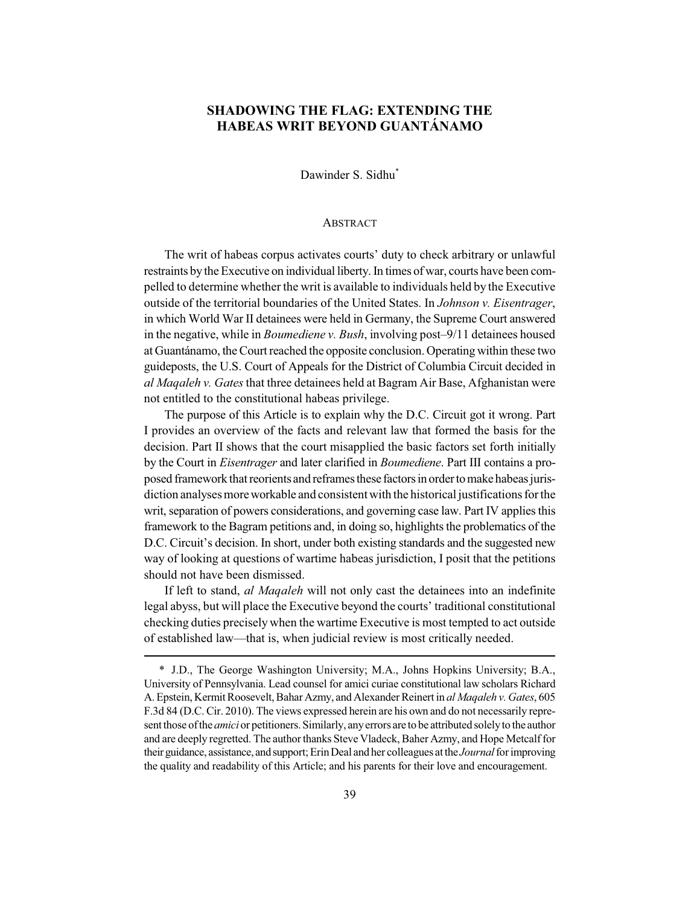# SHADOWING THE FLAG: EXTENDING THE HABEAS WRIT BEYOND GUANTÁNAMO

Dawinder S. Sidhu*

## ABSTRACT

The writ of habeas corpus activates courts' duty to check arbitrary or unlawful restraints by the Executive on individual liberty. In times of war, courts have been compelled to determine whether the writ is available to individuals held by the Executive outside of the territorial boundaries of the United States. In *Johnson v. Eisentrager*, in which World War II detainees were held in Germany, the Supreme Court answered in the negative, while in *Boumediene v. Bush*, involving post–9/11 detainees housed at Guantánamo, the Court reached the opposite conclusion. Operating within these two guideposts, the U.S. Court of Appeals for the District of Columbia Circuit decided in *al Maqaleh v. Gates* that three detainees held at Bagram Air Base, Afghanistan were not entitled to the constitutional habeas privilege.

The purpose of this Article is to explain why the D.C. Circuit got it wrong. Part I provides an overview of the facts and relevant law that formed the basis for the decision. Part II shows that the court misapplied the basic factors set forth initially by the Court in *Eisentrager* and later clarified in *Boumediene*. Part III contains a proposed framework that reorients and reframes these factors in order to make habeas jurisdiction analyses more workable and consistent with the historical justifications for the writ, separation of powers considerations, and governing case law. Part IV applies this framework to the Bagram petitions and, in doing so, highlights the problematics of the D.C. Circuit's decision. In short, under both existing standards and the suggested new way of looking at questions of wartime habeas jurisdiction, I posit that the petitions should not have been dismissed.

If left to stand, *al Maqaleh* will not only cast the detainees into an indefinite legal abyss, but will place the Executive beyond the courts' traditional constitutional checking duties precisely when the wartime Executive is most tempted to act outside of established law—that is, when judicial review is most critically needed.

---

\* J.D., The George Washington University; M.A., Johns Hopkins University; B.A., University of Pennsylvania. Lead counsel for amici curiae constitutional law scholars Richard A. Epstein, Kermit Roosevelt, Bahar Azmy, and Alexander Reinert in *al Maqaleh v. Gates*, 605 F.3d 84 (D.C. Cir. 2010). The views expressed herein are his own and do not necessarily represent those of the *amici* or petitioners. Similarly, any errors are to be attributed solely to the author and are deeply regretted. The author thanks Steve Vladeck, Baher Azmy, and Hope Metcalf for their guidance, assistance, and support; Erin Deal and her colleagues at the *Journal* for improving the quality and readability of this Article; and his parents for their love and encouragement.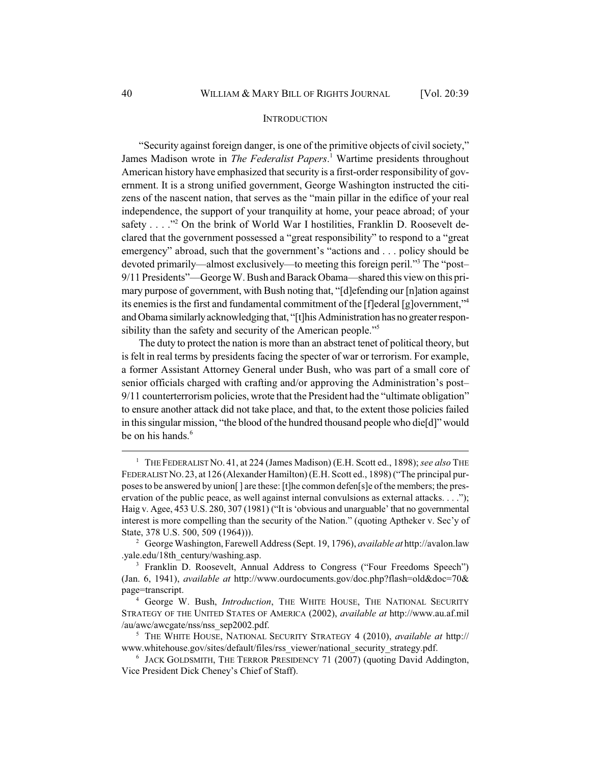## INTRODUCTION

"Security against foreign danger, is one of the primitive objects of civil society," James Madison wrote in *The Federalist Papers*.[1] Wartime presidents throughout American history have emphasized that security is a first-order responsibility of government. It is a strong unified government, George Washington instructed the citizens of the nascent nation, that serves as the "main pillar in the edifice of your real independence, the support of your tranquility at home, your peace abroad; of your safety . . . ."[2] On the brink of World War I hostilities, Franklin D. Roosevelt declared that the government possessed a "great responsibility" to respond to a "great emergency" abroad, such that the government's "actions and . . . policy should be devoted primarily—almost exclusively—to meeting this foreign peril."[3] The "post–9/11 Presidents"—George W. Bush and Barack Obama—shared this view on this primary purpose of government, with Bush noting that, "[d]efending our [n]ation against its enemies is the first and fundamental commitment of the [f]ederal [g]overnment,"[4] and Obama similarly acknowledging that, "[t]his Administration has no greater responsibility than the safety and security of the American people."[5]

The duty to protect the nation is more than an abstract tenet of political theory, but is felt in real terms by presidents facing the specter of war or terrorism. For example, a former Assistant Attorney General under Bush, who was part of a small core of senior officials charged with crafting and/or approving the Administration's post–9/11 counterterrorism policies, wrote that the President had the "ultimate obligation" to ensure another attack did not take place, and that, to the extent those policies failed in this singular mission, "the blood of the hundred thousand people who die[d]" would be on his hands.[6]

---

[1] THE FEDERALIST NO. 41, at 224 (James Madison) (E.H. Scott ed., 1898); *see also* THE FEDERALIST NO. 23, at 126 (Alexander Hamilton) (E.H. Scott ed., 1898) ("The principal purposes to be answered by union[ ] are these: [t]he common defen[s]e of the members; the preservation of the public peace, as well against internal convulsions as external attacks. . . ."); Haig v. Agee, 453 U.S. 280, 307 (1981) ("It is 'obvious and unarguable' that no governmental interest is more compelling than the security of the Nation." (quoting Aptheker v. Sec'y of State, 378 U.S. 500, 509 (1964))).

[2] George Washington, Farewell Address (Sept. 19, 1796), *available at* http://avalon.law.yale.edu/18th_century/washing.asp.

[3] Franklin D. Roosevelt, Annual Address to Congress ("Four Freedoms Speech") (Jan. 6, 1941), *available at* http://www.ourdocuments.gov/doc.php?flash=old&doc=70&page=transcript.

[4] George W. Bush, *Introduction*, THE WHITE HOUSE, THE NATIONAL SECURITY STRATEGY OF THE UNITED STATES OF AMERICA (2002), *available at* http://www.au.af.mil/au/awc/awcgate/nss/nss_sep2002.pdf.

[5] THE WHITE HOUSE, NATIONAL SECURITY STRATEGY 4 (2010), *available at* http://www.whitehouse.gov/sites/default/files/rss_viewer/national_security_strategy.pdf.

[6] JACK GOLDSMITH, THE TERROR PRESIDENCY 71 (2007) (quoting David Addington, Vice President Dick Cheney's Chief of Staff).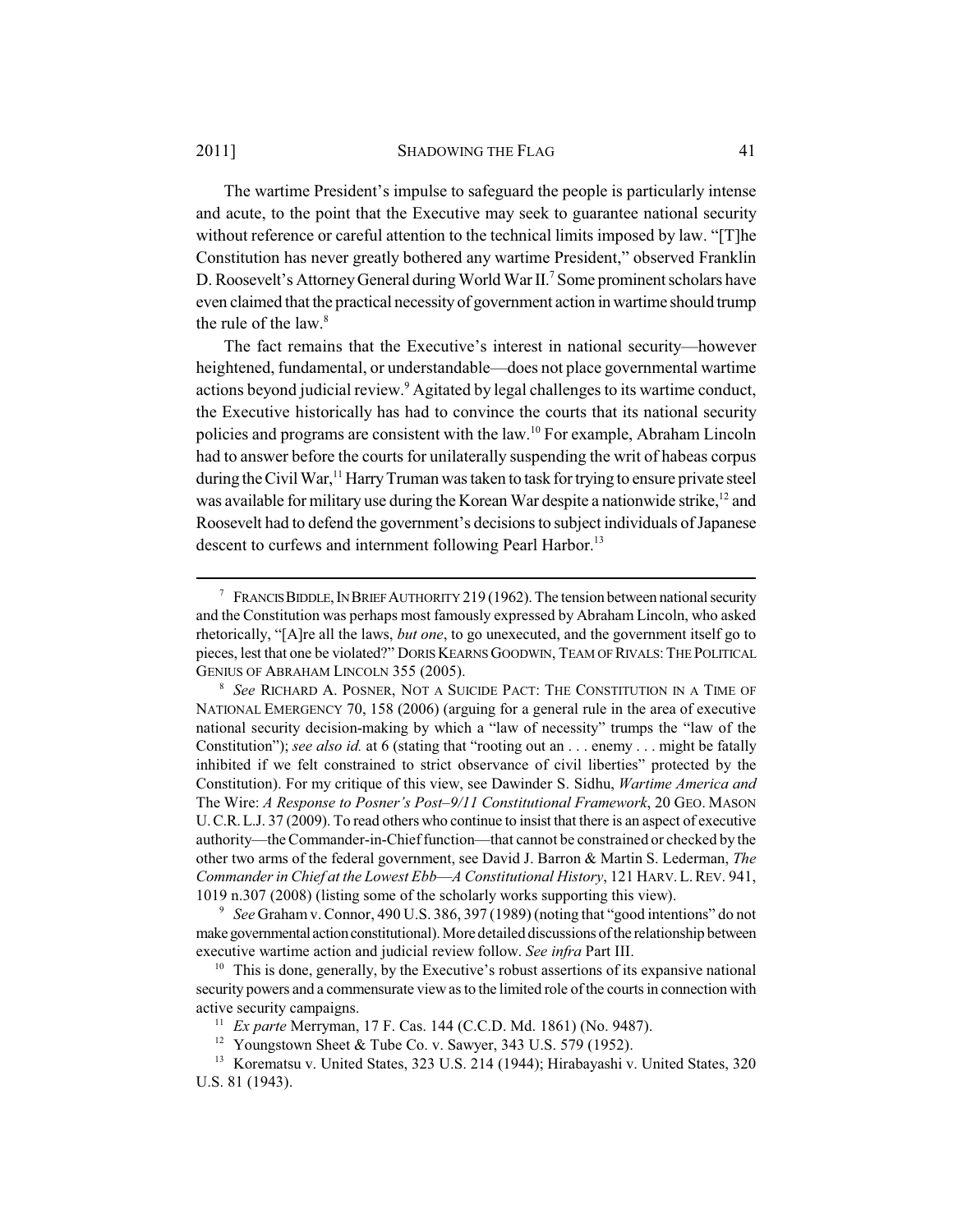The wartime President's impulse to safeguard the people is particularly intense and acute, to the point that the Executive may seek to guarantee national security without reference or careful attention to the technical limits imposed by law. "[T]he Constitution has never greatly bothered any wartime President," observed Franklin D. Roosevelt's Attorney General during World War II.[7] Some prominent scholars have even claimed that the practical necessity of government action in wartime should trump the rule of the law.[8]

The fact remains that the Executive's interest in national security—however heightened, fundamental, or understandable—does not place governmental wartime actions beyond judicial review.[9] Agitated by legal challenges to its wartime conduct, the Executive historically has had to convince the courts that its national security policies and programs are consistent with the law.[10] For example, Abraham Lincoln had to answer before the courts for unilaterally suspending the writ of habeas corpus during the Civil War,[11] Harry Truman was taken to task for trying to ensure private steel was available for military use during the Korean War despite a nationwide strike,[12] and Roosevelt had to defend the government's decisions to subject individuals of Japanese descent to curfews and internment following Pearl Harbor.[13]

---

[7] FRANCIS BIDDLE, IN BRIEF AUTHORITY 219 (1962). The tension between national security and the Constitution was perhaps most famously expressed by Abraham Lincoln, who asked rhetorically, "[A]re all the laws, *but one*, to go unexecuted, and the government itself go to pieces, lest that one be violated?" DORIS KEARNS GOODWIN, TEAM OF RIVALS: THE POLITICAL GENIUS OF ABRAHAM LINCOLN 355 (2005).

[8] *See* RICHARD A. POSNER, NOT A SUICIDE PACT: THE CONSTITUTION IN A TIME OF NATIONAL EMERGENCY 70, 158 (2006) (arguing for a general rule in the area of executive national security decision-making by which a "law of necessity" trumps the "law of the Constitution"); *see also id.* at 6 (stating that "rooting out an . . . enemy . . . might be fatally inhibited if we felt constrained to strict observance of civil liberties" protected by the Constitution). For my critique of this view, see Dawinder S. Sidhu, *Wartime America and* The Wire: *A Response to Posner's Post–9/11 Constitutional Framework*, 20 GEO. MASON U. C.R. L.J. 37 (2009). To read others who continue to insist that there is an aspect of executive authority—the Commander-in-Chief function—that cannot be constrained or checked by the other two arms of the federal government, see David J. Barron & Martin S. Lederman, *The Commander in Chief at the Lowest Ebb—A Constitutional History*, 121 HARV. L. REV. 941, 1019 n.307 (2008) (listing some of the scholarly works supporting this view).

[9] *See* Graham v. Connor, 490 U.S. 386, 397 (1989) (noting that "good intentions" do not make governmental action constitutional). More detailed discussions of the relationship between executive wartime action and judicial review follow. *See infra* Part III.

[10] This is done, generally, by the Executive's robust assertions of its expansive national security powers and a commensurate view as to the limited role of the courts in connection with active security campaigns.

[11] *Ex parte* Merryman, 17 F. Cas. 144 (C.C.D. Md. 1861) (No. 9487).

[12] Youngstown Sheet & Tube Co. v. Sawyer, 343 U.S. 579 (1952).

[13] Korematsu v. United States, 323 U.S. 214 (1944); Hirabayashi v. United States, 320 U.S. 81 (1943).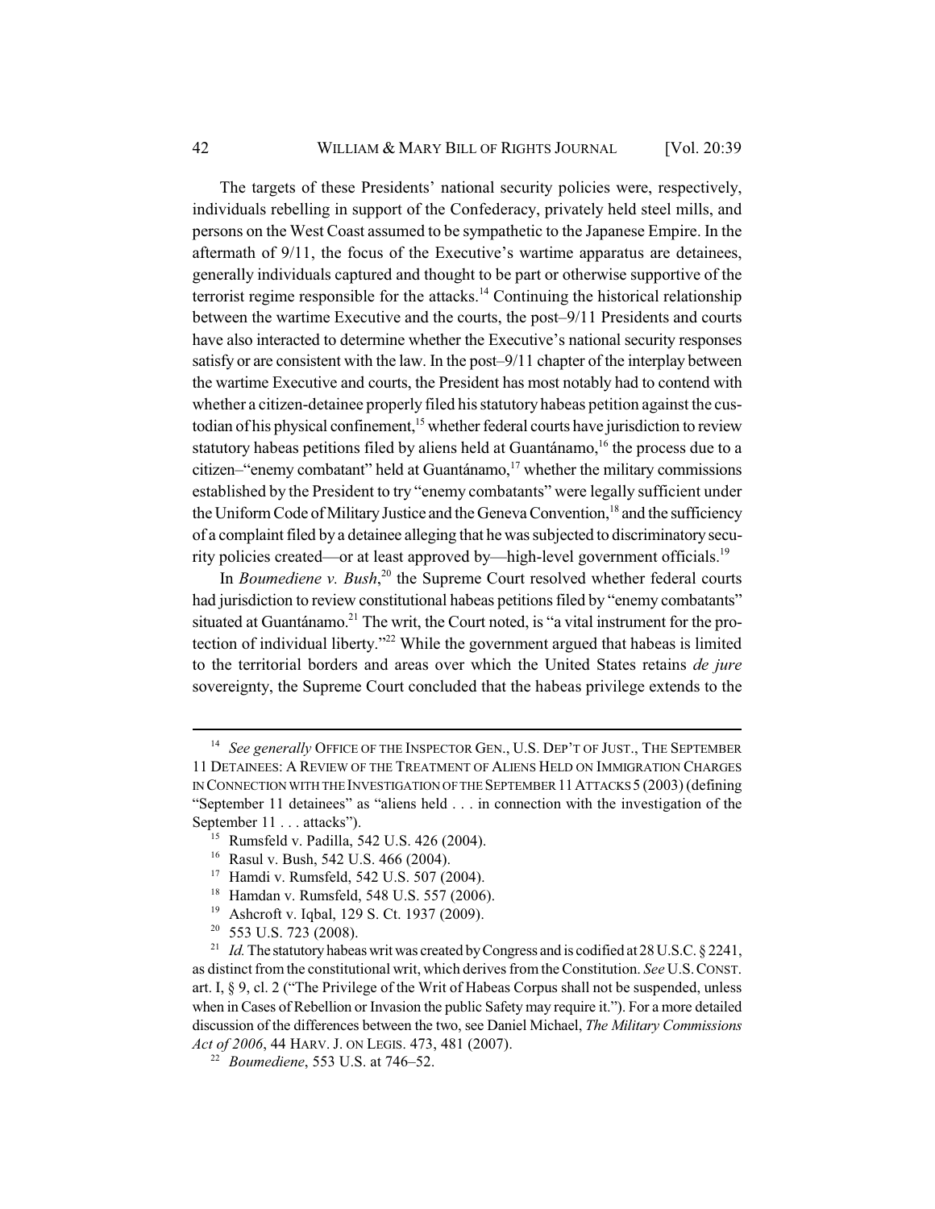The targets of these Presidents' national security policies were, respectively, individuals rebelling in support of the Confederacy, privately held steel mills, and persons on the West Coast assumed to be sympathetic to the Japanese Empire. In the aftermath of 9/11, the focus of the Executive's wartime apparatus are detainees, generally individuals captured and thought to be part or otherwise supportive of the terrorist regime responsible for the attacks.[14] Continuing the historical relationship between the wartime Executive and the courts, the post–9/11 Presidents and courts have also interacted to determine whether the Executive's national security responses satisfy or are consistent with the law. In the post–9/11 chapter of the interplay between the wartime Executive and courts, the President has most notably had to contend with whether a citizen-detainee properly filed his statutory habeas petition against the custodian of his physical confinement,[15] whether federal courts have jurisdiction to review statutory habeas petitions filed by aliens held at Guantánamo,[16] the process due to a citizen–"enemy combatant" held at Guantánamo,[17] whether the military commissions established by the President to try "enemy combatants" were legally sufficient under the Uniform Code of Military Justice and the Geneva Convention,[18] and the sufficiency of a complaint filed by a detainee alleging that he was subjected to discriminatory security policies created—or at least approved by—high-level government officials.[19]

In *Boumediene v. Bush*,[20] the Supreme Court resolved whether federal courts had jurisdiction to review constitutional habeas petitions filed by "enemy combatants" situated at Guantánamo.[21] The writ, the Court noted, is "a vital instrument for the protection of individual liberty."[22] While the government argued that habeas is limited to the territorial borders and areas over which the United States retains *de jure* sovereignty, the Supreme Court concluded that the habeas privilege extends to the

---

[14] *See generally* OFFICE OF THE INSPECTOR GEN., U.S. DEP'T OF JUST., THE SEPTEMBER 11 DETAINEES: A REVIEW OF THE TREATMENT OF ALIENS HELD ON IMMIGRATION CHARGES IN CONNECTION WITH THE INVESTIGATION OF THE SEPTEMBER 11 ATTACKS 5 (2003) (defining "September 11 detainees" as "aliens held . . . in connection with the investigation of the September 11 . . . attacks").

[15] Rumsfeld v. Padilla, 542 U.S. 426 (2004).

[16] Rasul v. Bush, 542 U.S. 466 (2004).

[17] Hamdi v. Rumsfeld, 542 U.S. 507 (2004).

[18] Hamdan v. Rumsfeld, 548 U.S. 557 (2006).

[19] Ashcroft v. Iqbal, 129 S. Ct. 1937 (2009).

[20] 553 U.S. 723 (2008).

[21] *Id.* The statutory habeas writ was created by Congress and is codified at 28 U.S.C. § 2241, as distinct from the constitutional writ, which derives from the Constitution. *See* U.S. CONST. art. I, § 9, cl. 2 ("The Privilege of the Writ of Habeas Corpus shall not be suspended, unless when in Cases of Rebellion or Invasion the public Safety may require it."). For a more detailed discussion of the differences between the two, see Daniel Michael, *The Military Commissions Act of 2006*, 44 HARV. J. ON LEGIS. 473, 481 (2007).

[22] *Boumediene*, 553 U.S. at 746–52.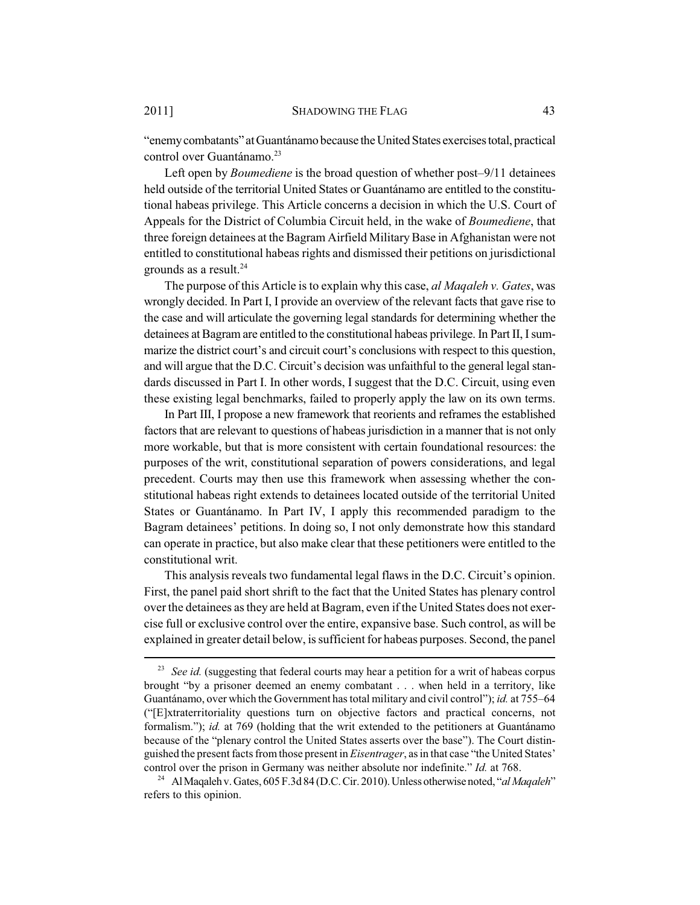"enemy combatants" at Guantánamo because the United States exercises total, practical control over Guantánamo.[23]

Left open by *Boumediene* is the broad question of whether post–9/11 detainees held outside of the territorial United States or Guantánamo are entitled to the constitutional habeas privilege. This Article concerns a decision in which the U.S. Court of Appeals for the District of Columbia Circuit held, in the wake of *Boumediene*, that three foreign detainees at the Bagram Airfield Military Base in Afghanistan were not entitled to constitutional habeas rights and dismissed their petitions on jurisdictional grounds as a result.[24]

The purpose of this Article is to explain why this case, *al Maqaleh v. Gates*, was wrongly decided. In Part I, I provide an overview of the relevant facts that gave rise to the case and will articulate the governing legal standards for determining whether the detainees at Bagram are entitled to the constitutional habeas privilege. In Part II, I summarize the district court's and circuit court's conclusions with respect to this question, and will argue that the D.C. Circuit's decision was unfaithful to the general legal standards discussed in Part I. In other words, I suggest that the D.C. Circuit, using even these existing legal benchmarks, failed to properly apply the law on its own terms.

In Part III, I propose a new framework that reorients and reframes the established factors that are relevant to questions of habeas jurisdiction in a manner that is not only more workable, but that is more consistent with certain foundational resources: the purposes of the writ, constitutional separation of powers considerations, and legal precedent. Courts may then use this framework when assessing whether the constitutional habeas right extends to detainees located outside of the territorial United States or Guantánamo. In Part IV, I apply this recommended paradigm to the Bagram detainees' petitions. In doing so, I not only demonstrate how this standard can operate in practice, but also make clear that these petitioners were entitled to the constitutional writ.

This analysis reveals two fundamental legal flaws in the D.C. Circuit's opinion. First, the panel paid short shrift to the fact that the United States has plenary control over the detainees as they are held at Bagram, even if the United States does not exercise full or exclusive control over the entire, expansive base. Such control, as will be explained in greater detail below, is sufficient for habeas purposes. Second, the panel

---

[23] *See id.* (suggesting that federal courts may hear a petition for a writ of habeas corpus brought "by a prisoner deemed an enemy combatant . . . when held in a territory, like Guantánamo, over which the Government has total military and civil control"); *id.* at 755–64 ("[E]xtraterritoriality questions turn on objective factors and practical concerns, not formalism."); *id.* at 769 (holding that the writ extended to the petitioners at Guantánamo because of the "plenary control the United States asserts over the base"). The Court distinguished the present facts from those present in *Eisentrager*, as in that case "the United States' control over the prison in Germany was neither absolute nor indefinite." *Id.* at 768.

[24] Al Maqaleh v. Gates, 605 F.3d 84 (D.C. Cir. 2010). Unless otherwise noted, "*al Maqaleh*" refers to this opinion.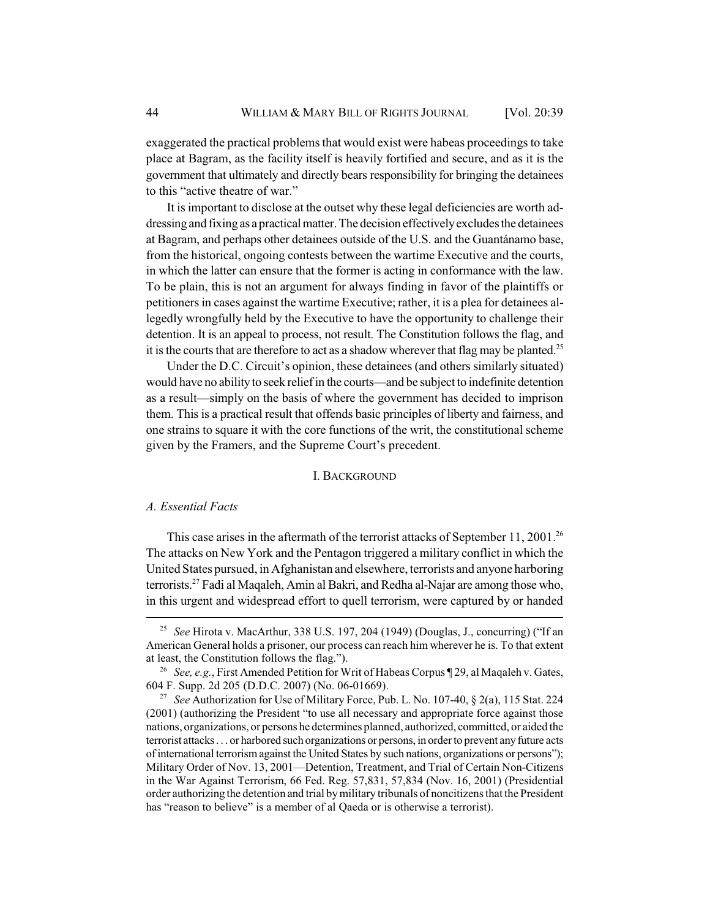exaggerated the practical problems that would exist were habeas proceedings to take place at Bagram, as the facility itself is heavily fortified and secure, and as it is the government that ultimately and directly bears responsibility for bringing the detainees to this "active theatre of war."

It is important to disclose at the outset why these legal deficiencies are worth addressing and fixing as a practical matter. The decision effectively excludes the detainees at Bagram, and perhaps other detainees outside of the U.S. and the Guantánamo base, from the historical, ongoing contests between the wartime Executive and the courts, in which the latter can ensure that the former is acting in conformance with the law. To be plain, this is not an argument for always finding in favor of the plaintiffs or petitioners in cases against the wartime Executive; rather, it is a plea for detainees allegedly wrongfully held by the Executive to have the opportunity to challenge their detention. It is an appeal to process, not result. The Constitution follows the flag, and it is the courts that are therefore to act as a shadow wherever that flag may be planted.[25]

Under the D.C. Circuit's opinion, these detainees (and others similarly situated) would have no ability to seek relief in the courts—and be subject to indefinite detention as a result—simply on the basis of where the government has decided to imprison them. This is a practical result that offends basic principles of liberty and fairness, and one strains to square it with the core functions of the writ, the constitutional scheme given by the Framers, and the Supreme Court's precedent.

## I. BACKGROUND

### *A. Essential Facts*

This case arises in the aftermath of the terrorist attacks of September 11, 2001.[26] The attacks on New York and the Pentagon triggered a military conflict in which the United States pursued, in Afghanistan and elsewhere, terrorists and anyone harboring terrorists.[27] Fadi al Maqaleh, Amin al Bakri, and Redha al-Najar are among those who, in this urgent and widespread effort to quell terrorism, were captured by or handed

---

[25] *See* Hirota v. MacArthur, 338 U.S. 197, 204 (1949) (Douglas, J., concurring) ("If an American General holds a prisoner, our process can reach him wherever he is. To that extent at least, the Constitution follows the flag.").

[26] *See, e.g.*, First Amended Petition for Writ of Habeas Corpus ¶ 29, al Maqaleh v. Gates, 604 F. Supp. 2d 205 (D.D.C. 2007) (No. 06-01669).

[27] *See* Authorization for Use of Military Force, Pub. L. No. 107-40, § 2(a), 115 Stat. 224 (2001) (authorizing the President "to use all necessary and appropriate force against those nations, organizations, or persons he determines planned, authorized, committed, or aided the terrorist attacks . . . or harbored such organizations or persons, in order to prevent any future acts of international terrorism against the United States by such nations, organizations or persons"); Military Order of Nov. 13, 2001—Detention, Treatment, and Trial of Certain Non-Citizens in the War Against Terrorism, 66 Fed. Reg. 57,831, 57,834 (Nov. 16, 2001) (Presidential order authorizing the detention and trial by military tribunals of noncitizens that the President has "reason to believe" is a member of al Qaeda or is otherwise a terrorist).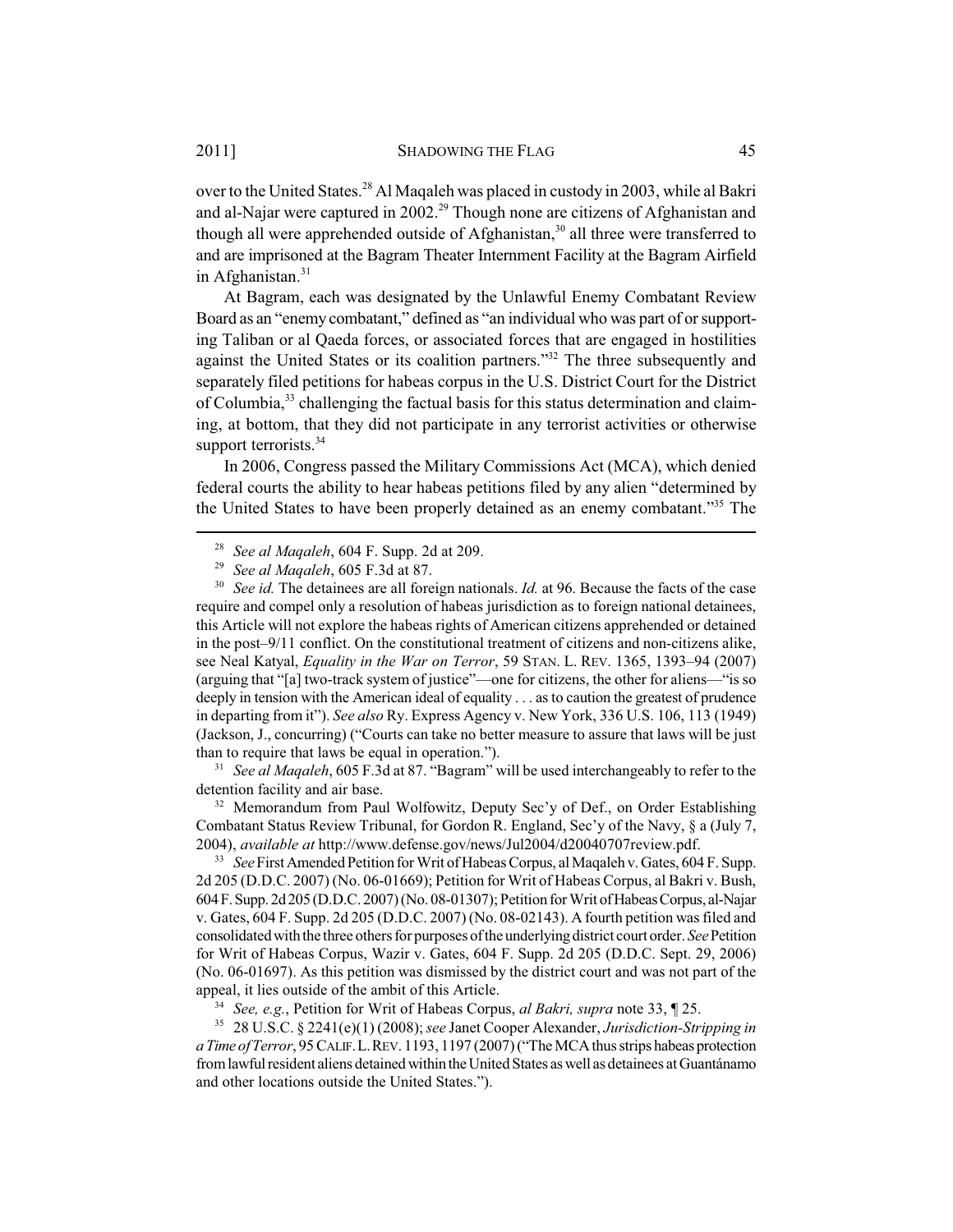over to the United States.[28] Al Maqaleh was placed in custody in 2003, while al Bakri and al-Najar were captured in 2002.[29] Though none are citizens of Afghanistan and though all were apprehended outside of Afghanistan,[30] all three were transferred to and are imprisoned at the Bagram Theater Internment Facility at the Bagram Airfield in Afghanistan.[31]

At Bagram, each was designated by the Unlawful Enemy Combatant Review Board as an "enemy combatant," defined as "an individual who was part of or supporting Taliban or al Qaeda forces, or associated forces that are engaged in hostilities against the United States or its coalition partners."[32] The three subsequently and separately filed petitions for habeas corpus in the U.S. District Court for the District of Columbia,[33] challenging the factual basis for this status determination and claiming, at bottom, that they did not participate in any terrorist activities or otherwise support terrorists.[34]

In 2006, Congress passed the Military Commissions Act (MCA), which denied federal courts the ability to hear habeas petitions filed by any alien "determined by the United States to have been properly detained as an enemy combatant."[35] The

---

[28] *See al Maqaleh*, 604 F. Supp. 2d at 209.

[29] *See al Maqaleh*, 605 F.3d at 87.

[30] *See id.* The detainees are all foreign nationals. *Id.* at 96. Because the facts of the case require and compel only a resolution of habeas jurisdiction as to foreign national detainees, this Article will not explore the habeas rights of American citizens apprehended or detained in the post–9/11 conflict. On the constitutional treatment of citizens and non-citizens alike, see Neal Katyal, *Equality in the War on Terror*, 59 STAN. L. REV. 1365, 1393–94 (2007) (arguing that "[a] two-track system of justice"—one for citizens, the other for aliens—"is so deeply in tension with the American ideal of equality . . . as to caution the greatest of prudence in departing from it"). *See also* Ry. Express Agency v. New York, 336 U.S. 106, 113 (1949) (Jackson, J., concurring) ("Courts can take no better measure to assure that laws will be just than to require that laws be equal in operation.").

[31] *See al Maqaleh*, 605 F.3d at 87. "Bagram" will be used interchangeably to refer to the detention facility and air base.

[32] Memorandum from Paul Wolfowitz, Deputy Sec'y of Def., on Order Establishing Combatant Status Review Tribunal, for Gordon R. England, Sec'y of the Navy, § a (July 7, 2004), *available at* http://www.defense.gov/news/Jul2004/d20040707review.pdf.

[33] *See* First Amended Petition for Writ of Habeas Corpus, al Maqaleh v. Gates, 604 F. Supp. 2d 205 (D.D.C. 2007) (No. 06-01669); Petition for Writ of Habeas Corpus, al Bakri v. Bush, 604 F. Supp. 2d 205 (D.D.C. 2007) (No. 08-01307); Petition for Writ of Habeas Corpus, al-Najar v. Gates, 604 F. Supp. 2d 205 (D.D.C. 2007) (No. 08-02143). A fourth petition was filed and consolidated with the three others for purposes of the underlying district court order. *See* Petition for Writ of Habeas Corpus, Wazir v. Gates, 604 F. Supp. 2d 205 (D.D.C. Sept. 29, 2006) (No. 06-01697). As this petition was dismissed by the district court and was not part of the appeal, it lies outside of the ambit of this Article.

[34] *See, e.g.*, Petition for Writ of Habeas Corpus, *al Bakri*, *supra* note 33, ¶ 25.

[35] 28 U.S.C. § 2241(e)(1) (2008); *see* Janet Cooper Alexander, *Jurisdiction-Stripping in a Time of Terror*, 95 CALIF. L. REV. 1193, 1197 (2007) ("The MCA thus strips habeas protection from lawful resident aliens detained within the United States as well as detainees at Guantánamo and other locations outside the United States.").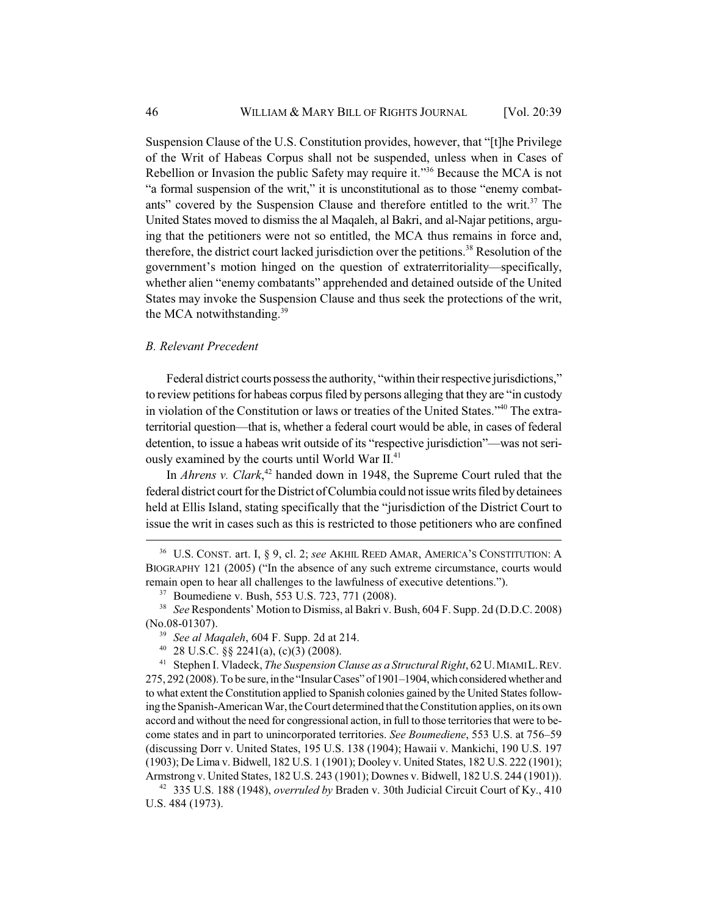Suspension Clause of the U.S. Constitution provides, however, that "[t]he Privilege of the Writ of Habeas Corpus shall not be suspended, unless when in Cases of Rebellion or Invasion the public Safety may require it."[36] Because the MCA is not "a formal suspension of the writ," it is unconstitutional as to those "enemy combatants" covered by the Suspension Clause and therefore entitled to the writ.[37] The United States moved to dismiss the al Maqaleh, al Bakri, and al-Najar petitions, arguing that the petitioners were not so entitled, the MCA thus remains in force and, therefore, the district court lacked jurisdiction over the petitions.[38] Resolution of the government's motion hinged on the question of extraterritoriality—specifically, whether alien "enemy combatants" apprehended and detained outside of the United States may invoke the Suspension Clause and thus seek the protections of the writ, the MCA notwithstanding.[39]

### *B. Relevant Precedent*

Federal district courts possess the authority, "within their respective jurisdictions," to review petitions for habeas corpus filed by persons alleging that they are "in custody in violation of the Constitution or laws or treaties of the United States."[40] The extraterritorial question—that is, whether a federal court would be able, in cases of federal detention, to issue a habeas writ outside of its "respective jurisdiction"—was not seriously examined by the courts until World War II.[41]

In *Ahrens v. Clark*,[42] handed down in 1948, the Supreme Court ruled that the federal district court for the District of Columbia could not issue writs filed by detainees held at Ellis Island, stating specifically that the "jurisdiction of the District Court to issue the writ in cases such as this is restricted to those petitioners who are confined

---

[36] U.S. CONST. art. I, § 9, cl. 2; *see* AKHIL REED AMAR, AMERICA'S CONSTITUTION: A BIOGRAPHY 121 (2005) ("In the absence of any such extreme circumstance, courts would remain open to hear all challenges to the lawfulness of executive detentions.").

[37] Boumediene v. Bush, 553 U.S. 723, 771 (2008).

[38] *See* Respondents' Motion to Dismiss, al Bakri v. Bush, 604 F. Supp. 2d (D.D.C. 2008) (No.08-01307).

[39] *See al Maqaleh*, 604 F. Supp. 2d at 214.

[40] 28 U.S.C. §§ 2241(a), (c)(3) (2008).

[41] Stephen I. Vladeck, *The Suspension Clause as a Structural Right*, 62 U. MIAMI L. REV. 275, 292 (2008). To be sure, in the "Insular Cases" of 1901–1904, which considered whether and to what extent the Constitution applied to Spanish colonies gained by the United States following the Spanish-American War, the Court determined that the Constitution applies, on its own accord and without the need for congressional action, in full to those territories that were to become states and in part to unincorporated territories. *See Boumediene*, 553 U.S. at 756–59 (discussing Dorr v. United States, 195 U.S. 138 (1904); Hawaii v. Mankichi, 190 U.S. 197 (1903); De Lima v. Bidwell, 182 U.S. 1 (1901); Dooley v. United States, 182 U.S. 222 (1901); Armstrong v. United States, 182 U.S. 243 (1901); Downes v. Bidwell, 182 U.S. 244 (1901)).

[42] 335 U.S. 188 (1948), *overruled by* Braden v. 30th Judicial Circuit Court of Ky., 410 U.S. 484 (1973).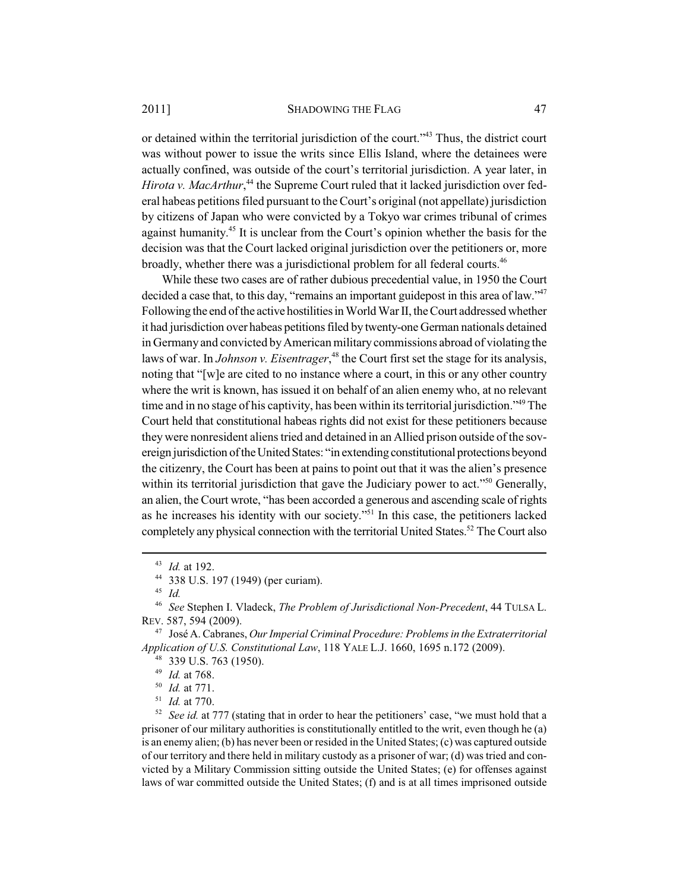or detained within the territorial jurisdiction of the court."[43] Thus, the district court was without power to issue the writs since Ellis Island, where the detainees were actually confined, was outside of the court's territorial jurisdiction. A year later, in *Hirota v. MacArthur*,[44] the Supreme Court ruled that it lacked jurisdiction over federal habeas petitions filed pursuant to the Court's original (not appellate) jurisdiction by citizens of Japan who were convicted by a Tokyo war crimes tribunal of crimes against humanity.[45] It is unclear from the Court's opinion whether the basis for the decision was that the Court lacked original jurisdiction over the petitioners or, more broadly, whether there was a jurisdictional problem for all federal courts.[46]

While these two cases are of rather dubious precedential value, in 1950 the Court decided a case that, to this day, "remains an important guidepost in this area of law."[47] Following the end of the active hostilities in World War II, the Court addressed whether it had jurisdiction over habeas petitions filed by twenty-one German nationals detained in Germany and convicted by American military commissions abroad of violating the laws of war. In *Johnson v. Eisentrager*,[48] the Court first set the stage for its analysis, noting that "[w]e are cited to no instance where a court, in this or any other country where the writ is known, has issued it on behalf of an alien enemy who, at no relevant time and in no stage of his captivity, has been within its territorial jurisdiction."[49] The Court held that constitutional habeas rights did not exist for these petitioners because they were nonresident aliens tried and detained in an Allied prison outside of the sovereign jurisdiction of the United States: "in extending constitutional protections beyond the citizenry, the Court has been at pains to point out that it was the alien's presence within its territorial jurisdiction that gave the Judiciary power to act."[50] Generally, an alien, the Court wrote, "has been accorded a generous and ascending scale of rights as he increases his identity with our society."[51] In this case, the petitioners lacked completely any physical connection with the territorial United States.[52] The Court also

---

[43] *Id.* at 192.

[44] 338 U.S. 197 (1949) (per curiam).

[45] *Id.*

[46] *See* Stephen I. Vladeck, *The Problem of Jurisdictional Non-Precedent*, 44 TULSA L. REV. 587, 594 (2009).

[47] José A. Cabranes, *Our Imperial Criminal Procedure: Problems in the Extraterritorial Application of U.S. Constitutional Law*, 118 YALE L.J. 1660, 1695 n.172 (2009).

[48] 339 U.S. 763 (1950).

[49] *Id.* at 768.

[50] *Id.* at 771.

[51] *Id.* at 770.

[52] *See id.* at 777 (stating that in order to hear the petitioners' case, "we must hold that a prisoner of our military authorities is constitutionally entitled to the writ, even though he (a) is an enemy alien; (b) has never been or resided in the United States; (c) was captured outside of our territory and there held in military custody as a prisoner of war; (d) was tried and convicted by a Military Commission sitting outside the United States; (e) for offenses against laws of war committed outside the United States; (f) and is at all times imprisoned outside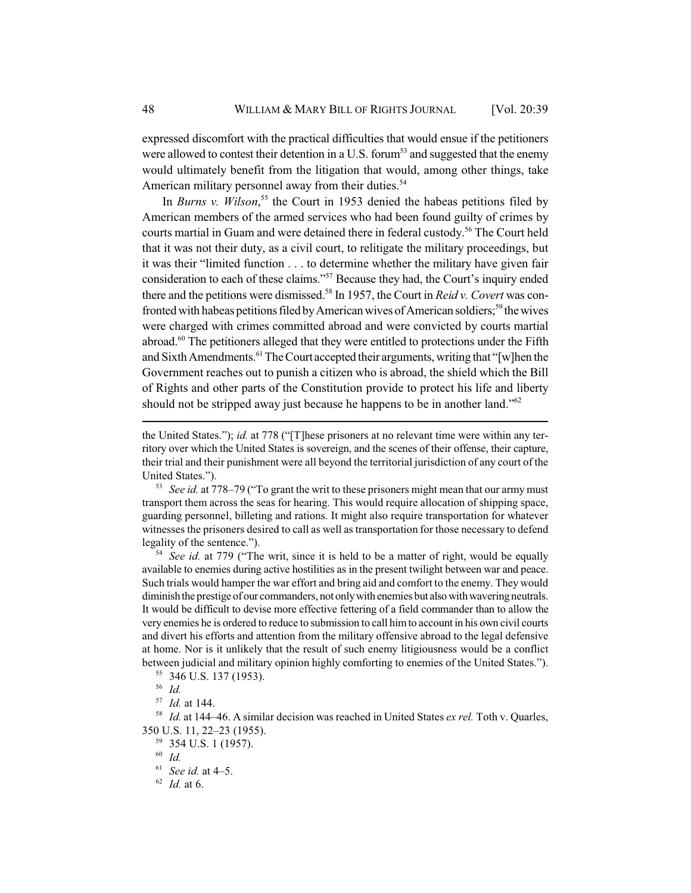expressed discomfort with the practical difficulties that would ensue if the petitioners were allowed to contest their detention in a U.S. forum[53] and suggested that the enemy would ultimately benefit from the litigation that would, among other things, take American military personnel away from their duties.[54]

In *Burns v. Wilson*,[55] the Court in 1953 denied the habeas petitions filed by American members of the armed services who had been found guilty of crimes by courts martial in Guam and were detained there in federal custody.[56] The Court held that it was not their duty, as a civil court, to relitigate the military proceedings, but it was their "limited function . . . to determine whether the military have given fair consideration to each of these claims."[57] Because they had, the Court's inquiry ended there and the petitions were dismissed.[58] In 1957, the Court in *Reid v. Covert* was confronted with habeas petitions filed by American wives of American soldiers;[59] the wives were charged with crimes committed abroad and were convicted by courts martial abroad.[60] The petitioners alleged that they were entitled to protections under the Fifth and Sixth Amendments.[61] The Court accepted their arguments, writing that "[w]hen the Government reaches out to punish a citizen who is abroad, the shield which the Bill of Rights and other parts of the Constitution provide to protect his life and liberty should not be stripped away just because he happens to be in another land."[62]

---

the United States."); *id.* at 778 ("[T]hese prisoners at no relevant time were within any territory over which the United States is sovereign, and the scenes of their offense, their capture, their trial and their punishment were all beyond the territorial jurisdiction of any court of the United States.").

[53] *See id.* at 778–79 ("To grant the writ to these prisoners might mean that our army must transport them across the seas for hearing. This would require allocation of shipping space, guarding personnel, billeting and rations. It might also require transportation for whatever witnesses the prisoners desired to call as well as transportation for those necessary to defend legality of the sentence.").

[54] *See id.* at 779 ("The writ, since it is held to be a matter of right, would be equally available to enemies during active hostilities as in the present twilight between war and peace. Such trials would hamper the war effort and bring aid and comfort to the enemy. They would diminish the prestige of our commanders, not only with enemies but also with wavering neutrals. It would be difficult to devise more effective fettering of a field commander than to allow the very enemies he is ordered to reduce to submission to call him to account in his own civil courts and divert his efforts and attention from the military offensive abroad to the legal defensive at home. Nor is it unlikely that the result of such enemy litigiousness would be a conflict between judicial and military opinion highly comforting to enemies of the United States.").

[55] 346 U.S. 137 (1953).

[56] *Id.*

[57] *Id.* at 144.

[58] *Id.* at 144–46. A similar decision was reached in United States *ex rel.* Toth v. Quarles, 350 U.S. 11, 22–23 (1955).

[59] 354 U.S. 1 (1957).

[60] *Id.*

[61] *See id.* at 4–5.

[62] *Id.* at 6.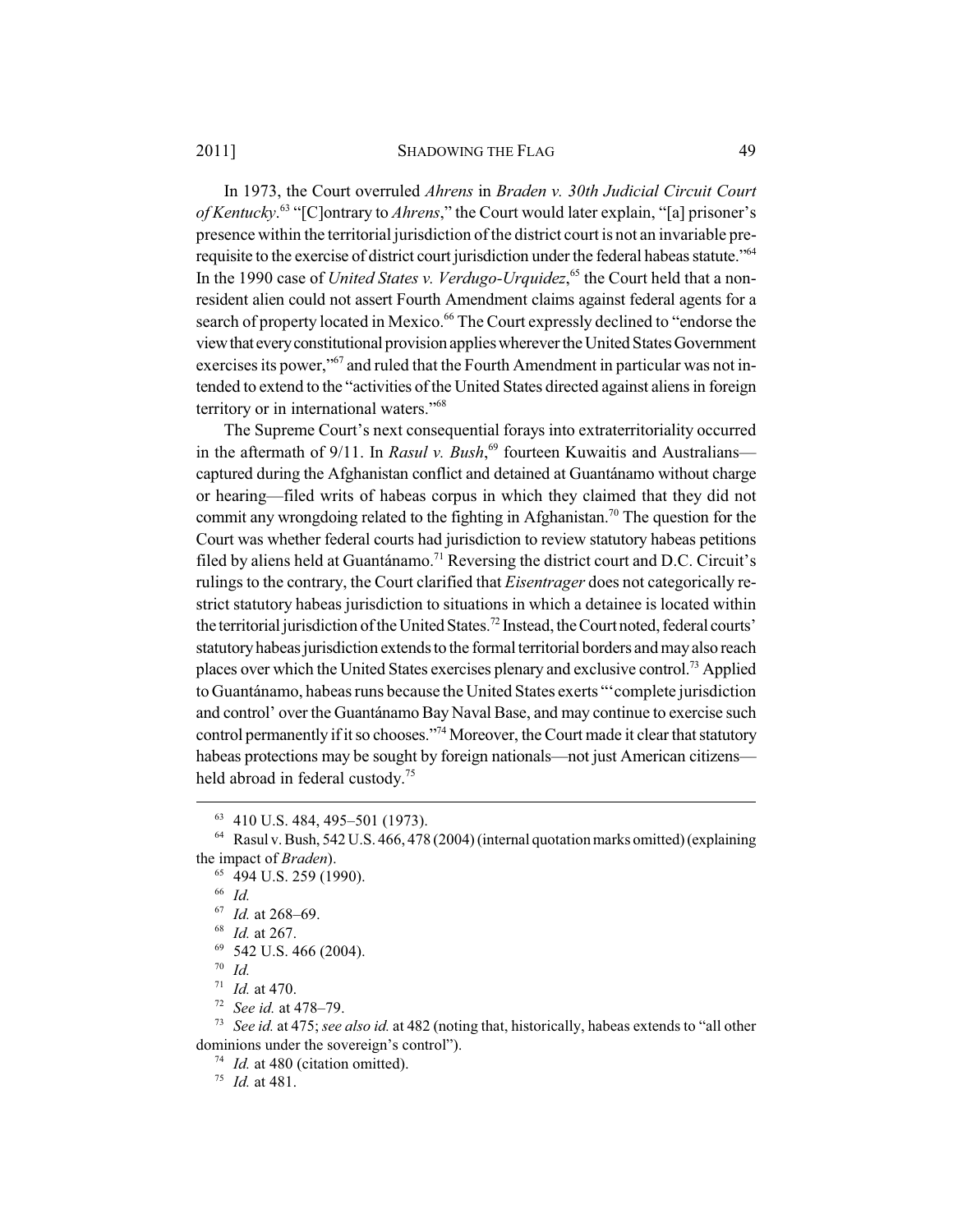In 1973, the Court overruled *Ahrens* in *Braden v. 30th Judicial Circuit Court of Kentucky*.[63] "[C]ontrary to *Ahrens*," the Court would later explain, "[a] prisoner's presence within the territorial jurisdiction of the district court is not an invariable prerequisite to the exercise of district court jurisdiction under the federal habeas statute."[64] In the 1990 case of *United States v. Verdugo-Urquidez*,[65] the Court held that a nonresident alien could not assert Fourth Amendment claims against federal agents for a search of property located in Mexico.[66] The Court expressly declined to "endorse the view that every constitutional provision applies wherever the United States Government exercises its power,"[67] and ruled that the Fourth Amendment in particular was not intended to extend to the "activities of the United States directed against aliens in foreign territory or in international waters."[68]

The Supreme Court's next consequential forays into extraterritoriality occurred in the aftermath of 9/11. In *Rasul v. Bush*,[69] fourteen Kuwaitis and Australians—captured during the Afghanistan conflict and detained at Guantánamo without charge or hearing—filed writs of habeas corpus in which they claimed that they did not commit any wrongdoing related to the fighting in Afghanistan.[70] The question for the Court was whether federal courts had jurisdiction to review statutory habeas petitions filed by aliens held at Guantánamo.[71] Reversing the district court and D.C. Circuit's rulings to the contrary, the Court clarified that *Eisentrager* does not categorically restrict statutory habeas jurisdiction to situations in which a detainee is located within the territorial jurisdiction of the United States.[72] Instead, the Court noted, federal courts' statutory habeas jurisdiction extends to the formal territorial borders and may also reach places over which the United States exercises plenary and exclusive control.[73] Applied to Guantánamo, habeas runs because the United States exerts "'complete jurisdiction and control' over the Guantánamo Bay Naval Base, and may continue to exercise such control permanently if it so chooses."[74] Moreover, the Court made it clear that statutory habeas protections may be sought by foreign nationals—not just American citizens—held abroad in federal custody.[75]

---

[63] 410 U.S. 484, 495–501 (1973).

[64] Rasul v. Bush, 542 U.S. 466, 478 (2004) (internal quotation marks omitted) (explaining the impact of *Braden*).

[65] 494 U.S. 259 (1990).

[66] *Id.*

[67] *Id.* at 268–69.

[68] *Id.* at 267.

[69] 542 U.S. 466 (2004).

[70] *Id.*

[71] *Id.* at 470.

[72] *See id.* at 478–79.

[73] *See id.* at 475; *see also id.* at 482 (noting that, historically, habeas extends to "all other dominions under the sovereign's control").

[74] *Id.* at 480 (citation omitted).

[75] *Id.* at 481.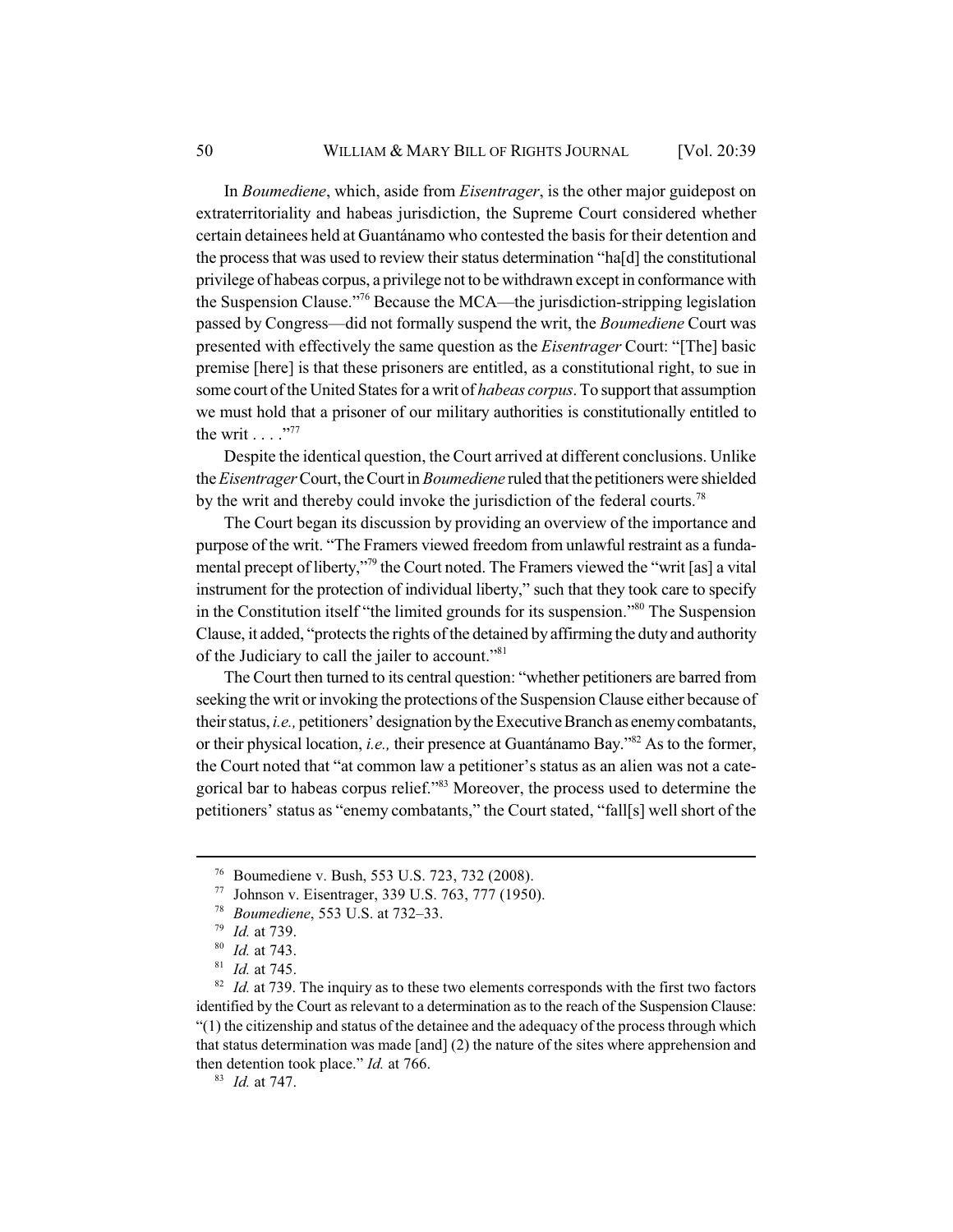In *Boumediene*, which, aside from *Eisentrager*, is the other major guidepost on extraterritoriality and habeas jurisdiction, the Supreme Court considered whether certain detainees held at Guantánamo who contested the basis for their detention and the process that was used to review their status determination "ha[d] the constitutional privilege of habeas corpus, a privilege not to be withdrawn except in conformance with the Suspension Clause."[76] Because the MCA—the jurisdiction-stripping legislation passed by Congress—did not formally suspend the writ, the *Boumediene* Court was presented with effectively the same question as the *Eisentrager* Court: "[The] basic premise [here] is that these prisoners are entitled, as a constitutional right, to sue in some court of the United States for a writ of *habeas corpus*. To support that assumption we must hold that a prisoner of our military authorities is constitutionally entitled to the writ . . . ."[77]

Despite the identical question, the Court arrived at different conclusions. Unlike the *Eisentrager* Court, the Court in *Boumediene* ruled that the petitioners were shielded by the writ and thereby could invoke the jurisdiction of the federal courts.[78]

The Court began its discussion by providing an overview of the importance and purpose of the writ. "The Framers viewed freedom from unlawful restraint as a fundamental precept of liberty,"[79] the Court noted. The Framers viewed the "writ [as] a vital instrument for the protection of individual liberty," such that they took care to specify in the Constitution itself "the limited grounds for its suspension."[80] The Suspension Clause, it added, "protects the rights of the detained by affirming the duty and authority of the Judiciary to call the jailer to account."[81]

The Court then turned to its central question: "whether petitioners are barred from seeking the writ or invoking the protections of the Suspension Clause either because of their status, *i.e.,* petitioners' designation by the Executive Branch as enemy combatants, or their physical location, *i.e.,* their presence at Guantánamo Bay."[82] As to the former, the Court noted that "at common law a petitioner's status as an alien was not a categorical bar to habeas corpus relief."[83] Moreover, the process used to determine the petitioners' status as "enemy combatants," the Court stated, "fall[s] well short of the

---

[76] Boumediene v. Bush, 553 U.S. 723, 732 (2008).

[77] Johnson v. Eisentrager, 339 U.S. 763, 777 (1950).

[78] *Boumediene*, 553 U.S. at 732–33.

[79] *Id.* at 739.

[80] *Id.* at 743.

[81] *Id.* at 745.

[82] *Id.* at 739. The inquiry as to these two elements corresponds with the first two factors identified by the Court as relevant to a determination as to the reach of the Suspension Clause: "(1) the citizenship and status of the detainee and the adequacy of the process through which that status determination was made [and] (2) the nature of the sites where apprehension and then detention took place." *Id.* at 766.

[83] *Id.* at 747.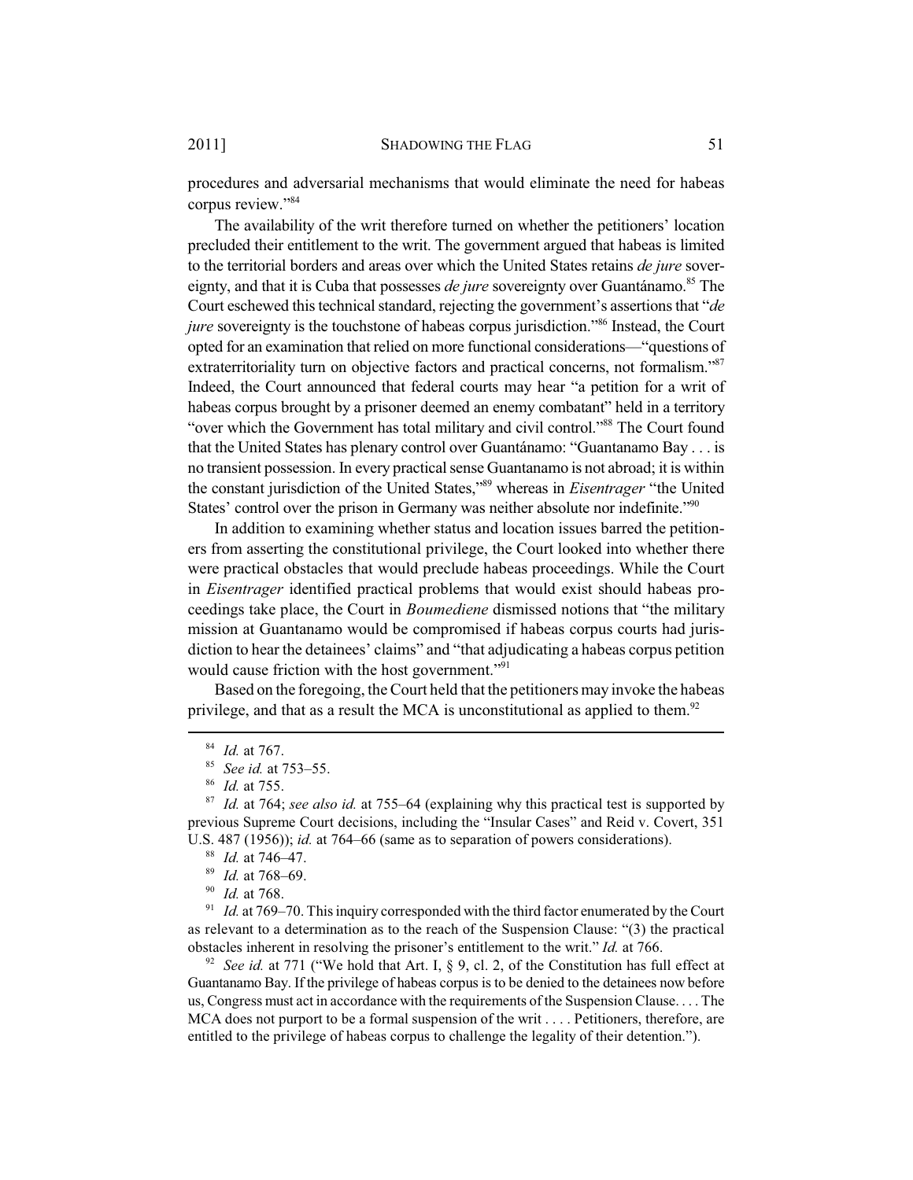procedures and adversarial mechanisms that would eliminate the need for habeas corpus review."[84]

The availability of the writ therefore turned on whether the petitioners' location precluded their entitlement to the writ. The government argued that habeas is limited to the territorial borders and areas over which the United States retains *de jure* sovereignty, and that it is Cuba that possesses *de jure* sovereignty over Guantánamo.[85] The Court eschewed this technical standard, rejecting the government's assertions that "*de jure* sovereignty is the touchstone of habeas corpus jurisdiction."[86] Instead, the Court opted for an examination that relied on more functional considerations—"questions of extraterritoriality turn on objective factors and practical concerns, not formalism."[87] Indeed, the Court announced that federal courts may hear "a petition for a writ of habeas corpus brought by a prisoner deemed an enemy combatant" held in a territory "over which the Government has total military and civil control."[88] The Court found that the United States has plenary control over Guantánamo: "Guantanamo Bay . . . is no transient possession. In every practical sense Guantanamo is not abroad; it is within the constant jurisdiction of the United States,"[89] whereas in *Eisentrager* "the United States' control over the prison in Germany was neither absolute nor indefinite."[90]

In addition to examining whether status and location issues barred the petitioners from asserting the constitutional privilege, the Court looked into whether there were practical obstacles that would preclude habeas proceedings. While the Court in *Eisentrager* identified practical problems that would exist should habeas proceedings take place, the Court in *Boumediene* dismissed notions that "the military mission at Guantanamo would be compromised if habeas corpus courts had jurisdiction to hear the detainees' claims" and "that adjudicating a habeas corpus petition would cause friction with the host government."[91]

Based on the foregoing, the Court held that the petitioners may invoke the habeas privilege, and that as a result the MCA is unconstitutional as applied to them.[92]

---

[84] *Id.* at 767.

[85] *See id.* at 753–55.

[86] *Id.* at 755.

[87] *Id.* at 764; *see also id.* at 755–64 (explaining why this practical test is supported by previous Supreme Court decisions, including the "Insular Cases" and Reid v. Covert, 351 U.S. 487 (1956)); *id.* at 764–66 (same as to separation of powers considerations).

[88] *Id.* at 746–47.

[89] *Id.* at 768–69.

[90] *Id.* at 768.

[91] *Id.* at 769–70. This inquiry corresponded with the third factor enumerated by the Court as relevant to a determination as to the reach of the Suspension Clause: "(3) the practical obstacles inherent in resolving the prisoner's entitlement to the writ." *Id.* at 766.

[92] *See id.* at 771 ("We hold that Art. I, § 9, cl. 2, of the Constitution has full effect at Guantanamo Bay. If the privilege of habeas corpus is to be denied to the detainees now before us, Congress must act in accordance with the requirements of the Suspension Clause. . . . The MCA does not purport to be a formal suspension of the writ . . . . Petitioners, therefore, are entitled to the privilege of habeas corpus to challenge the legality of their detention.").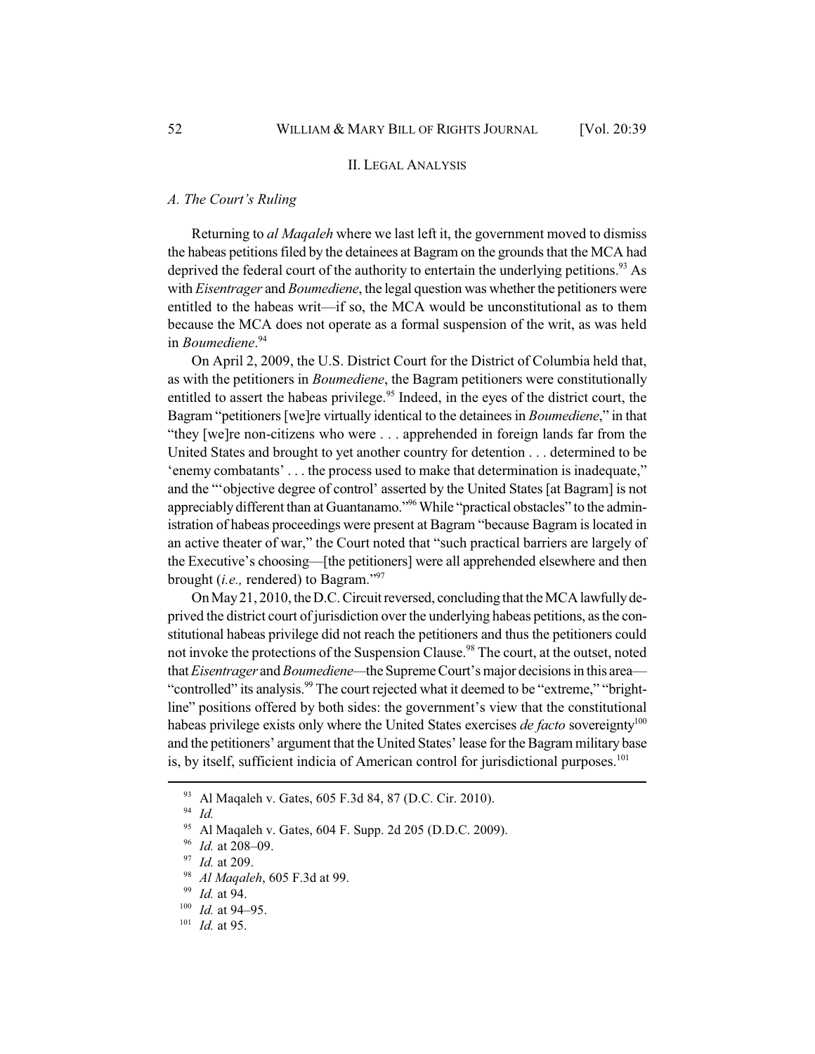## II. LEGAL ANALYSIS

### *A. The Court's Ruling*

Returning to *al Maqaleh* where we last left it, the government moved to dismiss the habeas petitions filed by the detainees at Bagram on the grounds that the MCA had deprived the federal court of the authority to entertain the underlying petitions.[93] As with *Eisentrager* and *Boumediene*, the legal question was whether the petitioners were entitled to the habeas writ—if so, the MCA would be unconstitutional as to them because the MCA does not operate as a formal suspension of the writ, as was held in *Boumediene*.[94]

On April 2, 2009, the U.S. District Court for the District of Columbia held that, as with the petitioners in *Boumediene*, the Bagram petitioners were constitutionally entitled to assert the habeas privilege.[95] Indeed, in the eyes of the district court, the Bagram "petitioners [we]re virtually identical to the detainees in *Boumediene*," in that "they [we]re non-citizens who were . . . apprehended in foreign lands far from the United States and brought to yet another country for detention . . . determined to be 'enemy combatants' . . . the process used to make that determination is inadequate," and the "'objective degree of control' asserted by the United States [at Bagram] is not appreciably different than at Guantanamo."[96] While "practical obstacles" to the administration of habeas proceedings were present at Bagram "because Bagram is located in an active theater of war," the Court noted that "such practical barriers are largely of the Executive's choosing—[the petitioners] were all apprehended elsewhere and then brought (*i.e.,* rendered) to Bagram."[97]

On May 21, 2010, the D.C. Circuit reversed, concluding that the MCA lawfully deprived the district court of jurisdiction over the underlying habeas petitions, as the constitutional habeas privilege did not reach the petitioners and thus the petitioners could not invoke the protections of the Suspension Clause.[98] The court, at the outset, noted that *Eisentrager* and *Boumediene*—the Supreme Court's major decisions in this area—"controlled" its analysis.[99] The court rejected what it deemed to be "extreme," "bright-line" positions offered by both sides: the government's view that the constitutional habeas privilege exists only where the United States exercises *de facto* sovereignty[100] and the petitioners' argument that the United States' lease for the Bagram military base is, by itself, sufficient indicia of American control for jurisdictional purposes.[101]

---

[93] Al Maqaleh v. Gates, 605 F.3d 84, 87 (D.C. Cir. 2010).

[94] *Id.*

[95] Al Maqaleh v. Gates, 604 F. Supp. 2d 205 (D.D.C. 2009).

[96] *Id.* at 208–09.

[97] *Id.* at 209.

[98] *Al Maqaleh*, 605 F.3d at 99.

[99] *Id.* at 94.

[100] *Id.* at 94–95.

[101] *Id.* at 95.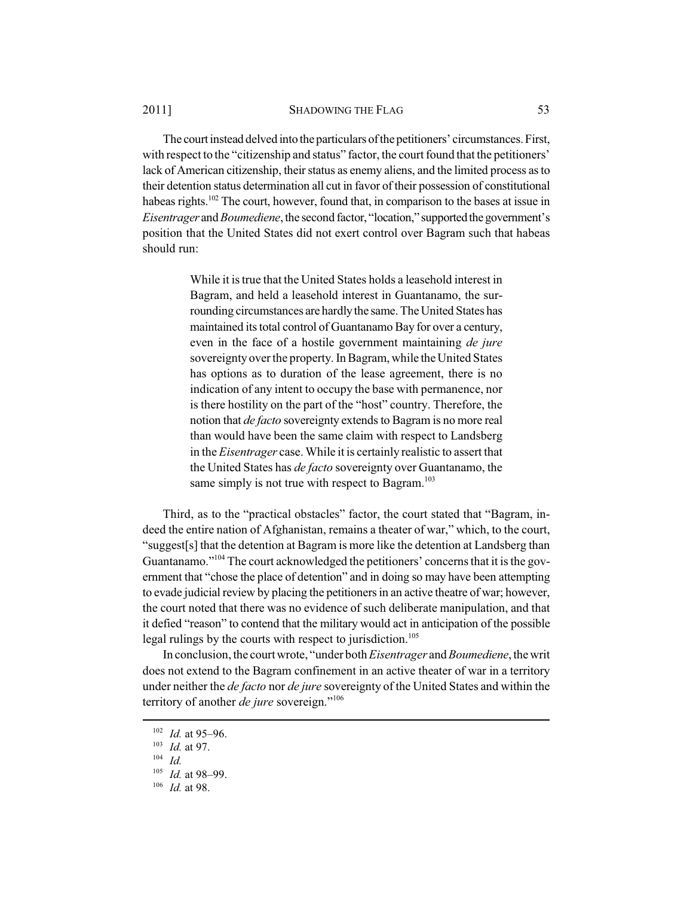The court instead delved into the particulars of the petitioners' circumstances. First, with respect to the "citizenship and status" factor, the court found that the petitioners' lack of American citizenship, their status as enemy aliens, and the limited process as to their detention status determination all cut in favor of their possession of constitutional habeas rights.[102] The court, however, found that, in comparison to the bases at issue in *Eisentrager* and *Boumediene*, the second factor, "location," supported the government's position that the United States did not exert control over Bagram such that habeas should run:

> While it is true that the United States holds a leasehold interest in Bagram, and held a leasehold interest in Guantanamo, the surrounding circumstances are hardly the same. The United States has maintained its total control of Guantanamo Bay for over a century, even in the face of a hostile government maintaining *de jure* sovereignty over the property. In Bagram, while the United States has options as to duration of the lease agreement, there is no indication of any intent to occupy the base with permanence, nor is there hostility on the part of the "host" country. Therefore, the notion that *de facto* sovereignty extends to Bagram is no more real than would have been the same claim with respect to Landsberg in the *Eisentrager* case. While it is certainly realistic to assert that the United States has *de facto* sovereignty over Guantanamo, the same simply is not true with respect to Bagram.[103]

Third, as to the "practical obstacles" factor, the court stated that "Bagram, indeed the entire nation of Afghanistan, remains a theater of war," which, to the court, "suggest[s] that the detention at Bagram is more like the detention at Landsberg than Guantanamo."[104] The court acknowledged the petitioners' concerns that it is the government that "chose the place of detention" and in doing so may have been attempting to evade judicial review by placing the petitioners in an active theatre of war; however, the court noted that there was no evidence of such deliberate manipulation, and that it defied "reason" to contend that the military would act in anticipation of the possible legal rulings by the courts with respect to jurisdiction.[105]

In conclusion, the court wrote, "under both *Eisentrager* and *Boumediene*, the writ does not extend to the Bagram confinement in an active theater of war in a territory under neither the *de facto* nor *de jure* sovereignty of the United States and within the territory of another *de jure* sovereign."[106]

---

[102] *Id.* at 95–96.

[103] *Id.* at 97.

[104] *Id.*

[105] *Id.* at 98–99.

[106] *Id.* at 98.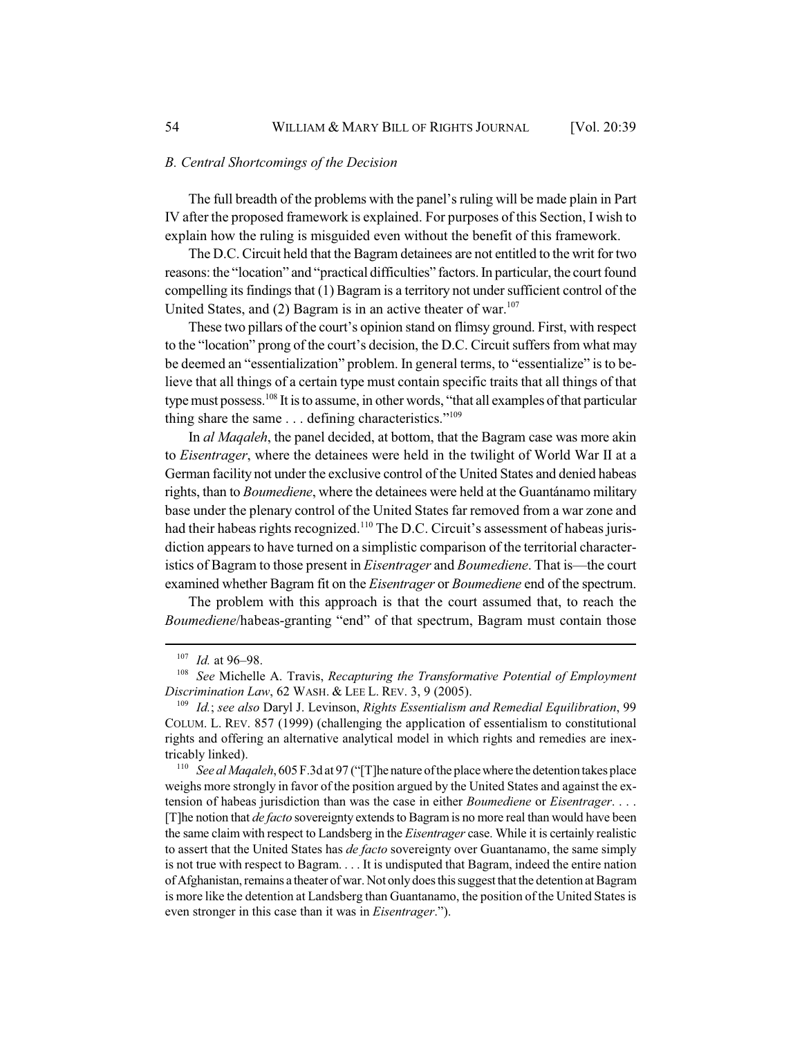### *B. Central Shortcomings of the Decision*

The full breadth of the problems with the panel's ruling will be made plain in Part IV after the proposed framework is explained. For purposes of this Section, I wish to explain how the ruling is misguided even without the benefit of this framework.

The D.C. Circuit held that the Bagram detainees are not entitled to the writ for two reasons: the "location" and "practical difficulties" factors. In particular, the court found compelling its findings that (1) Bagram is a territory not under sufficient control of the United States, and (2) Bagram is in an active theater of war.[107]

These two pillars of the court's opinion stand on flimsy ground. First, with respect to the "location" prong of the court's decision, the D.C. Circuit suffers from what may be deemed an "essentialization" problem. In general terms, to "essentialize" is to believe that all things of a certain type must contain specific traits that all things of that type must possess.[108] It is to assume, in other words, "that all examples of that particular thing share the same . . . defining characteristics."[109]

In *al Maqaleh*, the panel decided, at bottom, that the Bagram case was more akin to *Eisentrager*, where the detainees were held in the twilight of World War II at a German facility not under the exclusive control of the United States and denied habeas rights, than to *Boumediene*, where the detainees were held at the Guantánamo military base under the plenary control of the United States far removed from a war zone and had their habeas rights recognized.[110] The D.C. Circuit's assessment of habeas jurisdiction appears to have turned on a simplistic comparison of the territorial characteristics of Bagram to those present in *Eisentrager* and *Boumediene*. That is—the court examined whether Bagram fit on the *Eisentrager* or *Boumediene* end of the spectrum.

The problem with this approach is that the court assumed that, to reach the *Boumediene*/habeas-granting "end" of that spectrum, Bagram must contain those

---

[107] *Id.* at 96–98.

[108] *See* Michelle A. Travis, *Recapturing the Transformative Potential of Employment Discrimination Law*, 62 WASH. & LEE L. REV. 3, 9 (2005).

[109] *Id.*; *see also* Daryl J. Levinson, *Rights Essentialism and Remedial Equilibration*, 99 COLUM. L. REV. 857 (1999) (challenging the application of essentialism to constitutional rights and offering an alternative analytical model in which rights and remedies are inextricably linked).

[110] *See al Maqaleh*, 605 F.3d at 97 ("[T]he nature of the place where the detention takes place weighs more strongly in favor of the position argued by the United States and against the extension of habeas jurisdiction than was the case in either *Boumediene* or *Eisentrager*. . . . [T]he notion that *de facto* sovereignty extends to Bagram is no more real than would have been the same claim with respect to Landsberg in the *Eisentrager* case. While it is certainly realistic to assert that the United States has *de facto* sovereignty over Guantanamo, the same simply is not true with respect to Bagram. . . . It is undisputed that Bagram, indeed the entire nation of Afghanistan, remains a theater of war. Not only does this suggest that the detention at Bagram is more like the detention at Landsberg than Guantanamo, the position of the United States is even stronger in this case than it was in *Eisentrager*.").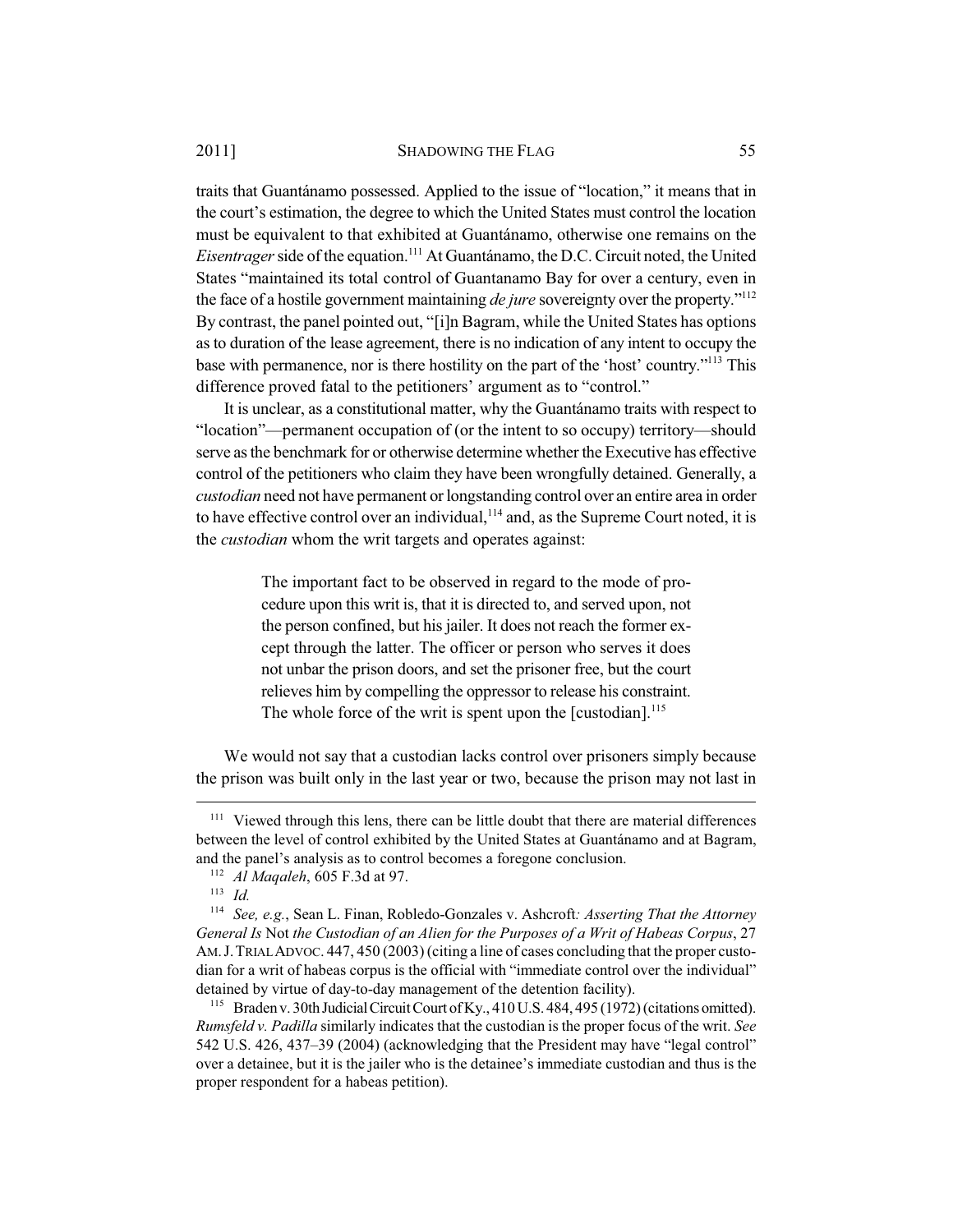traits that Guantánamo possessed. Applied to the issue of "location," it means that in the court's estimation, the degree to which the United States must control the location must be equivalent to that exhibited at Guantánamo, otherwise one remains on the *Eisentrager* side of the equation.[111] At Guantánamo, the D.C. Circuit noted, the United States "maintained its total control of Guantanamo Bay for over a century, even in the face of a hostile government maintaining *de jure* sovereignty over the property."[112] By contrast, the panel pointed out, "[i]n Bagram, while the United States has options as to duration of the lease agreement, there is no indication of any intent to occupy the base with permanence, nor is there hostility on the part of the 'host' country."[113] This difference proved fatal to the petitioners' argument as to "control."

It is unclear, as a constitutional matter, why the Guantánamo traits with respect to "location"—permanent occupation of (or the intent to so occupy) territory—should serve as the benchmark for or otherwise determine whether the Executive has effective control of the petitioners who claim they have been wrongfully detained. Generally, a *custodian* need not have permanent or longstanding control over an entire area in order to have effective control over an individual,[114] and, as the Supreme Court noted, it is the *custodian* whom the writ targets and operates against:

> The important fact to be observed in regard to the mode of procedure upon this writ is, that it is directed to, and served upon, not the person confined, but his jailer. It does not reach the former except through the latter. The officer or person who serves it does not unbar the prison doors, and set the prisoner free, but the court relieves him by compelling the oppressor to release his constraint. The whole force of the writ is spent upon the [custodian].[115]

We would not say that a custodian lacks control over prisoners simply because the prison was built only in the last year or two, because the prison may not last in

---

[111] Viewed through this lens, there can be little doubt that there are material differences between the level of control exhibited by the United States at Guantánamo and at Bagram, and the panel's analysis as to control becomes a foregone conclusion.

[112] *Al Maqaleh*, 605 F.3d at 97.

[113] *Id.*

[114] *See, e.g.*, Sean L. Finan, Robledo-Gonzales v. Ashcroft*: Asserting That the Attorney General Is* Not *the Custodian of an Alien for the Purposes of a Writ of Habeas Corpus*, 27 AM. J. TRIAL ADVOC. 447, 450 (2003) (citing a line of cases concluding that the proper custodian for a writ of habeas corpus is the official with "immediate control over the individual" detained by virtue of day-to-day management of the detention facility).

[115] Braden v. 30th Judicial Circuit Court of Ky., 410 U.S. 484, 495 (1972) (citations omitted). *Rumsfeld v. Padilla* similarly indicates that the custodian is the proper focus of the writ. *See* 542 U.S. 426, 437–39 (2004) (acknowledging that the President may have "legal control" over a detainee, but it is the jailer who is the detainee's immediate custodian and thus is the proper respondent for a habeas petition).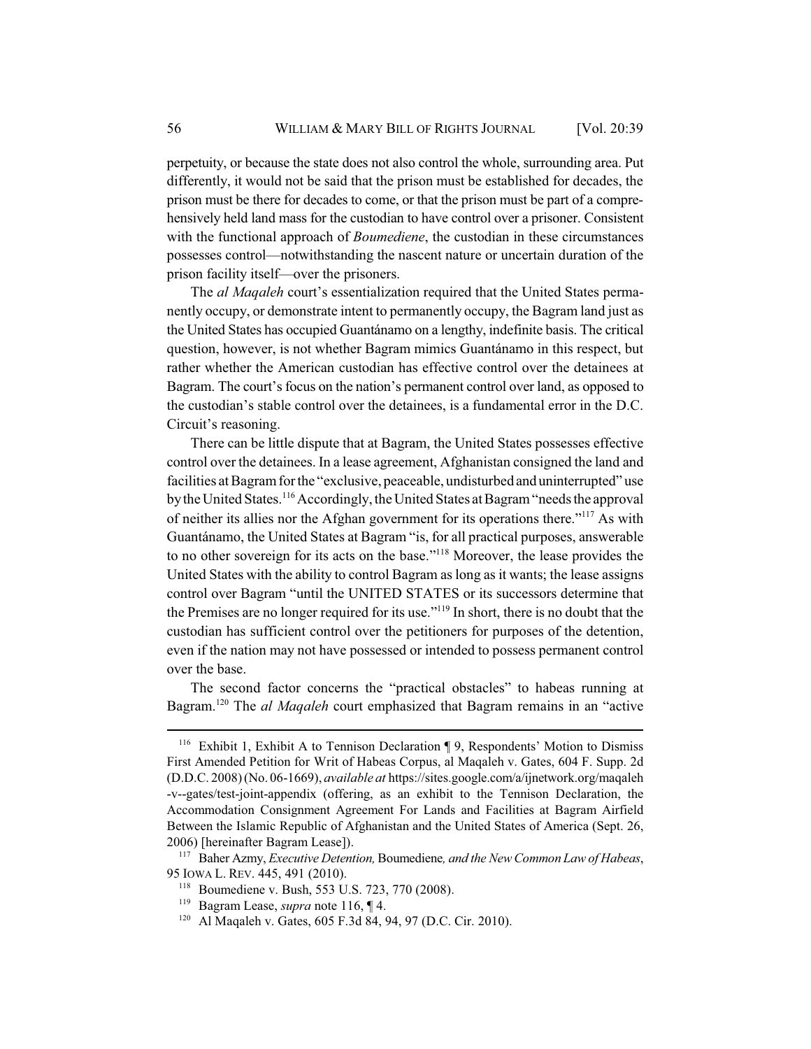perpetuity, or because the state does not also control the whole, surrounding area. Put differently, it would not be said that the prison must be established for decades, the prison must be there for decades to come, or that the prison must be part of a comprehensively held land mass for the custodian to have control over a prisoner. Consistent with the functional approach of *Boumediene*, the custodian in these circumstances possesses control—notwithstanding the nascent nature or uncertain duration of the prison facility itself—over the prisoners.

The *al Maqaleh* court's essentialization required that the United States permanently occupy, or demonstrate intent to permanently occupy, the Bagram land just as the United States has occupied Guantánamo on a lengthy, indefinite basis. The critical question, however, is not whether Bagram mimics Guantánamo in this respect, but rather whether the American custodian has effective control over the detainees at Bagram. The court's focus on the nation's permanent control over land, as opposed to the custodian's stable control over the detainees, is a fundamental error in the D.C. Circuit's reasoning.

There can be little dispute that at Bagram, the United States possesses effective control over the detainees. In a lease agreement, Afghanistan consigned the land and facilities at Bagram for the "exclusive, peaceable, undisturbed and uninterrupted" use by the United States.[116] Accordingly, the United States at Bagram "needs the approval of neither its allies nor the Afghan government for its operations there."[117] As with Guantánamo, the United States at Bagram "is, for all practical purposes, answerable to no other sovereign for its acts on the base."[118] Moreover, the lease provides the United States with the ability to control Bagram as long as it wants; the lease assigns control over Bagram "until the UNITED STATES or its successors determine that the Premises are no longer required for its use."[119] In short, there is no doubt that the custodian has sufficient control over the petitioners for purposes of the detention, even if the nation may not have possessed or intended to possess permanent control over the base.

The second factor concerns the "practical obstacles" to habeas running at Bagram.[120] The *al Maqaleh* court emphasized that Bagram remains in an "active

---

[116] Exhibit 1, Exhibit A to Tennison Declaration ¶ 9, Respondents' Motion to Dismiss First Amended Petition for Writ of Habeas Corpus, al Maqaleh v. Gates, 604 F. Supp. 2d (D.D.C. 2008) (No. 06-1669), *available at* https://sites.google.com/a/ijnetwork.org/maqaleh-v--gates/test-joint-appendix (offering, as an exhibit to the Tennison Declaration, the Accommodation Consignment Agreement For Lands and Facilities at Bagram Airfield Between the Islamic Republic of Afghanistan and the United States of America (Sept. 26, 2006) [hereinafter Bagram Lease]).

[117] Baher Azmy, *Executive Detention,* Boumediene*, and the New Common Law of Habeas*, 95 IOWA L. REV. 445, 491 (2010).

[118] Boumediene v. Bush, 553 U.S. 723, 770 (2008).

[119] Bagram Lease, *supra* note 116, ¶ 4.

[120] Al Maqaleh v. Gates, 605 F.3d 84, 94, 97 (D.C. Cir. 2010).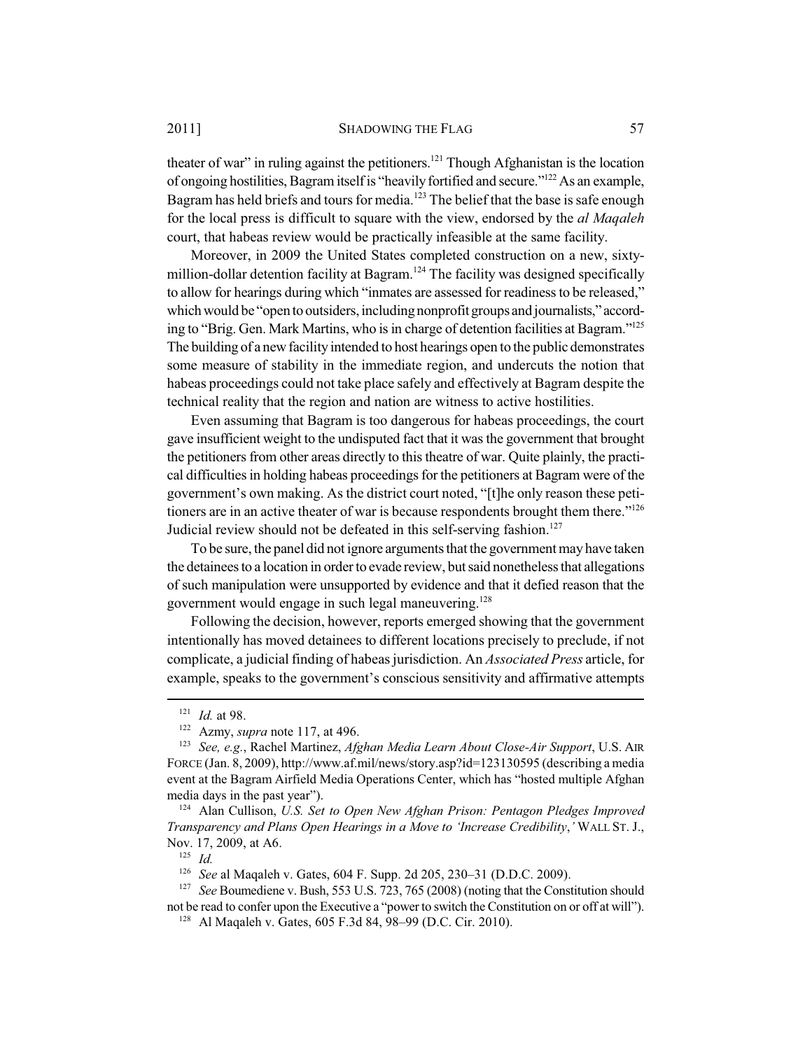theater of war" in ruling against the petitioners.[121] Though Afghanistan is the location of ongoing hostilities, Bagram itself is "heavily fortified and secure."[122] As an example, Bagram has held briefs and tours for media.[123] The belief that the base is safe enough for the local press is difficult to square with the view, endorsed by the *al Maqaleh* court, that habeas review would be practically infeasible at the same facility.

Moreover, in 2009 the United States completed construction on a new, sixty-million-dollar detention facility at Bagram.[124] The facility was designed specifically to allow for hearings during which "inmates are assessed for readiness to be released," which would be "open to outsiders, including nonprofit groups and journalists," according to "Brig. Gen. Mark Martins, who is in charge of detention facilities at Bagram."[125] The building of a new facility intended to host hearings open to the public demonstrates some measure of stability in the immediate region, and undercuts the notion that habeas proceedings could not take place safely and effectively at Bagram despite the technical reality that the region and nation are witness to active hostilities.

Even assuming that Bagram is too dangerous for habeas proceedings, the court gave insufficient weight to the undisputed fact that it was the government that brought the petitioners from other areas directly to this theatre of war. Quite plainly, the practical difficulties in holding habeas proceedings for the petitioners at Bagram were of the government's own making. As the district court noted, "[t]he only reason these petitioners are in an active theater of war is because respondents brought them there."[126] Judicial review should not be defeated in this self-serving fashion.[127]

To be sure, the panel did not ignore arguments that the government may have taken the detainees to a location in order to evade review, but said nonetheless that allegations of such manipulation were unsupported by evidence and that it defied reason that the government would engage in such legal maneuvering.[128]

Following the decision, however, reports emerged showing that the government intentionally has moved detainees to different locations precisely to preclude, if not complicate, a judicial finding of habeas jurisdiction. An *Associated Press* article, for example, speaks to the government's conscious sensitivity and affirmative attempts

---

[121] *Id.* at 98.

[122] Azmy, *supra* note 117, at 496.

[123] *See, e.g.*, Rachel Martinez, *Afghan Media Learn About Close-Air Support*, U.S. AIR FORCE (Jan. 8, 2009), http://www.af.mil/news/story.asp?id=123130595 (describing a media event at the Bagram Airfield Media Operations Center, which has "hosted multiple Afghan media days in the past year").

[124] Alan Cullison, *U.S. Set to Open New Afghan Prison: Pentagon Pledges Improved Transparency and Plans Open Hearings in a Move to 'Increase Credibility*,*'* WALL ST. J., Nov. 17, 2009, at A6.

[125] *Id.*

[126] *See* al Maqaleh v. Gates, 604 F. Supp. 2d 205, 230–31 (D.D.C. 2009).

[127] *See* Boumediene v. Bush, 553 U.S. 723, 765 (2008) (noting that the Constitution should not be read to confer upon the Executive a "power to switch the Constitution on or off at will").

[128] Al Maqaleh v. Gates, 605 F.3d 84, 98–99 (D.C. Cir. 2010).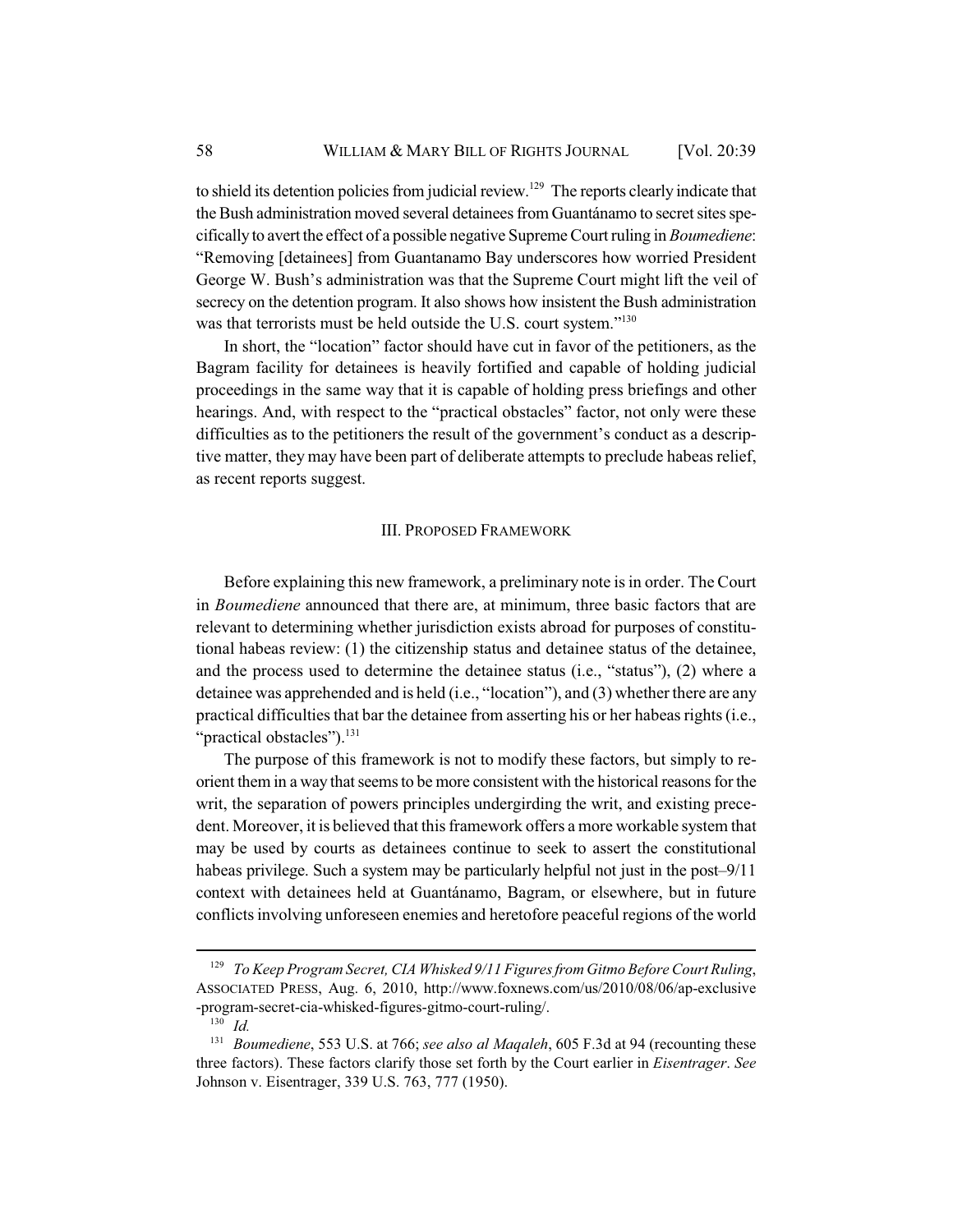to shield its detention policies from judicial review.[129] The reports clearly indicate that the Bush administration moved several detainees from Guantánamo to secret sites specifically to avert the effect of a possible negative Supreme Court ruling in *Boumediene*: "Removing [detainees] from Guantanamo Bay underscores how worried President George W. Bush's administration was that the Supreme Court might lift the veil of secrecy on the detention program. It also shows how insistent the Bush administration was that terrorists must be held outside the U.S. court system."[130]

In short, the "location" factor should have cut in favor of the petitioners, as the Bagram facility for detainees is heavily fortified and capable of holding judicial proceedings in the same way that it is capable of holding press briefings and other hearings. And, with respect to the "practical obstacles" factor, not only were these difficulties as to the petitioners the result of the government's conduct as a descriptive matter, they may have been part of deliberate attempts to preclude habeas relief, as recent reports suggest.

## III. PROPOSED FRAMEWORK

Before explaining this new framework, a preliminary note is in order. The Court in *Boumediene* announced that there are, at minimum, three basic factors that are relevant to determining whether jurisdiction exists abroad for purposes of constitutional habeas review: (1) the citizenship status and detainee status of the detainee, and the process used to determine the detainee status (i.e., "status"), (2) where a detainee was apprehended and is held (i.e., "location"), and (3) whether there are any practical difficulties that bar the detainee from asserting his or her habeas rights (i.e., "practical obstacles").[131]

The purpose of this framework is not to modify these factors, but simply to reorient them in a way that seems to be more consistent with the historical reasons for the writ, the separation of powers principles undergirding the writ, and existing precedent. Moreover, it is believed that this framework offers a more workable system that may be used by courts as detainees continue to seek to assert the constitutional habeas privilege. Such a system may be particularly helpful not just in the post–9/11 context with detainees held at Guantánamo, Bagram, or elsewhere, but in future conflicts involving unforeseen enemies and heretofore peaceful regions of the world

---

[129] *To Keep Program Secret, CIA Whisked 9/11 Figures from Gitmo Before Court Ruling*, ASSOCIATED PRESS, Aug. 6, 2010, http://www.foxnews.com/us/2010/08/06/ap-exclusive-program-secret-cia-whisked-figures-gitmo-court-ruling/.

[130] *Id.*

[131] *Boumediene*, 553 U.S. at 766; *see also al Maqaleh*, 605 F.3d at 94 (recounting these three factors). These factors clarify those set forth by the Court earlier in *Eisentrager*. *See* Johnson v. Eisentrager, 339 U.S. 763, 777 (1950).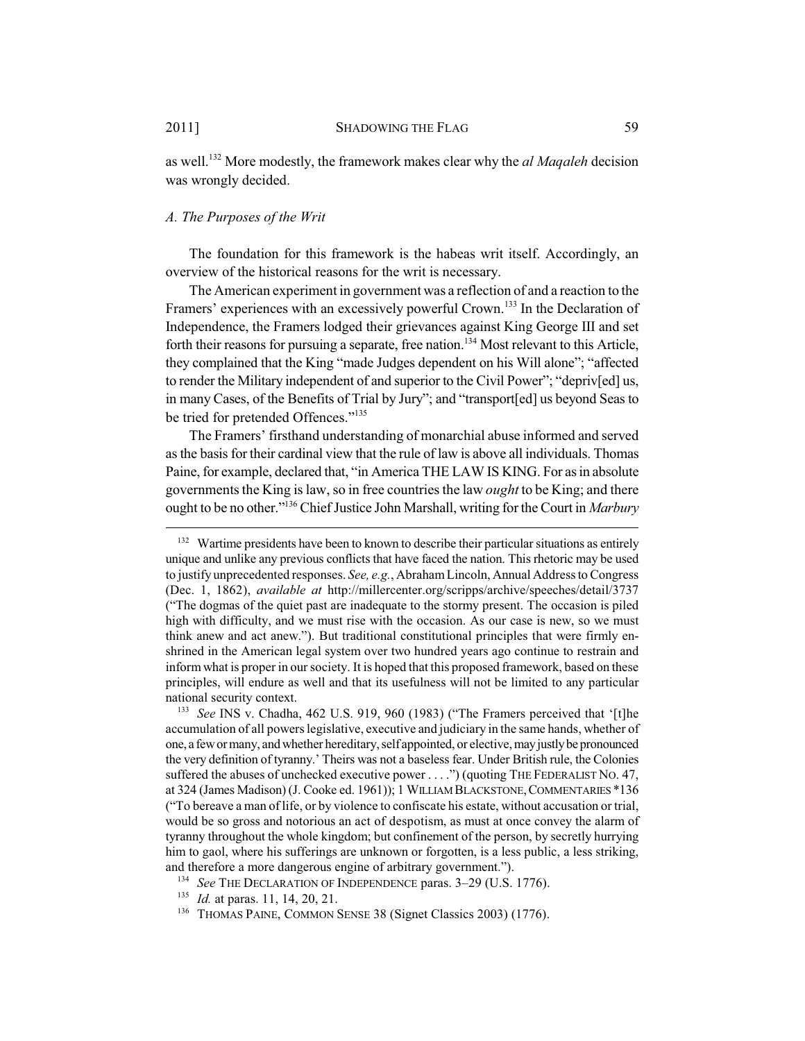as well.[132] More modestly, the framework makes clear why the *al Maqaleh* decision was wrongly decided.

### *A. The Purposes of the Writ*

The foundation for this framework is the habeas writ itself. Accordingly, an overview of the historical reasons for the writ is necessary.

The American experiment in government was a reflection of and a reaction to the Framers' experiences with an excessively powerful Crown.[133] In the Declaration of Independence, the Framers lodged their grievances against King George III and set forth their reasons for pursuing a separate, free nation.[134] Most relevant to this Article, they complained that the King "made Judges dependent on his Will alone"; "affected to render the Military independent of and superior to the Civil Power"; "depriv[ed] us, in many Cases, of the Benefits of Trial by Jury"; and "transport[ed] us beyond Seas to be tried for pretended Offences."[135]

The Framers' firsthand understanding of monarchial abuse informed and served as the basis for their cardinal view that the rule of law is above all individuals. Thomas Paine, for example, declared that, "in America THE LAW IS KING. For as in absolute governments the King is law, so in free countries the law *ought* to be King; and there ought to be no other."[136] Chief Justice John Marshall, writing for the Court in *Marbury*

---

[132] Wartime presidents have been to known to describe their particular situations as entirely unique and unlike any previous conflicts that have faced the nation. This rhetoric may be used to justify unprecedented responses. *See, e.g.*, Abraham Lincoln, Annual Address to Congress (Dec. 1, 1862), *available at* http://millercenter.org/scripps/archive/speeches/detail/3737 ("The dogmas of the quiet past are inadequate to the stormy present. The occasion is piled high with difficulty, and we must rise with the occasion. As our case is new, so we must think anew and act anew."). But traditional constitutional principles that were firmly enshrined in the American legal system over two hundred years ago continue to restrain and inform what is proper in our society. It is hoped that this proposed framework, based on these principles, will endure as well and that its usefulness will not be limited to any particular national security context.

[133] *See* INS v. Chadha, 462 U.S. 919, 960 (1983) ("The Framers perceived that '[t]he accumulation of all powers legislative, executive and judiciary in the same hands, whether of one, a few or many, and whether hereditary, self appointed, or elective, may justly be pronounced the very definition of tyranny.' Theirs was not a baseless fear. Under British rule, the Colonies suffered the abuses of unchecked executive power . . . .") (quoting THE FEDERALIST NO. 47, at 324 (James Madison) (J. Cooke ed. 1961)); 1 WILLIAM BLACKSTONE, COMMENTARIES *136 ("To bereave a man of life, or by violence to confiscate his estate, without accusation or trial, would be so gross and notorious an act of despotism, as must at once convey the alarm of tyranny throughout the whole kingdom; but confinement of the person, by secretly hurrying him to gaol, where his sufferings are unknown or forgotten, is a less public, a less striking, and therefore a more dangerous engine of arbitrary government.").

[134] *See* THE DECLARATION OF INDEPENDENCE paras. 3–29 (U.S. 1776).

[135] *Id.* at paras. 11, 14, 20, 21.

[136] THOMAS PAINE, COMMON SENSE 38 (Signet Classics 2003) (1776).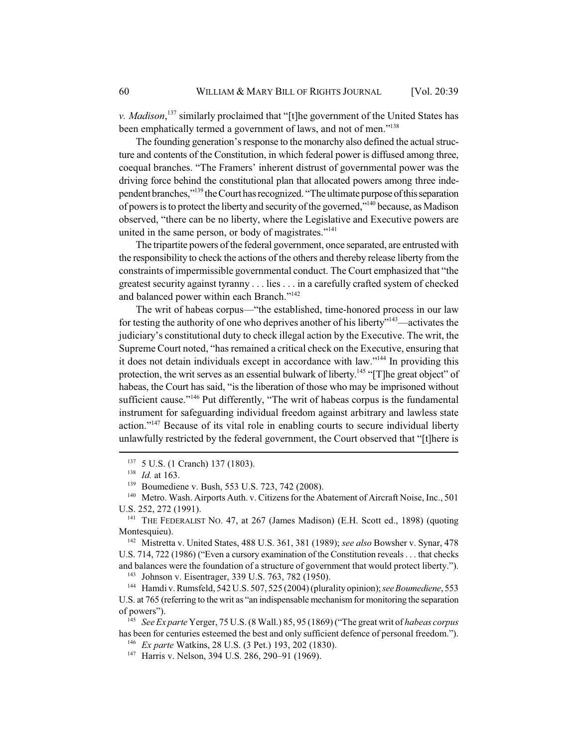*v. Madison*,[137] similarly proclaimed that "[t]he government of the United States has been emphatically termed a government of laws, and not of men."[138]

The founding generation's response to the monarchy also defined the actual structure and contents of the Constitution, in which federal power is diffused among three, coequal branches. "The Framers' inherent distrust of governmental power was the driving force behind the constitutional plan that allocated powers among three independent branches,"[139] the Court has recognized. "The ultimate purpose of this separation of powers is to protect the liberty and security of the governed,"[140] because, as Madison observed, "there can be no liberty, where the Legislative and Executive powers are united in the same person, or body of magistrates."[141]

The tripartite powers of the federal government, once separated, are entrusted with the responsibility to check the actions of the others and thereby release liberty from the constraints of impermissible governmental conduct. The Court emphasized that "the greatest security against tyranny . . . lies . . . in a carefully crafted system of checked and balanced power within each Branch."[142]

The writ of habeas corpus—"the established, time-honored process in our law for testing the authority of one who deprives another of his liberty"[143]—activates the judiciary's constitutional duty to check illegal action by the Executive. The writ, the Supreme Court noted, "has remained a critical check on the Executive, ensuring that it does not detain individuals except in accordance with law."[144] In providing this protection, the writ serves as an essential bulwark of liberty.[145] "[T]he great object" of habeas, the Court has said, "is the liberation of those who may be imprisoned without sufficient cause."[146] Put differently, "The writ of habeas corpus is the fundamental instrument for safeguarding individual freedom against arbitrary and lawless state action."[147] Because of its vital role in enabling courts to secure individual liberty unlawfully restricted by the federal government, the Court observed that "[t]here is

---

[137] 5 U.S. (1 Cranch) 137 (1803).

[138] *Id.* at 163.

[139] Boumediene v. Bush, 553 U.S. 723, 742 (2008).

[140] Metro. Wash. Airports Auth. v. Citizens for the Abatement of Aircraft Noise, Inc., 501 U.S. 252, 272 (1991).

[141] THE FEDERALIST NO. 47, at 267 (James Madison) (E.H. Scott ed., 1898) (quoting Montesquieu).

[142] Mistretta v. United States, 488 U.S. 361, 381 (1989); *see also* Bowsher v. Synar, 478 U.S. 714, 722 (1986) ("Even a cursory examination of the Constitution reveals . . . that checks and balances were the foundation of a structure of government that would protect liberty.").

[143] Johnson v. Eisentrager, 339 U.S. 763, 782 (1950).

[144] Hamdi v. Rumsfeld, 542 U.S. 507, 525 (2004) (plurality opinion); *see Boumediene*, 553 U.S. at 765 (referring to the writ as "an indispensable mechanism for monitoring the separation of powers").

[145] *See Ex parte* Yerger, 75 U.S. (8 Wall.) 85, 95 (1869) ("The great writ of *habeas corpus* has been for centuries esteemed the best and only sufficient defence of personal freedom.").

[146] *Ex parte* Watkins, 28 U.S. (3 Pet.) 193, 202 (1830).

[147] Harris v. Nelson, 394 U.S. 286, 290–91 (1969).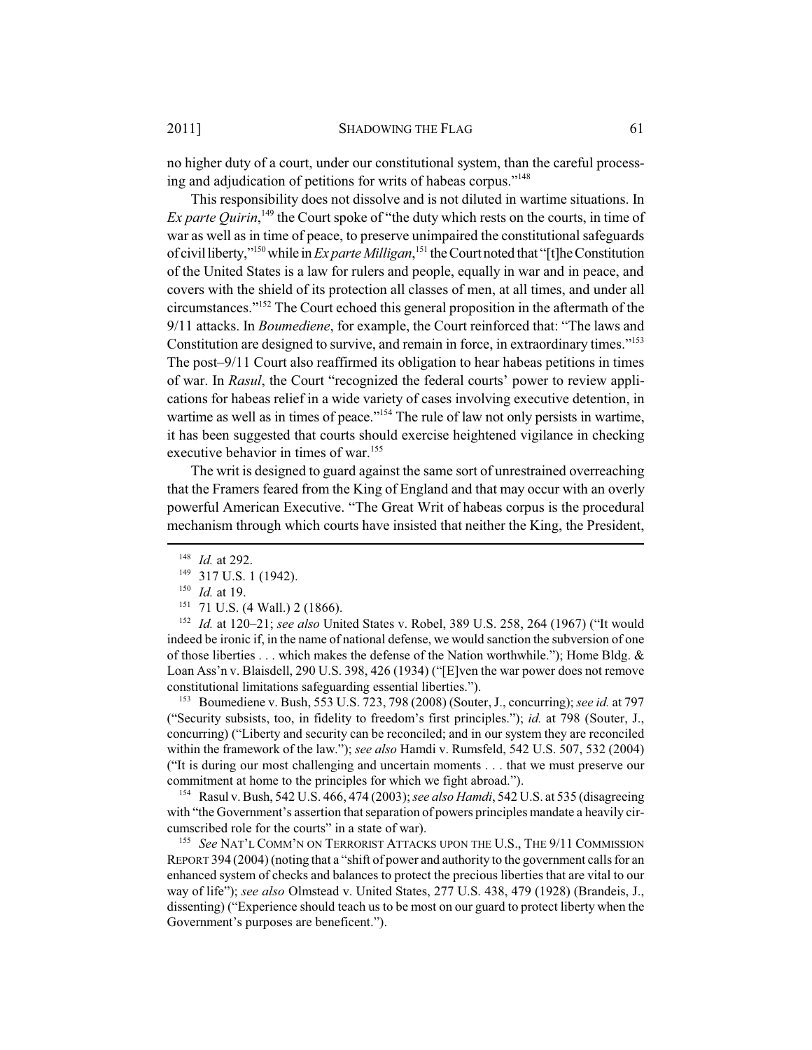no higher duty of a court, under our constitutional system, than the careful processing and adjudication of petitions for writs of habeas corpus."[148]

This responsibility does not dissolve and is not diluted in wartime situations. In *Ex parte Quirin*,[149] the Court spoke of "the duty which rests on the courts, in time of war as well as in time of peace, to preserve unimpaired the constitutional safeguards of civil liberty,"[150] while in *Ex parte Milligan*,[151] the Court noted that "[t]he Constitution of the United States is a law for rulers and people, equally in war and in peace, and covers with the shield of its protection all classes of men, at all times, and under all circumstances."[152] The Court echoed this general proposition in the aftermath of the 9/11 attacks. In *Boumediene*, for example, the Court reinforced that: "The laws and Constitution are designed to survive, and remain in force, in extraordinary times."[153] The post–9/11 Court also reaffirmed its obligation to hear habeas petitions in times of war. In *Rasul*, the Court "recognized the federal courts' power to review applications for habeas relief in a wide variety of cases involving executive detention, in wartime as well as in times of peace."[154] The rule of law not only persists in wartime, it has been suggested that courts should exercise heightened vigilance in checking executive behavior in times of war.[155]

The writ is designed to guard against the same sort of unrestrained overreaching that the Framers feared from the King of England and that may occur with an overly powerful American Executive. "The Great Writ of habeas corpus is the procedural mechanism through which courts have insisted that neither the King, the President,

---

[148] *Id.* at 292.

[149] 317 U.S. 1 (1942).

[150] *Id.* at 19.

[151] 71 U.S. (4 Wall.) 2 (1866).

[152] *Id.* at 120–21; *see also* United States v. Robel, 389 U.S. 258, 264 (1967) ("It would indeed be ironic if, in the name of national defense, we would sanction the subversion of one of those liberties . . . which makes the defense of the Nation worthwhile."); Home Bldg. & Loan Ass'n v. Blaisdell, 290 U.S. 398, 426 (1934) ("[E]ven the war power does not remove constitutional limitations safeguarding essential liberties.").

[153] Boumediene v. Bush, 553 U.S. 723, 798 (2008) (Souter, J., concurring); *see id.* at 797 ("Security subsists, too, in fidelity to freedom's first principles."); *id.* at 798 (Souter, J., concurring) ("Liberty and security can be reconciled; and in our system they are reconciled within the framework of the law."); *see also* Hamdi v. Rumsfeld, 542 U.S. 507, 532 (2004) ("It is during our most challenging and uncertain moments . . . that we must preserve our commitment at home to the principles for which we fight abroad.").

[154] Rasul v. Bush, 542 U.S. 466, 474 (2003); *see also Hamdi*, 542 U.S. at 535 (disagreeing with "the Government's assertion that separation of powers principles mandate a heavily circumscribed role for the courts" in a state of war).

[155] *See* NAT'L COMM'N ON TERRORIST ATTACKS UPON THE U.S., THE 9/11 COMMISSION REPORT 394 (2004) (noting that a "shift of power and authority to the government calls for an enhanced system of checks and balances to protect the precious liberties that are vital to our way of life"); *see also* Olmstead v. United States, 277 U.S. 438, 479 (1928) (Brandeis, J., dissenting) ("Experience should teach us to be most on our guard to protect liberty when the Government's purposes are beneficent.").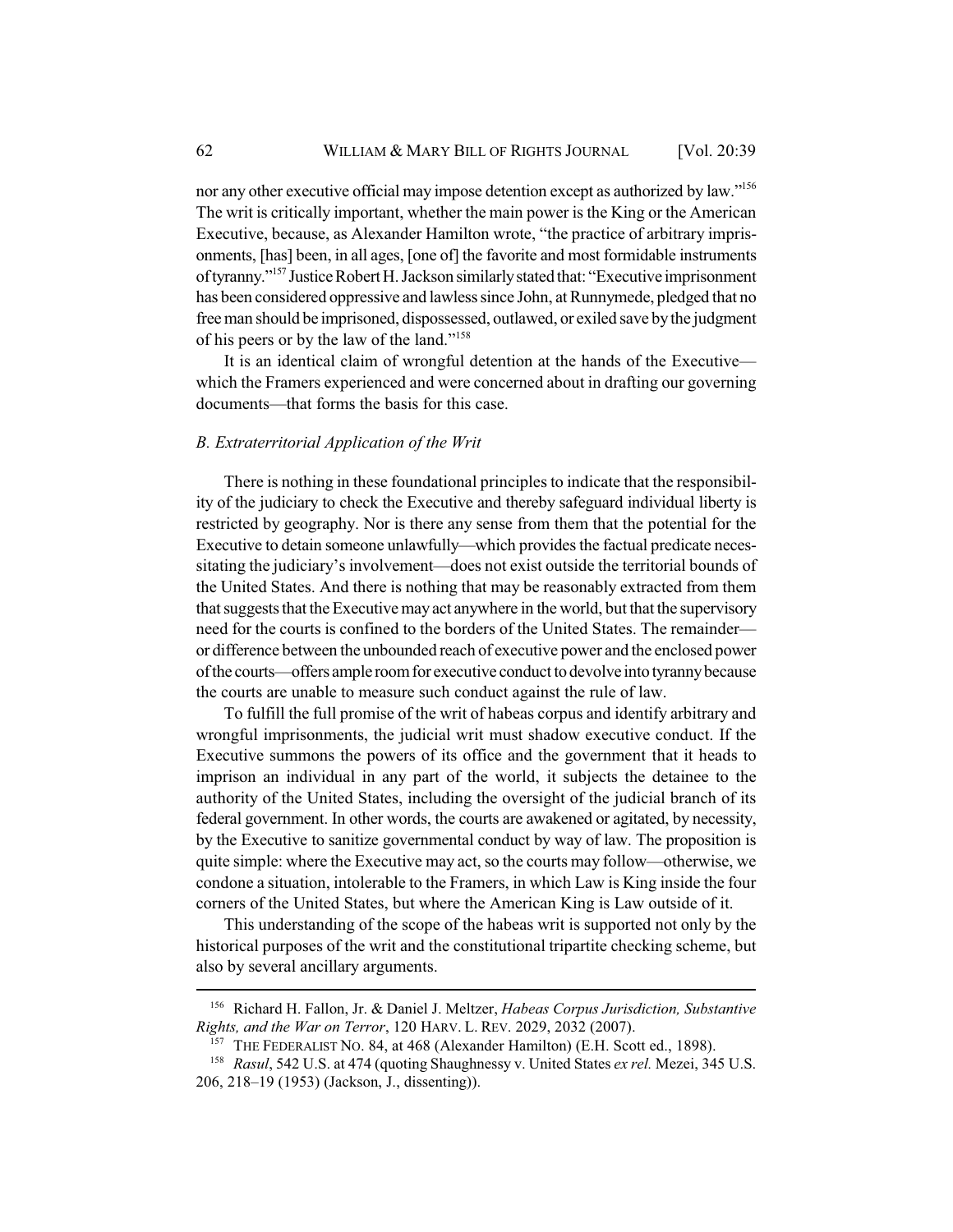nor any other executive official may impose detention except as authorized by law."[156] The writ is critically important, whether the main power is the King or the American Executive, because, as Alexander Hamilton wrote, "the practice of arbitrary imprisonments, [has] been, in all ages, [one of] the favorite and most formidable instruments of tyranny."[157] Justice Robert H. Jackson similarly stated that: "Executive imprisonment has been considered oppressive and lawless since John, at Runnymede, pledged that no free man should be imprisoned, dispossessed, outlawed, or exiled save by the judgment of his peers or by the law of the land."[158]

It is an identical claim of wrongful detention at the hands of the Executive—which the Framers experienced and were concerned about in drafting our governing documents—that forms the basis for this case.

### *B. Extraterritorial Application of the Writ*

There is nothing in these foundational principles to indicate that the responsibility of the judiciary to check the Executive and thereby safeguard individual liberty is restricted by geography. Nor is there any sense from them that the potential for the Executive to detain someone unlawfully—which provides the factual predicate necessitating the judiciary's involvement—does not exist outside the territorial bounds of the United States. And there is nothing that may be reasonably extracted from them that suggests that the Executive may act anywhere in the world, but that the supervisory need for the courts is confined to the borders of the United States. The remainder—or difference between the unbounded reach of executive power and the enclosed power of the courts—offers ample room for executive conduct to devolve into tyranny because the courts are unable to measure such conduct against the rule of law.

To fulfill the full promise of the writ of habeas corpus and identify arbitrary and wrongful imprisonments, the judicial writ must shadow executive conduct. If the Executive summons the powers of its office and the government that it heads to imprison an individual in any part of the world, it subjects the detainee to the authority of the United States, including the oversight of the judicial branch of its federal government. In other words, the courts are awakened or agitated, by necessity, by the Executive to sanitize governmental conduct by way of law. The proposition is quite simple: where the Executive may act, so the courts may follow—otherwise, we condone a situation, intolerable to the Framers, in which Law is King inside the four corners of the United States, but where the American King is Law outside of it.

This understanding of the scope of the habeas writ is supported not only by the historical purposes of the writ and the constitutional tripartite checking scheme, but also by several ancillary arguments.

---

[156] Richard H. Fallon, Jr. & Daniel J. Meltzer, *Habeas Corpus Jurisdiction, Substantive Rights, and the War on Terror*, 120 HARV. L. REV. 2029, 2032 (2007).

[157] THE FEDERALIST NO. 84, at 468 (Alexander Hamilton) (E.H. Scott ed., 1898).

[158] *Rasul*, 542 U.S. at 474 (quoting Shaughnessy v. United States *ex rel.* Mezei, 345 U.S. 206, 218–19 (1953) (Jackson, J., dissenting)).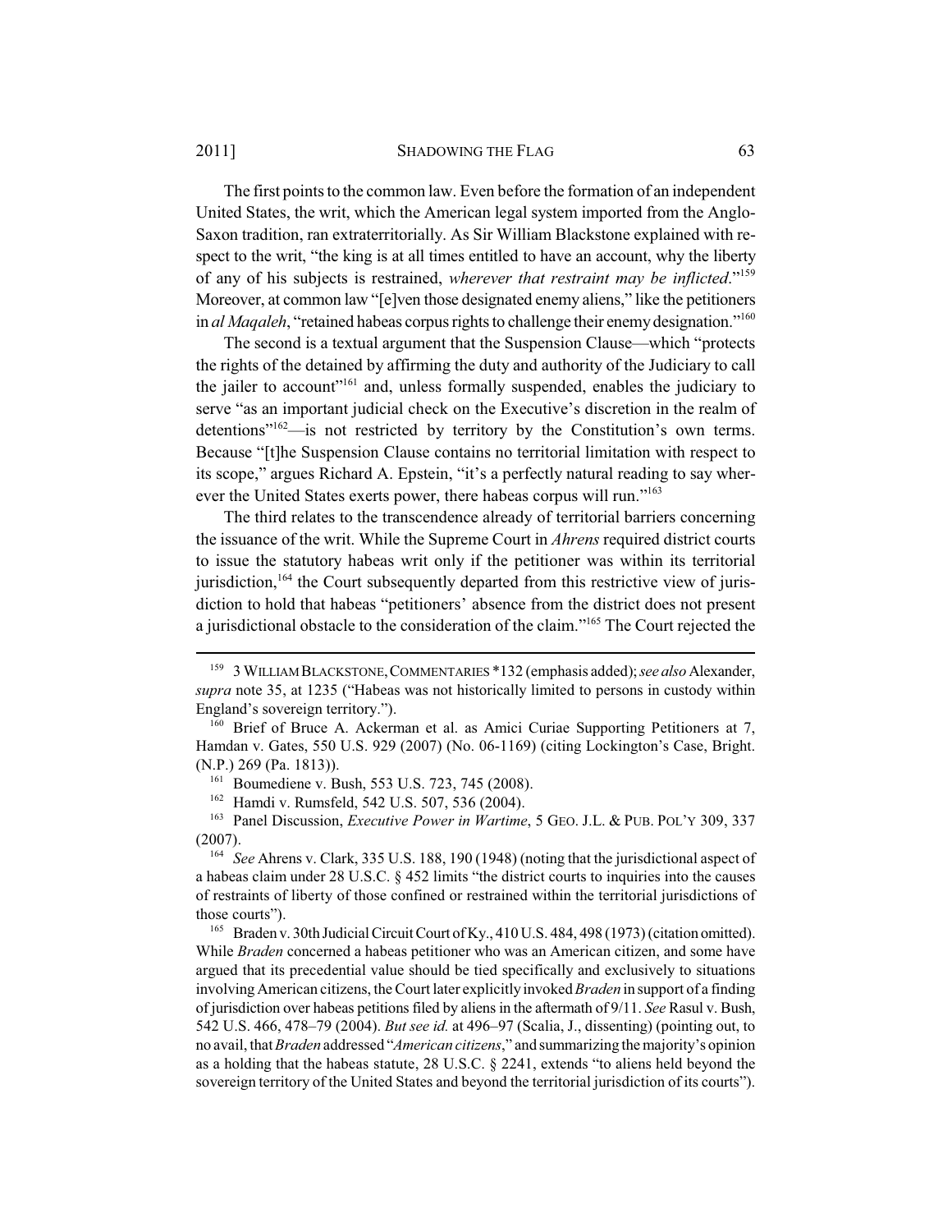The first points to the common law. Even before the formation of an independent United States, the writ, which the American legal system imported from the Anglo-Saxon tradition, ran extraterritorially. As Sir William Blackstone explained with respect to the writ, "the king is at all times entitled to have an account, why the liberty of any of his subjects is restrained, *wherever that restraint may be inflicted*."[159] Moreover, at common law "[e]ven those designated enemy aliens," like the petitioners in *al Maqaleh*, "retained habeas corpus rights to challenge their enemy designation."[160]

The second is a textual argument that the Suspension Clause—which "protects the rights of the detained by affirming the duty and authority of the Judiciary to call the jailer to account"[161] and, unless formally suspended, enables the judiciary to serve "as an important judicial check on the Executive's discretion in the realm of detentions"[162]—is not restricted by territory by the Constitution's own terms. Because "[t]he Suspension Clause contains no territorial limitation with respect to its scope," argues Richard A. Epstein, "it's a perfectly natural reading to say wherever the United States exerts power, there habeas corpus will run."[163]

The third relates to the transcendence already of territorial barriers concerning the issuance of the writ. While the Supreme Court in *Ahrens* required district courts to issue the statutory habeas writ only if the petitioner was within its territorial jurisdiction,[164] the Court subsequently departed from this restrictive view of jurisdiction to hold that habeas "petitioners' absence from the district does not present a jurisdictional obstacle to the consideration of the claim."[165] The Court rejected the

---

[159] 3 WILLIAM BLACKSTONE, COMMENTARIES *132 (emphasis added); *see also* Alexander, *supra* note 35, at 1235 ("Habeas was not historically limited to persons in custody within England's sovereign territory.").

[160] Brief of Bruce A. Ackerman et al. as Amici Curiae Supporting Petitioners at 7, Hamdan v. Gates, 550 U.S. 929 (2007) (No. 06-1169) (citing Lockington's Case, Bright. (N.P.) 269 (Pa. 1813)).

[161] Boumediene v. Bush, 553 U.S. 723, 745 (2008).

[162] Hamdi v. Rumsfeld, 542 U.S. 507, 536 (2004).

[163] Panel Discussion, *Executive Power in Wartime*, 5 GEO. J.L. & PUB. POL'Y 309, 337 (2007).

[164] *See* Ahrens v. Clark, 335 U.S. 188, 190 (1948) (noting that the jurisdictional aspect of a habeas claim under 28 U.S.C. § 452 limits "the district courts to inquiries into the causes of restraints of liberty of those confined or restrained within the territorial jurisdictions of those courts").

[165] Braden v. 30th Judicial Circuit Court of Ky., 410 U.S. 484, 498 (1973) (citation omitted). While *Braden* concerned a habeas petitioner who was an American citizen, and some have argued that its precedential value should be tied specifically and exclusively to situations involving American citizens, the Court later explicitly invoked *Braden* in support of a finding of jurisdiction over habeas petitions filed by aliens in the aftermath of 9/11. *See* Rasul v. Bush, 542 U.S. 466, 478–79 (2004). *But see id.* at 496–97 (Scalia, J., dissenting) (pointing out, to no avail, that *Braden* addressed "*American citizens*," and summarizing the majority's opinion as a holding that the habeas statute, 28 U.S.C. § 2241, extends "to aliens held beyond the sovereign territory of the United States and beyond the territorial jurisdiction of its courts").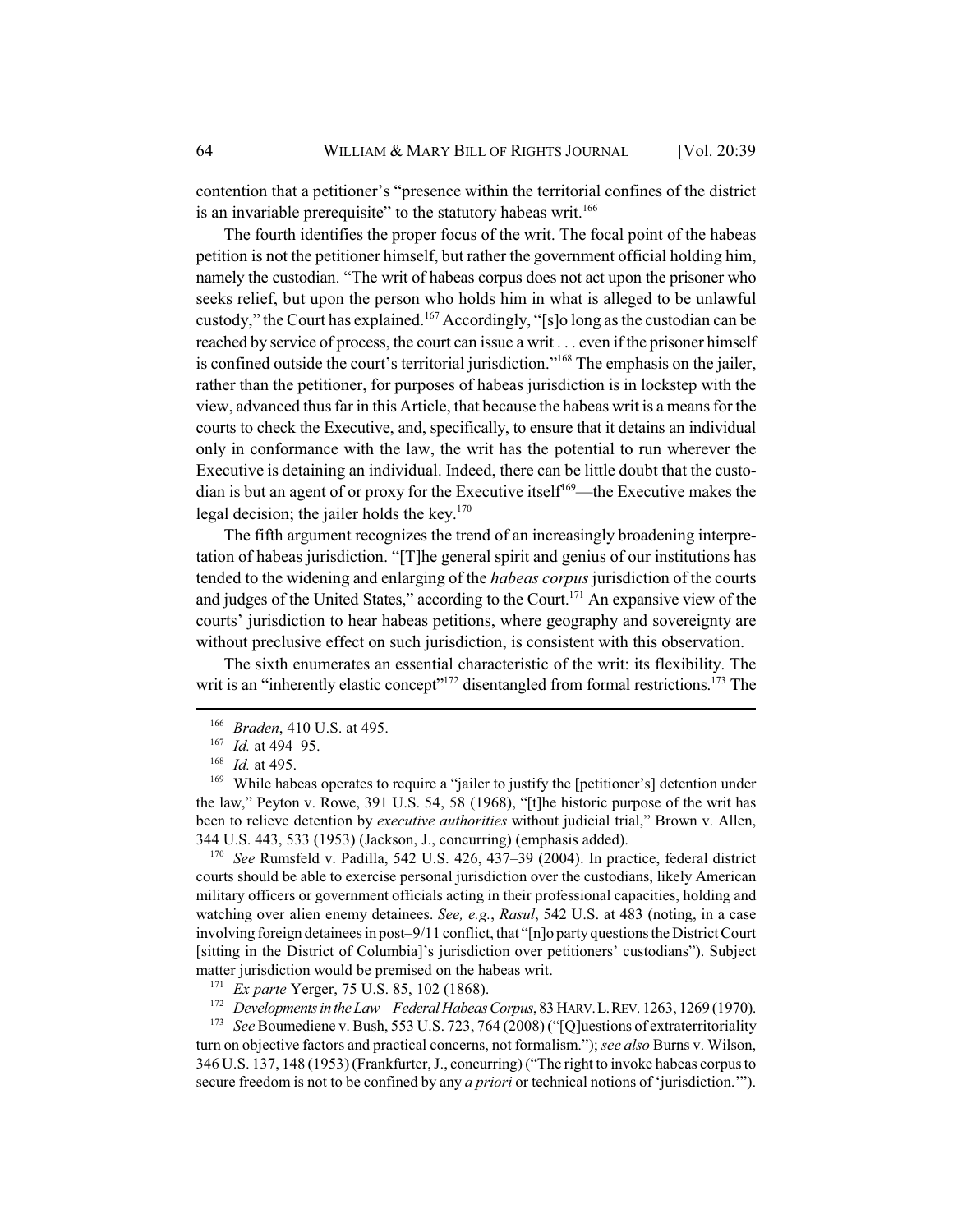contention that a petitioner's "presence within the territorial confines of the district is an invariable prerequisite" to the statutory habeas writ.[166]

The fourth identifies the proper focus of the writ. The focal point of the habeas petition is not the petitioner himself, but rather the government official holding him, namely the custodian. "The writ of habeas corpus does not act upon the prisoner who seeks relief, but upon the person who holds him in what is alleged to be unlawful custody," the Court has explained.[167] Accordingly, "[s]o long as the custodian can be reached by service of process, the court can issue a writ . . . even if the prisoner himself is confined outside the court's territorial jurisdiction."[168] The emphasis on the jailer, rather than the petitioner, for purposes of habeas jurisdiction is in lockstep with the view, advanced thus far in this Article, that because the habeas writ is a means for the courts to check the Executive, and, specifically, to ensure that it detains an individual only in conformance with the law, the writ has the potential to run wherever the Executive is detaining an individual. Indeed, there can be little doubt that the custodian is but an agent of or proxy for the Executive itself[169]—the Executive makes the legal decision; the jailer holds the key.[170]

The fifth argument recognizes the trend of an increasingly broadening interpretation of habeas jurisdiction. "[T]he general spirit and genius of our institutions has tended to the widening and enlarging of the *habeas corpus* jurisdiction of the courts and judges of the United States," according to the Court.[171] An expansive view of the courts' jurisdiction to hear habeas petitions, where geography and sovereignty are without preclusive effect on such jurisdiction, is consistent with this observation.

The sixth enumerates an essential characteristic of the writ: its flexibility. The writ is an "inherently elastic concept"[172] disentangled from formal restrictions.[173] The

---

[166] *Braden*, 410 U.S. at 495.

[167] *Id.* at 494–95.

[168] *Id.* at 495.

[169] While habeas operates to require a "jailer to justify the [petitioner's] detention under the law," Peyton v. Rowe, 391 U.S. 54, 58 (1968), "[t]he historic purpose of the writ has been to relieve detention by *executive authorities* without judicial trial," Brown v. Allen, 344 U.S. 443, 533 (1953) (Jackson, J., concurring) (emphasis added).

[170] *See* Rumsfeld v. Padilla, 542 U.S. 426, 437–39 (2004). In practice, federal district courts should be able to exercise personal jurisdiction over the custodians, likely American military officers or government officials acting in their professional capacities, holding and watching over alien enemy detainees. *See, e.g.*, *Rasul*, 542 U.S. at 483 (noting, in a case involving foreign detainees in post–9/11 conflict, that "[n]o party questions the District Court [sitting in the District of Columbia]'s jurisdiction over petitioners' custodians"). Subject matter jurisdiction would be premised on the habeas writ.

[171] *Ex parte* Yerger, 75 U.S. 85, 102 (1868).

[172] *Developments in the Law—Federal Habeas Corpus*, 83 HARV. L. REV. 1263, 1269 (1970).

[173] *See* Boumediene v. Bush, 553 U.S. 723, 764 (2008) ("[Q]uestions of extraterritoriality turn on objective factors and practical concerns, not formalism."); *see also* Burns v. Wilson, 346 U.S. 137, 148 (1953) (Frankfurter, J., concurring) ("The right to invoke habeas corpus to secure freedom is not to be confined by any *a priori* or technical notions of 'jurisdiction.'").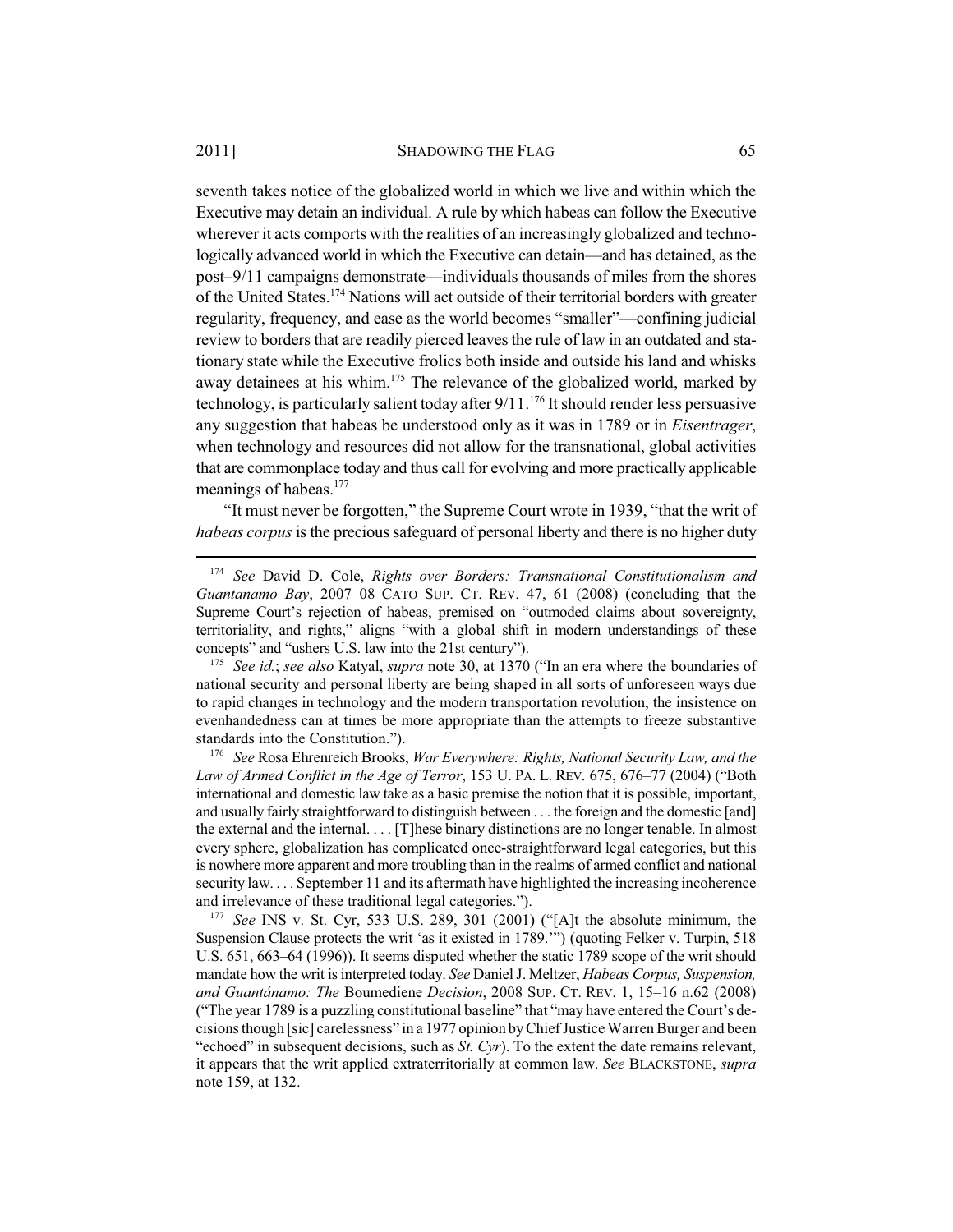seventh takes notice of the globalized world in which we live and within which the Executive may detain an individual. A rule by which habeas can follow the Executive wherever it acts comports with the realities of an increasingly globalized and technologically advanced world in which the Executive can detain—and has detained, as the post–9/11 campaigns demonstrate—individuals thousands of miles from the shores of the United States.[174] Nations will act outside of their territorial borders with greater regularity, frequency, and ease as the world becomes "smaller"—confining judicial review to borders that are readily pierced leaves the rule of law in an outdated and stationary state while the Executive frolics both inside and outside his land and whisks away detainees at his whim.[175] The relevance of the globalized world, marked by technology, is particularly salient today after 9/11.[176] It should render less persuasive any suggestion that habeas be understood only as it was in 1789 or in *Eisentrager*, when technology and resources did not allow for the transnational, global activities that are commonplace today and thus call for evolving and more practically applicable meanings of habeas.[177]

"It must never be forgotten," the Supreme Court wrote in 1939, "that the writ of *habeas corpus* is the precious safeguard of personal liberty and there is no higher duty

---

[174] *See* David D. Cole, *Rights over Borders: Transnational Constitutionalism and Guantanamo Bay*, 2007–08 CATO SUP. CT. REV. 47, 61 (2008) (concluding that the Supreme Court's rejection of habeas, premised on "outmoded claims about sovereignty, territoriality, and rights," aligns "with a global shift in modern understandings of these concepts" and "ushers U.S. law into the 21st century").

[175] *See id.*; *see also* Katyal, *supra* note 30, at 1370 ("In an era where the boundaries of national security and personal liberty are being shaped in all sorts of unforeseen ways due to rapid changes in technology and the modern transportation revolution, the insistence on evenhandedness can at times be more appropriate than the attempts to freeze substantive standards into the Constitution.").

[176] *See* Rosa Ehrenreich Brooks, *War Everywhere: Rights, National Security Law, and the Law of Armed Conflict in the Age of Terror*, 153 U. PA. L. REV. 675, 676–77 (2004) ("Both international and domestic law take as a basic premise the notion that it is possible, important, and usually fairly straightforward to distinguish between . . . the foreign and the domestic [and] the external and the internal. . . . [T]hese binary distinctions are no longer tenable. In almost every sphere, globalization has complicated once-straightforward legal categories, but this is nowhere more apparent and more troubling than in the realms of armed conflict and national security law. . . . September 11 and its aftermath have highlighted the increasing incoherence and irrelevance of these traditional legal categories.").

[177] *See* INS v. St. Cyr, 533 U.S. 289, 301 (2001) ("[A]t the absolute minimum, the Suspension Clause protects the writ 'as it existed in 1789.'") (quoting Felker v. Turpin, 518 U.S. 651, 663–64 (1996)). It seems disputed whether the static 1789 scope of the writ should mandate how the writ is interpreted today. *See* Daniel J. Meltzer, *Habeas Corpus, Suspension, and Guantánamo: The* Boumediene *Decision*, 2008 SUP. CT. REV. 1, 15–16 n.62 (2008) ("The year 1789 is a puzzling constitutional baseline" that "may have entered the Court's decisions though [sic] carelessness" in a 1977 opinion by Chief Justice Warren Burger and been "echoed" in subsequent decisions, such as *St. Cyr*). To the extent the date remains relevant, it appears that the writ applied extraterritorially at common law. *See* BLACKSTONE, *supra* note 159, at 132.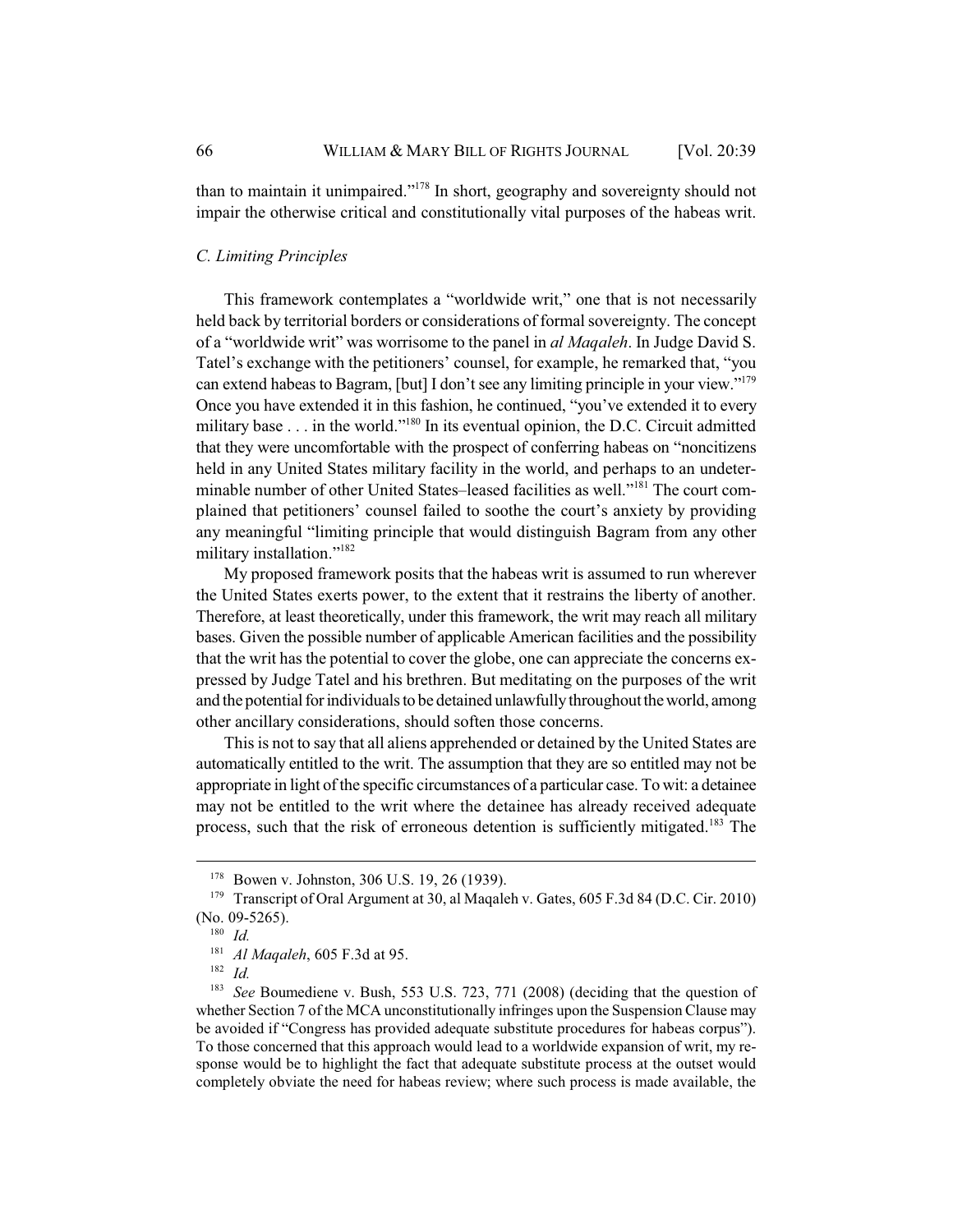than to maintain it unimpaired."[178] In short, geography and sovereignty should not impair the otherwise critical and constitutionally vital purposes of the habeas writ.

### *C. Limiting Principles*

This framework contemplates a "worldwide writ," one that is not necessarily held back by territorial borders or considerations of formal sovereignty. The concept of a "worldwide writ" was worrisome to the panel in *al Maqaleh*. In Judge David S. Tatel's exchange with the petitioners' counsel, for example, he remarked that, "you can extend habeas to Bagram, [but] I don't see any limiting principle in your view."[179] Once you have extended it in this fashion, he continued, "you've extended it to every military base . . . in the world."[180] In its eventual opinion, the D.C. Circuit admitted that they were uncomfortable with the prospect of conferring habeas on "noncitizens held in any United States military facility in the world, and perhaps to an undeterminable number of other United States–leased facilities as well."[181] The court complained that petitioners' counsel failed to soothe the court's anxiety by providing any meaningful "limiting principle that would distinguish Bagram from any other military installation."[182]

My proposed framework posits that the habeas writ is assumed to run wherever the United States exerts power, to the extent that it restrains the liberty of another. Therefore, at least theoretically, under this framework, the writ may reach all military bases. Given the possible number of applicable American facilities and the possibility that the writ has the potential to cover the globe, one can appreciate the concerns expressed by Judge Tatel and his brethren. But meditating on the purposes of the writ and the potential for individuals to be detained unlawfully throughout the world, among other ancillary considerations, should soften those concerns.

This is not to say that all aliens apprehended or detained by the United States are automatically entitled to the writ. The assumption that they are so entitled may not be appropriate in light of the specific circumstances of a particular case. To wit: a detainee may not be entitled to the writ where the detainee has already received adequate process, such that the risk of erroneous detention is sufficiently mitigated.[183] The

---

[178] Bowen v. Johnston, 306 U.S. 19, 26 (1939).

[179] Transcript of Oral Argument at 30, al Maqaleh v. Gates, 605 F.3d 84 (D.C. Cir. 2010) (No. 09-5265).

[180] *Id.*

[181] *Al Maqaleh*, 605 F.3d at 95.

[182] *Id.*

[183] *See* Boumediene v. Bush, 553 U.S. 723, 771 (2008) (deciding that the question of whether Section 7 of the MCA unconstitutionally infringes upon the Suspension Clause may be avoided if "Congress has provided adequate substitute procedures for habeas corpus"). To those concerned that this approach would lead to a worldwide expansion of writ, my response would be to highlight the fact that adequate substitute process at the outset would completely obviate the need for habeas review; where such process is made available, the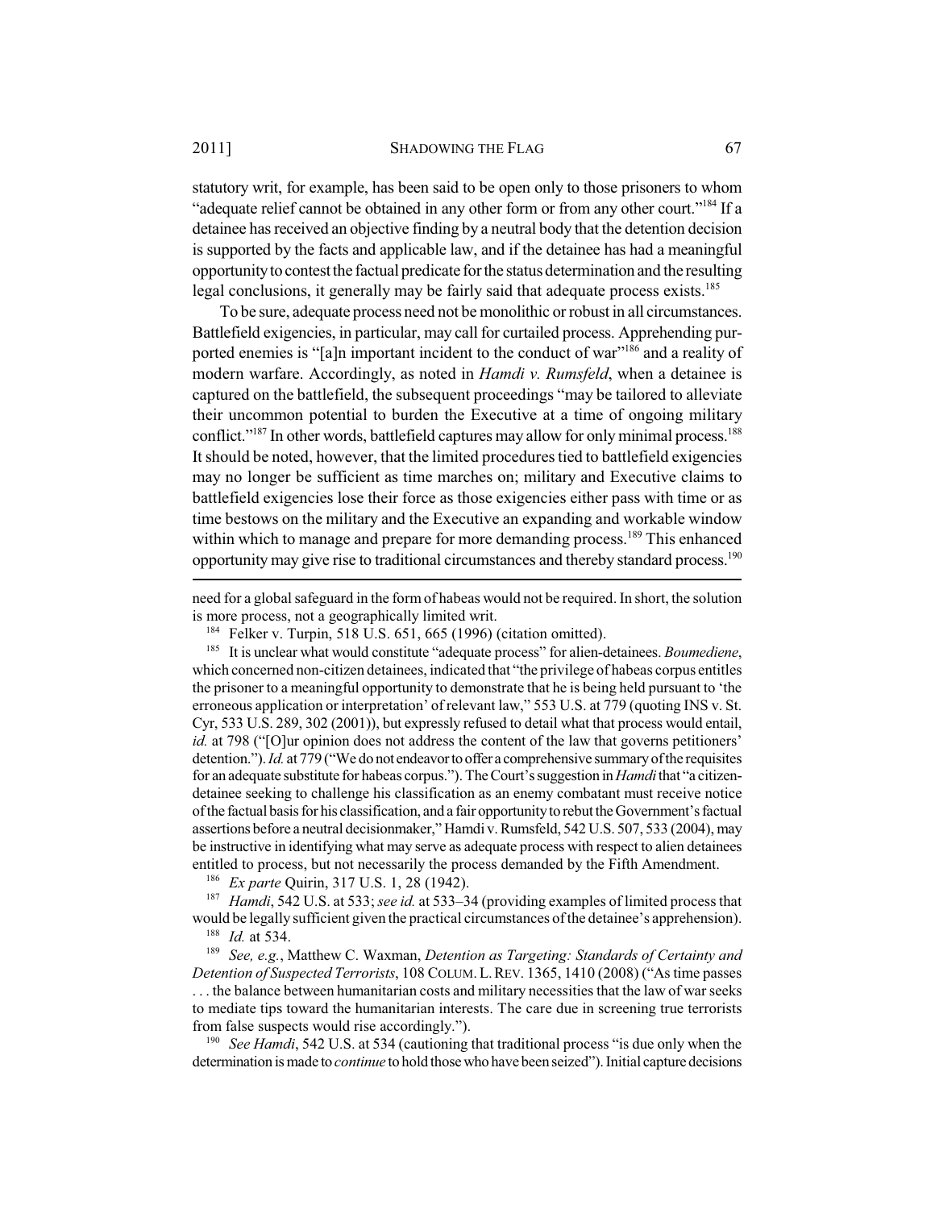statutory writ, for example, has been said to be open only to those prisoners to whom "adequate relief cannot be obtained in any other form or from any other court."[184] If a detainee has received an objective finding by a neutral body that the detention decision is supported by the facts and applicable law, and if the detainee has had a meaningful opportunity to contest the factual predicate for the status determination and the resulting legal conclusions, it generally may be fairly said that adequate process exists.[185]

To be sure, adequate process need not be monolithic or robust in all circumstances. Battlefield exigencies, in particular, may call for curtailed process. Apprehending purported enemies is "[a]n important incident to the conduct of war"[186] and a reality of modern warfare. Accordingly, as noted in *Hamdi v. Rumsfeld*, when a detainee is captured on the battlefield, the subsequent proceedings "may be tailored to alleviate their uncommon potential to burden the Executive at a time of ongoing military conflict."[187] In other words, battlefield captures may allow for only minimal process.[188] It should be noted, however, that the limited procedures tied to battlefield exigencies may no longer be sufficient as time marches on; military and Executive claims to battlefield exigencies lose their force as those exigencies either pass with time or as time bestows on the military and the Executive an expanding and workable window within which to manage and prepare for more demanding process.[189] This enhanced opportunity may give rise to traditional circumstances and thereby standard process.[190]

---

need for a global safeguard in the form of habeas would not be required. In short, the solution is more process, not a geographically limited writ.

[184] Felker v. Turpin, 518 U.S. 651, 665 (1996) (citation omitted).

[185] It is unclear what would constitute "adequate process" for alien-detainees. *Boumediene*, which concerned non-citizen detainees, indicated that "the privilege of habeas corpus entitles the prisoner to a meaningful opportunity to demonstrate that he is being held pursuant to 'the erroneous application or interpretation' of relevant law," 553 U.S. at 779 (quoting INS v. St. Cyr, 533 U.S. 289, 302 (2001)), but expressly refused to detail what that process would entail, *id.* at 798 ("[O]ur opinion does not address the content of the law that governs petitioners' detention."). *Id.* at 779 ("We do not endeavor to offer a comprehensive summary of the requisites for an adequate substitute for habeas corpus."). The Court's suggestion in *Hamdi* that "a citizen-detainee seeking to challenge his classification as an enemy combatant must receive notice of the factual basis for his classification, and a fair opportunity to rebut the Government's factual assertions before a neutral decisionmaker," Hamdi v. Rumsfeld, 542 U.S. 507, 533 (2004), may be instructive in identifying what may serve as adequate process with respect to alien detainees entitled to process, but not necessarily the process demanded by the Fifth Amendment.

[186] *Ex parte* Quirin, 317 U.S. 1, 28 (1942).

[187] *Hamdi*, 542 U.S. at 533; *see id.* at 533–34 (providing examples of limited process that would be legally sufficient given the practical circumstances of the detainee's apprehension).

[188] *Id.* at 534.

[189] *See, e.g.*, Matthew C. Waxman, *Detention as Targeting: Standards of Certainty and Detention of Suspected Terrorists*, 108 COLUM. L. REV. 1365, 1410 (2008) ("As time passes . . . the balance between humanitarian costs and military necessities that the law of war seeks to mediate tips toward the humanitarian interests. The care due in screening true terrorists from false suspects would rise accordingly.").

[190] *See Hamdi*, 542 U.S. at 534 (cautioning that traditional process "is due only when the determination is made to *continue* to hold those who have been seized"). Initial capture decisions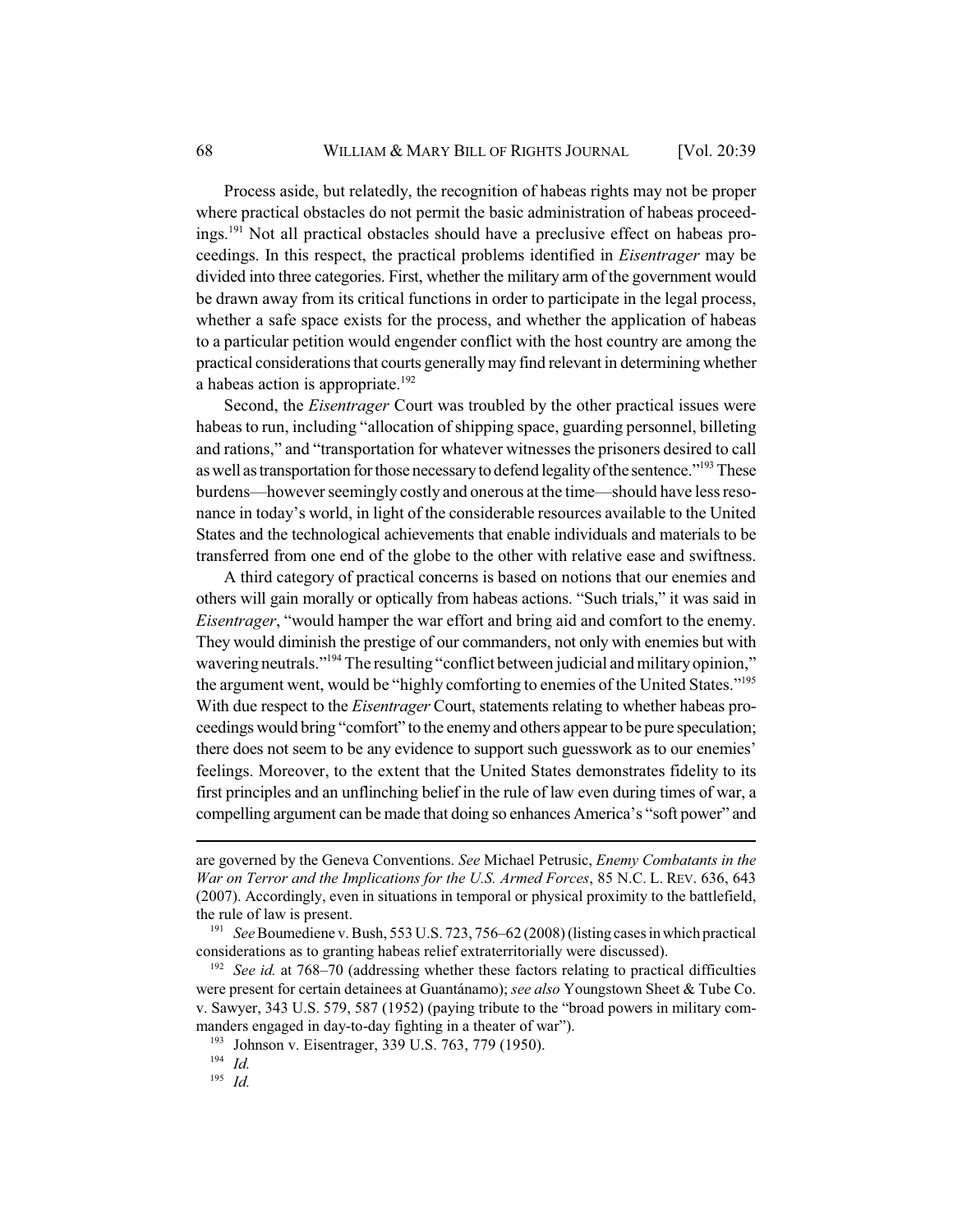Process aside, but relatedly, the recognition of habeas rights may not be proper where practical obstacles do not permit the basic administration of habeas proceedings.[191] Not all practical obstacles should have a preclusive effect on habeas proceedings. In this respect, the practical problems identified in *Eisentrager* may be divided into three categories. First, whether the military arm of the government would be drawn away from its critical functions in order to participate in the legal process, whether a safe space exists for the process, and whether the application of habeas to a particular petition would engender conflict with the host country are among the practical considerations that courts generally may find relevant in determining whether a habeas action is appropriate.[192]

Second, the *Eisentrager* Court was troubled by the other practical issues were habeas to run, including "allocation of shipping space, guarding personnel, billeting and rations," and "transportation for whatever witnesses the prisoners desired to call as well as transportation for those necessary to defend legality of the sentence."[193] These burdens—however seemingly costly and onerous at the time—should have less resonance in today's world, in light of the considerable resources available to the United States and the technological achievements that enable individuals and materials to be transferred from one end of the globe to the other with relative ease and swiftness.

A third category of practical concerns is based on notions that our enemies and others will gain morally or optically from habeas actions. "Such trials," it was said in *Eisentrager*, "would hamper the war effort and bring aid and comfort to the enemy. They would diminish the prestige of our commanders, not only with enemies but with wavering neutrals."[194] The resulting "conflict between judicial and military opinion," the argument went, would be "highly comforting to enemies of the United States."[195] With due respect to the *Eisentrager* Court, statements relating to whether habeas proceedings would bring "comfort" to the enemy and others appear to be pure speculation; there does not seem to be any evidence to support such guesswork as to our enemies' feelings. Moreover, to the extent that the United States demonstrates fidelity to its first principles and an unflinching belief in the rule of law even during times of war, a compelling argument can be made that doing so enhances America's "soft power" and

---

are governed by the Geneva Conventions. *See* Michael Petrusic, *Enemy Combatants in the War on Terror and the Implications for the U.S. Armed Forces*, 85 N.C. L. REV. 636, 643 (2007). Accordingly, even in situations in temporal or physical proximity to the battlefield, the rule of law is present.

[191] *See* Boumediene v. Bush, 553 U.S. 723, 756–62 (2008) (listing cases in which practical considerations as to granting habeas relief extraterritorially were discussed).

[192] *See id.* at 768–70 (addressing whether these factors relating to practical difficulties were present for certain detainees at Guantánamo); *see also* Youngstown Sheet & Tube Co. v. Sawyer, 343 U.S. 579, 587 (1952) (paying tribute to the "broad powers in military commanders engaged in day-to-day fighting in a theater of war").

[193] Johnson v. Eisentrager, 339 U.S. 763, 779 (1950).

[194] *Id.*

[195] *Id.*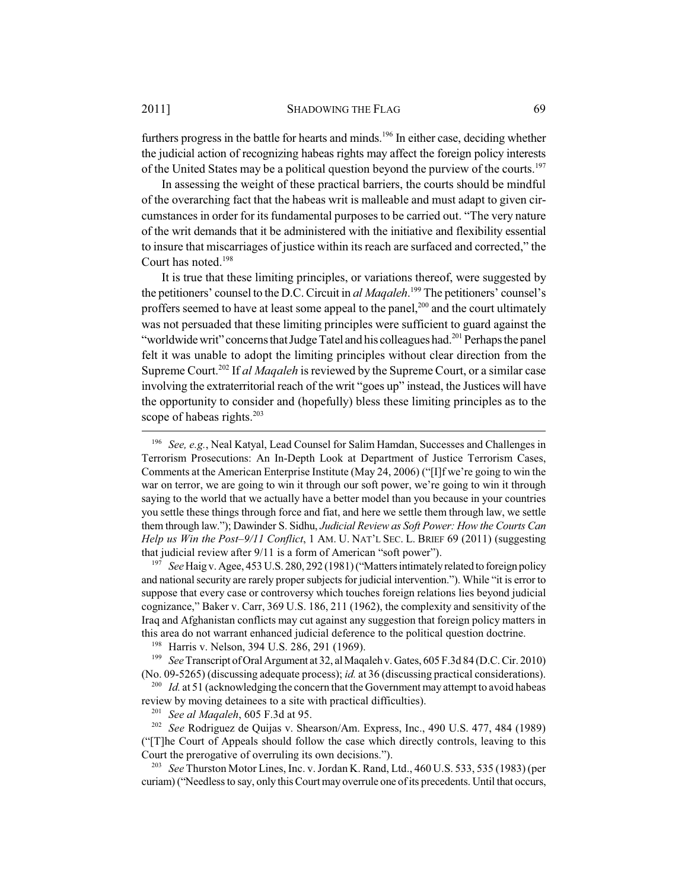furthers progress in the battle for hearts and minds.[196] In either case, deciding whether the judicial action of recognizing habeas rights may affect the foreign policy interests of the United States may be a political question beyond the purview of the courts.[197]

In assessing the weight of these practical barriers, the courts should be mindful of the overarching fact that the habeas writ is malleable and must adapt to given circumstances in order for its fundamental purposes to be carried out. "The very nature of the writ demands that it be administered with the initiative and flexibility essential to insure that miscarriages of justice within its reach are surfaced and corrected," the Court has noted.[198]

It is true that these limiting principles, or variations thereof, were suggested by the petitioners' counsel to the D.C. Circuit in *al Maqaleh*.[199] The petitioners' counsel's proffers seemed to have at least some appeal to the panel,[200] and the court ultimately was not persuaded that these limiting principles were sufficient to guard against the "worldwide writ" concerns that Judge Tatel and his colleagues had.[201] Perhaps the panel felt it was unable to adopt the limiting principles without clear direction from the Supreme Court.[202] If *al Maqaleh* is reviewed by the Supreme Court, or a similar case involving the extraterritorial reach of the writ "goes up" instead, the Justices will have the opportunity to consider and (hopefully) bless these limiting principles as to the scope of habeas rights.[203]

---

[196] *See, e.g.*, Neal Katyal, Lead Counsel for Salim Hamdan, Successes and Challenges in Terrorism Prosecutions: An In-Depth Look at Department of Justice Terrorism Cases, Comments at the American Enterprise Institute (May 24, 2006) ("[I]f we're going to win the war on terror, we are going to win it through our soft power, we're going to win it through saying to the world that we actually have a better model than you because in your countries you settle these things through force and fiat, and here we settle them through law, we settle them through law."); Dawinder S. Sidhu, *Judicial Review as Soft Power: How the Courts Can Help us Win the Post–9/11 Conflict*, 1 AM. U. NAT'L SEC. L. BRIEF 69 (2011) (suggesting that judicial review after 9/11 is a form of American "soft power").

[197] *See* Haig v. Agee, 453 U.S. 280, 292 (1981) ("Matters intimately related to foreign policy and national security are rarely proper subjects for judicial intervention."). While "it is error to suppose that every case or controversy which touches foreign relations lies beyond judicial cognizance," Baker v. Carr, 369 U.S. 186, 211 (1962), the complexity and sensitivity of the Iraq and Afghanistan conflicts may cut against any suggestion that foreign policy matters in this area do not warrant enhanced judicial deference to the political question doctrine.

[198] Harris v. Nelson, 394 U.S. 286, 291 (1969).

[199] *See* Transcript of Oral Argument at 32, al Maqaleh v. Gates, 605 F.3d 84 (D.C. Cir. 2010) (No. 09-5265) (discussing adequate process); *id.* at 36 (discussing practical considerations).

[200] *Id.* at 51 (acknowledging the concern that the Government may attempt to avoid habeas review by moving detainees to a site with practical difficulties).

[201] *See al Maqaleh*, 605 F.3d at 95.

[202] *See* Rodriguez de Quijas v. Shearson/Am. Express, Inc., 490 U.S. 477, 484 (1989) ("[T]he Court of Appeals should follow the case which directly controls, leaving to this Court the prerogative of overruling its own decisions.").

[203] *See* Thurston Motor Lines, Inc. v. Jordan K. Rand, Ltd., 460 U.S. 533, 535 (1983) (per curiam) ("Needless to say, only this Court may overrule one of its precedents. Until that occurs,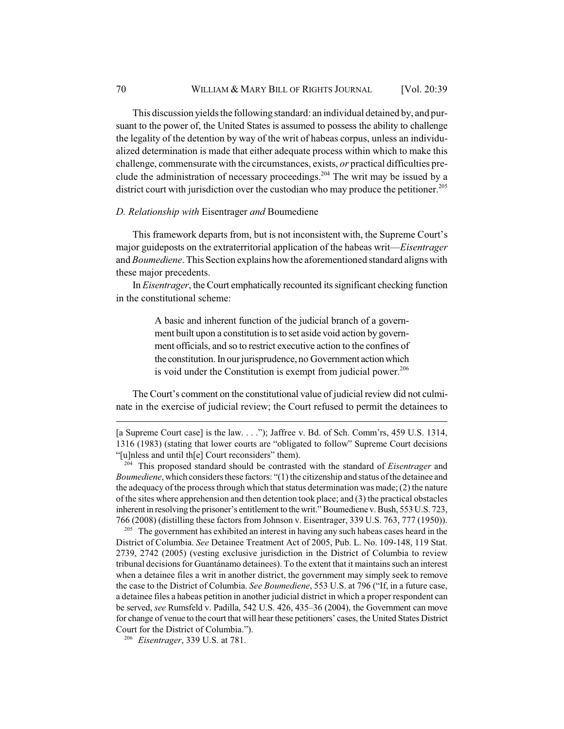This discussion yields the following standard: an individual detained by, and pursuant to the power of, the United States is assumed to possess the ability to challenge the legality of the detention by way of the writ of habeas corpus, unless an individualized determination is made that either adequate process within which to make this challenge, commensurate with the circumstances, exists, *or* practical difficulties preclude the administration of necessary proceedings.[204] The writ may be issued by a district court with jurisdiction over the custodian who may produce the petitioner.[205]

### *D. Relationship with* Eisentrager *and* Boumediene

This framework departs from, but is not inconsistent with, the Supreme Court's major guideposts on the extraterritorial application of the habeas writ—*Eisentrager* and *Boumediene*. This Section explains how the aforementioned standard aligns with these major precedents.

In *Eisentrager*, the Court emphatically recounted its significant checking function in the constitutional scheme:

> A basic and inherent function of the judicial branch of a government built upon a constitution is to set aside void action by government officials, and so to restrict executive action to the confines of the constitution. In our jurisprudence, no Government action which is void under the Constitution is exempt from judicial power.[206]

The Court's comment on the constitutional value of judicial review did not culminate in the exercise of judicial review; the Court refused to permit the detainees to

---

[a Supreme Court case] is the law. . . ."); Jaffree v. Bd. of Sch. Comm'rs, 459 U.S. 1314, 1316 (1983) (stating that lower courts are "obligated to follow" Supreme Court decisions "[u]nless and until th[e] Court reconsiders" them).

[204] This proposed standard should be contrasted with the standard of *Eisentrager* and *Boumediene*, which considers these factors: "(1) the citizenship and status of the detainee and the adequacy of the process through which that status determination was made; (2) the nature of the sites where apprehension and then detention took place; and (3) the practical obstacles inherent in resolving the prisoner's entitlement to the writ." Boumediene v. Bush, 553 U.S. 723, 766 (2008) (distilling these factors from Johnson v. Eisentrager, 339 U.S. 763, 777 (1950)).

[205] The government has exhibited an interest in having any such habeas cases heard in the District of Columbia. *See* Detainee Treatment Act of 2005, Pub. L. No. 109-148, 119 Stat. 2739, 2742 (2005) (vesting exclusive jurisdiction in the District of Columbia to review tribunal decisions for Guantánamo detainees). To the extent that it maintains such an interest when a detainee files a writ in another district, the government may simply seek to remove the case to the District of Columbia. *See Boumediene*, 553 U.S. at 796 ("If, in a future case, a detainee files a habeas petition in another judicial district in which a proper respondent can be served, *see* Rumsfeld v. Padilla, 542 U.S. 426, 435–36 (2004), the Government can move for change of venue to the court that will hear these petitioners' cases, the United States District Court for the District of Columbia.").

[206] *Eisentrager*, 339 U.S. at 781.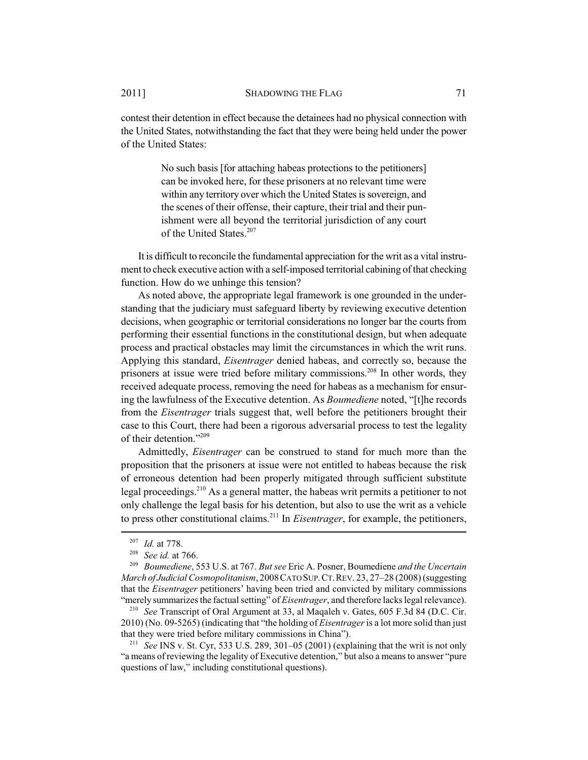contest their detention in effect because the detainees had no physical connection with the United States, notwithstanding the fact that they were being held under the power of the United States:

> No such basis [for attaching habeas protections to the petitioners] can be invoked here, for these prisoners at no relevant time were within any territory over which the United States is sovereign, and the scenes of their offense, their capture, their trial and their punishment were all beyond the territorial jurisdiction of any court of the United States.[207]

It is difficult to reconcile the fundamental appreciation for the writ as a vital instrument to check executive action with a self-imposed territorial cabining of that checking function. How do we unhinge this tension?

As noted above, the appropriate legal framework is one grounded in the understanding that the judiciary must safeguard liberty by reviewing executive detention decisions, when geographic or territorial considerations no longer bar the courts from performing their essential functions in the constitutional design, but when adequate process and practical obstacles may limit the circumstances in which the writ runs. Applying this standard, *Eisentrager* denied habeas, and correctly so, because the prisoners at issue were tried before military commissions.[208] In other words, they received adequate process, removing the need for habeas as a mechanism for ensuring the lawfulness of the Executive detention. As *Boumediene* noted, "[t]he records from the *Eisentrager* trials suggest that, well before the petitioners brought their case to this Court, there had been a rigorous adversarial process to test the legality of their detention."[209]

Admittedly, *Eisentrager* can be construed to stand for much more than the proposition that the prisoners at issue were not entitled to habeas because the risk of erroneous detention had been properly mitigated through sufficient substitute legal proceedings.[210] As a general matter, the habeas writ permits a petitioner to not only challenge the legal basis for his detention, but also to use the writ as a vehicle to press other constitutional claims.[211] In *Eisentrager*, for example, the petitioners,

---

[207] *Id.* at 778.

[208] *See id.* at 766.

[209] *Boumediene*, 553 U.S. at 767. *But see* Eric A. Posner, Boumediene *and the Uncertain March of Judicial Cosmopolitanism*, 2008 CATO SUP. CT. REV. 23, 27–28 (2008) (suggesting that the *Eisentrager* petitioners' having been tried and convicted by military commissions "merely summarizes the factual setting" of *Eisentrager*, and therefore lacks legal relevance).

[210] *See* Transcript of Oral Argument at 33, al Maqaleh v. Gates, 605 F.3d 84 (D.C. Cir. 2010) (No. 09-5265) (indicating that "the holding of *Eisentrager* is a lot more solid than just that they were tried before military commissions in China").

[211] *See* INS v. St. Cyr, 533 U.S. 289, 301–05 (2001) (explaining that the writ is not only "a means of reviewing the legality of Executive detention," but also a means to answer "pure questions of law," including constitutional questions).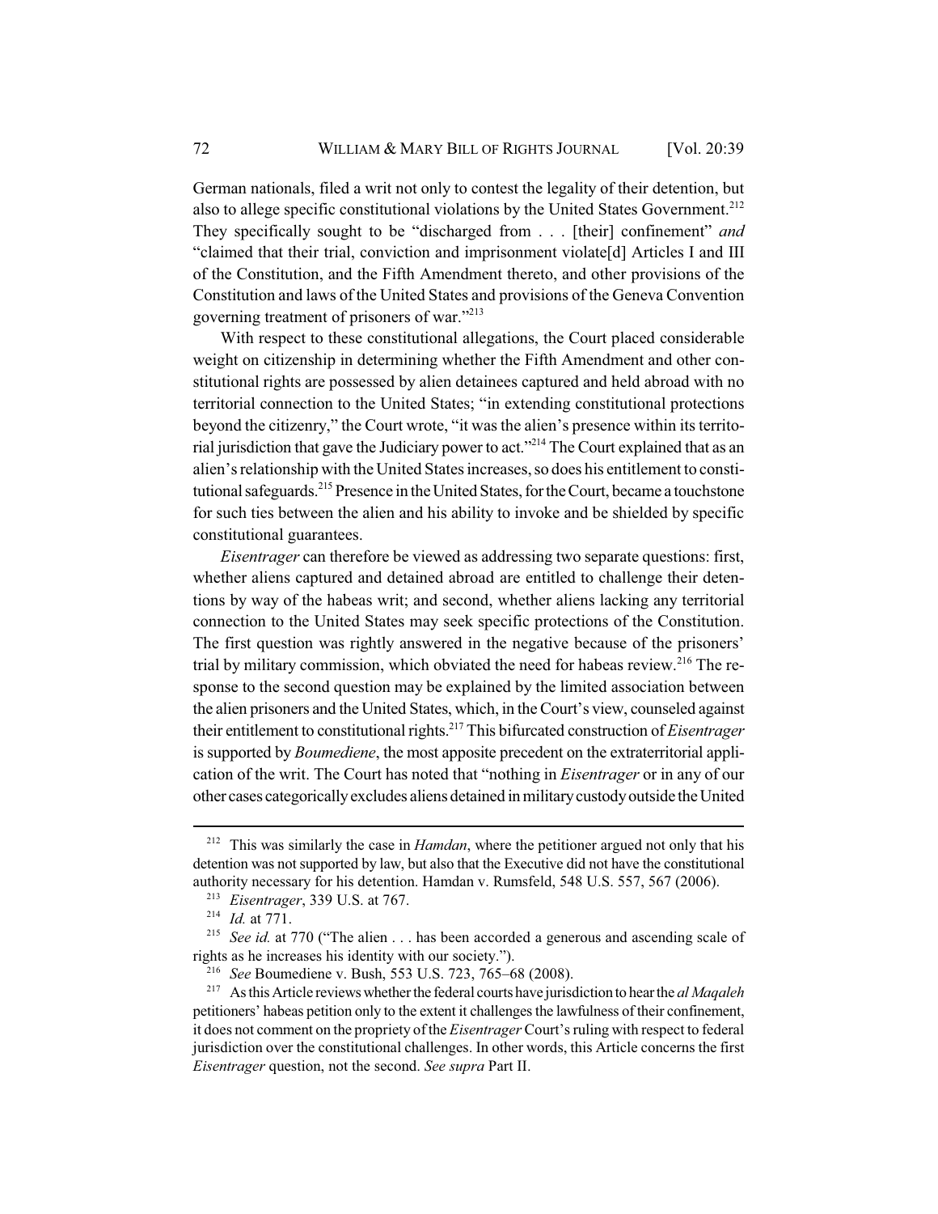German nationals, filed a writ not only to contest the legality of their detention, but also to allege specific constitutional violations by the United States Government.[212] They specifically sought to be "discharged from . . . [their] confinement" *and* "claimed that their trial, conviction and imprisonment violate[d] Articles I and III of the Constitution, and the Fifth Amendment thereto, and other provisions of the Constitution and laws of the United States and provisions of the Geneva Convention governing treatment of prisoners of war."[213]

With respect to these constitutional allegations, the Court placed considerable weight on citizenship in determining whether the Fifth Amendment and other constitutional rights are possessed by alien detainees captured and held abroad with no territorial connection to the United States; "in extending constitutional protections beyond the citizenry," the Court wrote, "it was the alien's presence within its territorial jurisdiction that gave the Judiciary power to act."[214] The Court explained that as an alien's relationship with the United States increases, so does his entitlement to constitutional safeguards.[215] Presence in the United States, for the Court, became a touchstone for such ties between the alien and his ability to invoke and be shielded by specific constitutional guarantees.

*Eisentrager* can therefore be viewed as addressing two separate questions: first, whether aliens captured and detained abroad are entitled to challenge their detentions by way of the habeas writ; and second, whether aliens lacking any territorial connection to the United States may seek specific protections of the Constitution. The first question was rightly answered in the negative because of the prisoners' trial by military commission, which obviated the need for habeas review.[216] The response to the second question may be explained by the limited association between the alien prisoners and the United States, which, in the Court's view, counseled against their entitlement to constitutional rights.[217] This bifurcated construction of *Eisentrager* is supported by *Boumediene*, the most apposite precedent on the extraterritorial application of the writ. The Court has noted that "nothing in *Eisentrager* or in any of our other cases categorically excludes aliens detained in military custody outside the United

---

[212] This was similarly the case in *Hamdan*, where the petitioner argued not only that his detention was not supported by law, but also that the Executive did not have the constitutional authority necessary for his detention. Hamdan v. Rumsfeld, 548 U.S. 557, 567 (2006).

[213] *Eisentrager*, 339 U.S. at 767.

[214] *Id.* at 771.

[215] *See id.* at 770 ("The alien . . . has been accorded a generous and ascending scale of rights as he increases his identity with our society.").

[216] *See* Boumediene v. Bush, 553 U.S. 723, 765–68 (2008).

[217] As this Article reviews whether the federal courts have jurisdiction to hear the *al Maqaleh* petitioners' habeas petition only to the extent it challenges the lawfulness of their confinement, it does not comment on the propriety of the *Eisentrager* Court's ruling with respect to federal jurisdiction over the constitutional challenges. In other words, this Article concerns the first *Eisentrager* question, not the second. *See supra* Part II.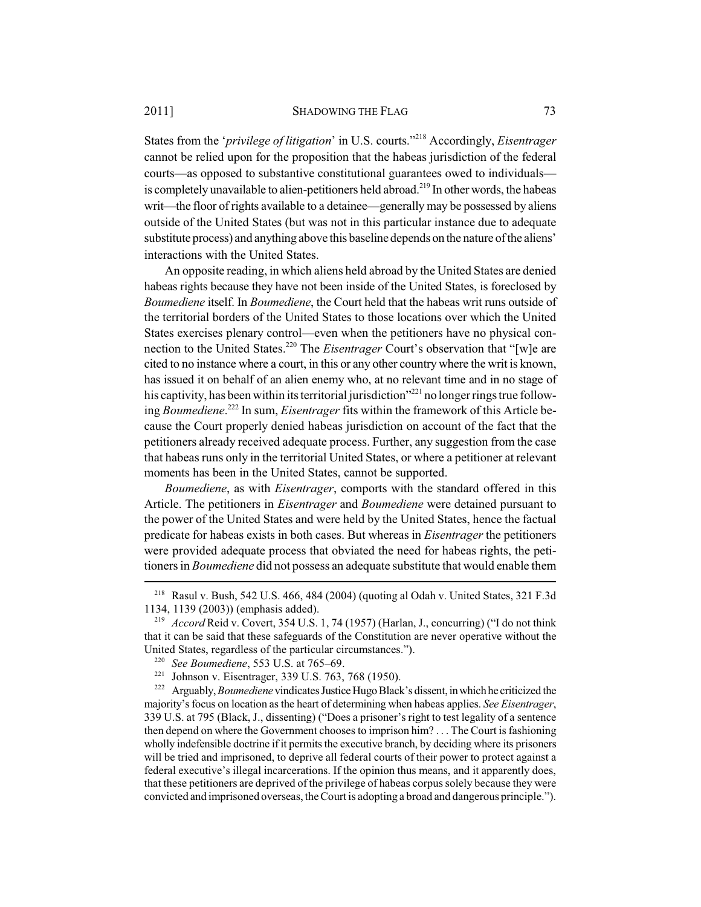States from the '*privilege of litigation*' in U.S. courts."[218] Accordingly, *Eisentrager* cannot be relied upon for the proposition that the habeas jurisdiction of the federal courts—as opposed to substantive constitutional guarantees owed to individuals—is completely unavailable to alien-petitioners held abroad.[219] In other words, the habeas writ—the floor of rights available to a detainee—generally may be possessed by aliens outside of the United States (but was not in this particular instance due to adequate substitute process) and anything above this baseline depends on the nature of the aliens' interactions with the United States.

An opposite reading, in which aliens held abroad by the United States are denied habeas rights because they have not been inside of the United States, is foreclosed by *Boumediene* itself. In *Boumediene*, the Court held that the habeas writ runs outside of the territorial borders of the United States to those locations over which the United States exercises plenary control—even when the petitioners have no physical connection to the United States.[220] The *Eisentrager* Court's observation that "[w]e are cited to no instance where a court, in this or any other country where the writ is known, has issued it on behalf of an alien enemy who, at no relevant time and in no stage of his captivity, has been within its territorial jurisdiction"[221] no longer rings true following *Boumediene*.[222] In sum, *Eisentrager* fits within the framework of this Article because the Court properly denied habeas jurisdiction on account of the fact that the petitioners already received adequate process. Further, any suggestion from the case that habeas runs only in the territorial United States, or where a petitioner at relevant moments has been in the United States, cannot be supported.

*Boumediene*, as with *Eisentrager*, comports with the standard offered in this Article. The petitioners in *Eisentrager* and *Boumediene* were detained pursuant to the power of the United States and were held by the United States, hence the factual predicate for habeas exists in both cases. But whereas in *Eisentrager* the petitioners were provided adequate process that obviated the need for habeas rights, the petitioners in *Boumediene* did not possess an adequate substitute that would enable them

[218] Rasul v. Bush, 542 U.S. 466, 484 (2004) (quoting al Odah v. United States, 321 F.3d 1134, 1139 (2003)) (emphasis added).

[219] *Accord* Reid v. Covert, 354 U.S. 1, 74 (1957) (Harlan, J., concurring) ("I do not think that it can be said that these safeguards of the Constitution are never operative without the United States, regardless of the particular circumstances.").

[220] *See Boumediene*, 553 U.S. at 765–69.

[221] Johnson v. Eisentrager, 339 U.S. 763, 768 (1950).

[222] Arguably, *Boumediene* vindicates Justice Hugo Black's dissent, in which he criticized the majority's focus on location as the heart of determining when habeas applies. *See Eisentrager*, 339 U.S. at 795 (Black, J., dissenting) ("Does a prisoner's right to test legality of a sentence then depend on where the Government chooses to imprison him? . . . The Court is fashioning wholly indefensible doctrine if it permits the executive branch, by deciding where its prisoners will be tried and imprisoned, to deprive all federal courts of their power to protect against a federal executive's illegal incarcerations. If the opinion thus means, and it apparently does, that these petitioners are deprived of the privilege of habeas corpus solely because they were convicted and imprisoned overseas, the Court is adopting a broad and dangerous principle.").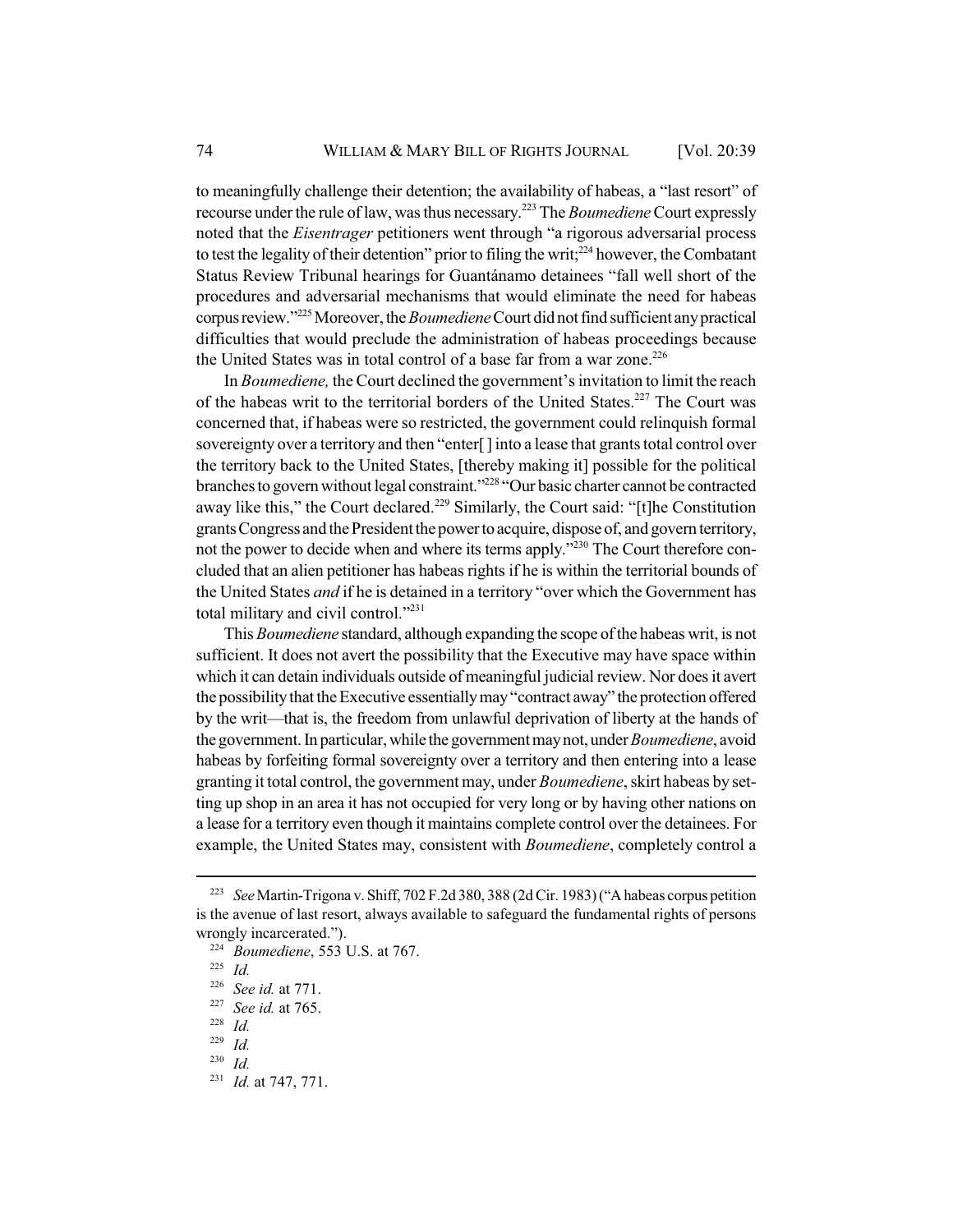to meaningfully challenge their detention; the availability of habeas, a "last resort" of recourse under the rule of law, was thus necessary.[223] The *Boumediene* Court expressly noted that the *Eisentrager* petitioners went through "a rigorous adversarial process to test the legality of their detention" prior to filing the writ;[224] however, the Combatant Status Review Tribunal hearings for Guantánamo detainees "fall well short of the procedures and adversarial mechanisms that would eliminate the need for habeas corpus review."[225] Moreover, the *Boumediene* Court did not find sufficient any practical difficulties that would preclude the administration of habeas proceedings because the United States was in total control of a base far from a war zone.[226]

In *Boumediene,* the Court declined the government's invitation to limit the reach of the habeas writ to the territorial borders of the United States.[227] The Court was concerned that, if habeas were so restricted, the government could relinquish formal sovereignty over a territory and then "enter[ ] into a lease that grants total control over the territory back to the United States, [thereby making it] possible for the political branches to govern without legal constraint."[228] "Our basic charter cannot be contracted away like this," the Court declared.[229] Similarly, the Court said: "[t]he Constitution grants Congress and the President the power to acquire, dispose of, and govern territory, not the power to decide when and where its terms apply."[230] The Court therefore concluded that an alien petitioner has habeas rights if he is within the territorial bounds of the United States *and* if he is detained in a territory "over which the Government has total military and civil control."[231]

This *Boumediene* standard, although expanding the scope of the habeas writ, is not sufficient. It does not avert the possibility that the Executive may have space within which it can detain individuals outside of meaningful judicial review. Nor does it avert the possibility that the Executive essentially may "contract away" the protection offered by the writ—that is, the freedom from unlawful deprivation of liberty at the hands of the government. In particular, while the government may not, under *Boumediene*, avoid habeas by forfeiting formal sovereignty over a territory and then entering into a lease granting it total control, the government may, under *Boumediene*, skirt habeas by setting up shop in an area it has not occupied for very long or by having other nations on a lease for a territory even though it maintains complete control over the detainees. For example, the United States may, consistent with *Boumediene*, completely control a

---

[223] *See* Martin-Trigona v. Shiff, 702 F.2d 380, 388 (2d Cir. 1983) ("A habeas corpus petition is the avenue of last resort, always available to safeguard the fundamental rights of persons wrongly incarcerated.").

[224] *Boumediene*, 553 U.S. at 767.

[225] *Id.*

[226] *See id.* at 771.

[227] *See id.* at 765.

[228] *Id.*

[229] *Id.*

[230] *Id.*

[231] *Id.* at 747, 771.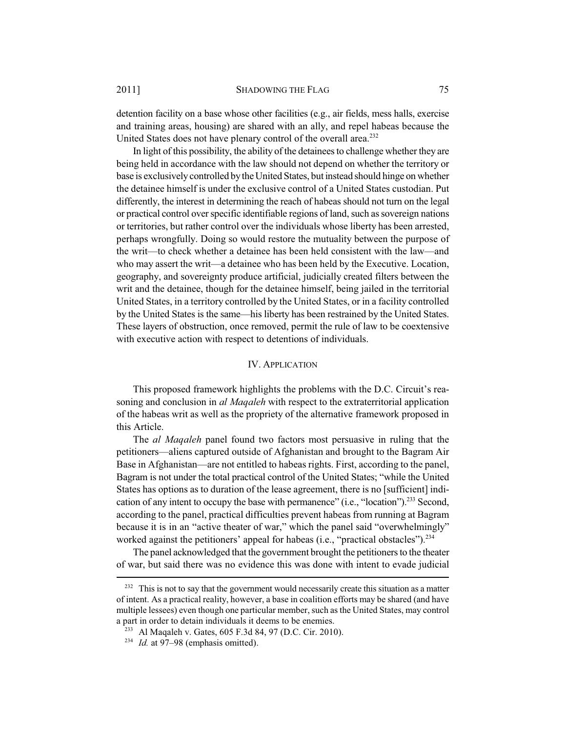detention facility on a base whose other facilities (e.g., air fields, mess halls, exercise and training areas, housing) are shared with an ally, and repel habeas because the United States does not have plenary control of the overall area.[232]

In light of this possibility, the ability of the detainees to challenge whether they are being held in accordance with the law should not depend on whether the territory or base is exclusively controlled by the United States, but instead should hinge on whether the detainee himself is under the exclusive control of a United States custodian. Put differently, the interest in determining the reach of habeas should not turn on the legal or practical control over specific identifiable regions of land, such as sovereign nations or territories, but rather control over the individuals whose liberty has been arrested, perhaps wrongfully. Doing so would restore the mutuality between the purpose of the writ—to check whether a detainee has been held consistent with the law—and who may assert the writ—a detainee who has been held by the Executive. Location, geography, and sovereignty produce artificial, judicially created filters between the writ and the detainee, though for the detainee himself, being jailed in the territorial United States, in a territory controlled by the United States, or in a facility controlled by the United States is the same—his liberty has been restrained by the United States. These layers of obstruction, once removed, permit the rule of law to be coextensive with executive action with respect to detentions of individuals.

## IV. Application

This proposed framework highlights the problems with the D.C. Circuit's reasoning and conclusion in *al Maqaleh* with respect to the extraterritorial application of the habeas writ as well as the propriety of the alternative framework proposed in this Article.

The *al Maqaleh* panel found two factors most persuasive in ruling that the petitioners—aliens captured outside of Afghanistan and brought to the Bagram Air Base in Afghanistan—are not entitled to habeas rights. First, according to the panel, Bagram is not under the total practical control of the United States; "while the United States has options as to duration of the lease agreement, there is no [sufficient] indication of any intent to occupy the base with permanence" (i.e., "location").[233] Second, according to the panel, practical difficulties prevent habeas from running at Bagram because it is in an "active theater of war," which the panel said "overwhelmingly" worked against the petitioners' appeal for habeas (i.e., "practical obstacles").[234]

The panel acknowledged that the government brought the petitioners to the theater of war, but said there was no evidence this was done with intent to evade judicial

---

[232] This is not to say that the government would necessarily create this situation as a matter of intent. As a practical reality, however, a base in coalition efforts may be shared (and have multiple lessees) even though one particular member, such as the United States, may control a part in order to detain individuals it deems to be enemies.

[233] Al Maqaleh v. Gates, 605 F.3d 84, 97 (D.C. Cir. 2010).

[234] *Id.* at 97–98 (emphasis omitted).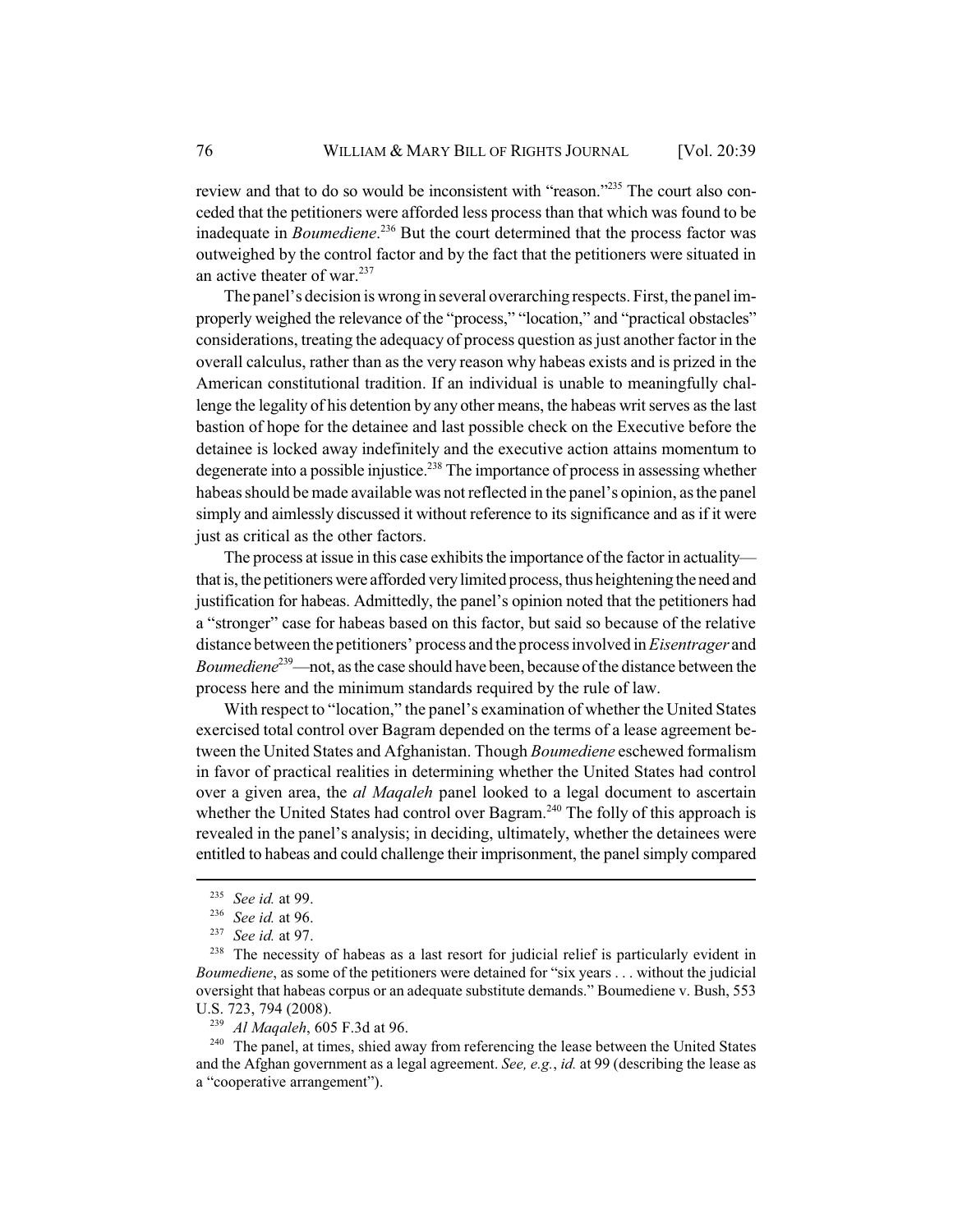review and that to do so would be inconsistent with "reason."[235] The court also conceded that the petitioners were afforded less process than that which was found to be inadequate in *Boumediene*.[236] But the court determined that the process factor was outweighed by the control factor and by the fact that the petitioners were situated in an active theater of war.[237]

The panel's decision is wrong in several overarching respects. First, the panel improperly weighed the relevance of the "process," "location," and "practical obstacles" considerations, treating the adequacy of process question as just another factor in the overall calculus, rather than as the very reason why habeas exists and is prized in the American constitutional tradition. If an individual is unable to meaningfully challenge the legality of his detention by any other means, the habeas writ serves as the last bastion of hope for the detainee and last possible check on the Executive before the detainee is locked away indefinitely and the executive action attains momentum to degenerate into a possible injustice.[238] The importance of process in assessing whether habeas should be made available was not reflected in the panel's opinion, as the panel simply and aimlessly discussed it without reference to its significance and as if it were just as critical as the other factors.

The process at issue in this case exhibits the importance of the factor in actuality—that is, the petitioners were afforded very limited process, thus heightening the need and justification for habeas. Admittedly, the panel's opinion noted that the petitioners had a "stronger" case for habeas based on this factor, but said so because of the relative distance between the petitioners' process and the process involved in *Eisentrager* and *Boumediene*[239]—not, as the case should have been, because of the distance between the process here and the minimum standards required by the rule of law.

With respect to "location," the panel's examination of whether the United States exercised total control over Bagram depended on the terms of a lease agreement between the United States and Afghanistan. Though *Boumediene* eschewed formalism in favor of practical realities in determining whether the United States had control over a given area, the *al Maqaleh* panel looked to a legal document to ascertain whether the United States had control over Bagram.[240] The folly of this approach is revealed in the panel's analysis; in deciding, ultimately, whether the detainees were entitled to habeas and could challenge their imprisonment, the panel simply compared

---

[235] *See id.* at 99.

[236] *See id.* at 96.

[237] *See id.* at 97.

[238] The necessity of habeas as a last resort for judicial relief is particularly evident in *Boumediene*, as some of the petitioners were detained for "six years . . . without the judicial oversight that habeas corpus or an adequate substitute demands." Boumediene v. Bush, 553 U.S. 723, 794 (2008).

[239] *Al Maqaleh*, 605 F.3d at 96.

[240] The panel, at times, shied away from referencing the lease between the United States and the Afghan government as a legal agreement. *See, e.g.*, *id.* at 99 (describing the lease as a "cooperative arrangement").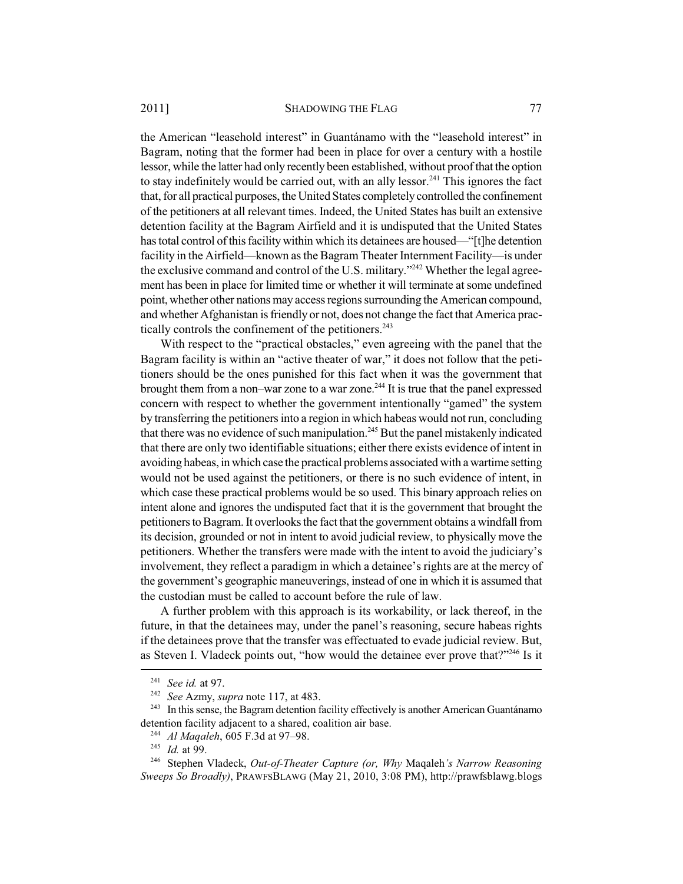the American "leasehold interest" in Guantánamo with the "leasehold interest" in Bagram, noting that the former had been in place for over a century with a hostile lessor, while the latter had only recently been established, without proof that the option to stay indefinitely would be carried out, with an ally lessor.[241] This ignores the fact that, for all practical purposes, the United States completely controlled the confinement of the petitioners at all relevant times. Indeed, the United States has built an extensive detention facility at the Bagram Airfield and it is undisputed that the United States has total control of this facility within which its detainees are housed—"[t]he detention facility in the Airfield—known as the Bagram Theater Internment Facility—is under the exclusive command and control of the U.S. military."[242] Whether the legal agreement has been in place for limited time or whether it will terminate at some undefined point, whether other nations may access regions surrounding the American compound, and whether Afghanistan is friendly or not, does not change the fact that America practically controls the confinement of the petitioners.[243]

With respect to the "practical obstacles," even agreeing with the panel that the Bagram facility is within an "active theater of war," it does not follow that the petitioners should be the ones punished for this fact when it was the government that brought them from a non–war zone to a war zone.[244] It is true that the panel expressed concern with respect to whether the government intentionally "gamed" the system by transferring the petitioners into a region in which habeas would not run, concluding that there was no evidence of such manipulation.[245] But the panel mistakenly indicated that there are only two identifiable situations; either there exists evidence of intent in avoiding habeas, in which case the practical problems associated with a wartime setting would not be used against the petitioners, or there is no such evidence of intent, in which case these practical problems would be so used. This binary approach relies on intent alone and ignores the undisputed fact that it is the government that brought the petitioners to Bagram. It overlooks the fact that the government obtains a windfall from its decision, grounded or not in intent to avoid judicial review, to physically move the petitioners. Whether the transfers were made with the intent to avoid the judiciary's involvement, they reflect a paradigm in which a detainee's rights are at the mercy of the government's geographic maneuverings, instead of one in which it is assumed that the custodian must be called to account before the rule of law.

A further problem with this approach is its workability, or lack thereof, in the future, in that the detainees may, under the panel's reasoning, secure habeas rights if the detainees prove that the transfer was effectuated to evade judicial review. But, as Steven I. Vladeck points out, "how would the detainee ever prove that?"[246] Is it

---

[241] *See id.* at 97.

[242] *See* Azmy, *supra* note 117, at 483.

[243] In this sense, the Bagram detention facility effectively is another American Guantánamo detention facility adjacent to a shared, coalition air base.

[244] *Al Maqaleh*, 605 F.3d at 97–98.

[245] *Id.* at 99.

[246] Stephen Vladeck, *Out-of-Theater Capture (or, Why* Maqaleh*'s Narrow Reasoning Sweeps So Broadly)*, PRAWFSBLAWG (May 21, 2010, 3:08 PM), http://prawfsblawg.blogs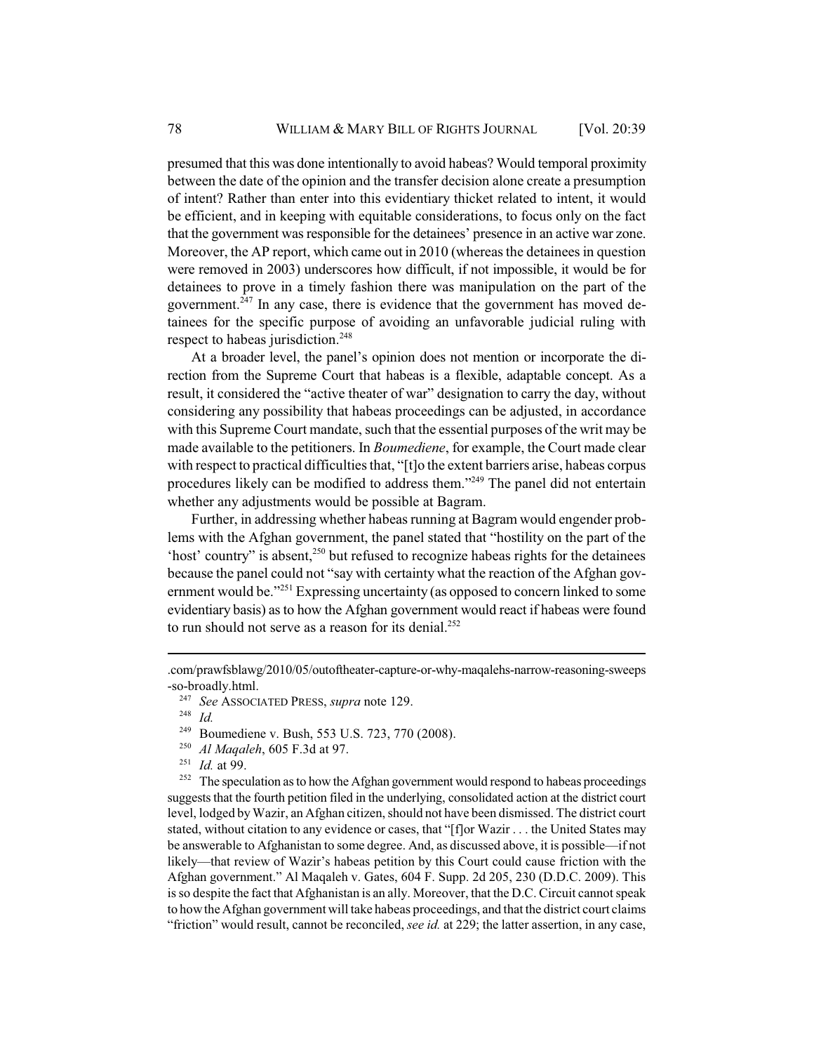presumed that this was done intentionally to avoid habeas? Would temporal proximity between the date of the opinion and the transfer decision alone create a presumption of intent? Rather than enter into this evidentiary thicket related to intent, it would be efficient, and in keeping with equitable considerations, to focus only on the fact that the government was responsible for the detainees' presence in an active war zone. Moreover, the AP report, which came out in 2010 (whereas the detainees in question were removed in 2003) underscores how difficult, if not impossible, it would be for detainees to prove in a timely fashion there was manipulation on the part of the government.[247] In any case, there is evidence that the government has moved detainees for the specific purpose of avoiding an unfavorable judicial ruling with respect to habeas jurisdiction.[248]

At a broader level, the panel's opinion does not mention or incorporate the direction from the Supreme Court that habeas is a flexible, adaptable concept. As a result, it considered the "active theater of war" designation to carry the day, without considering any possibility that habeas proceedings can be adjusted, in accordance with this Supreme Court mandate, such that the essential purposes of the writ may be made available to the petitioners. In *Boumediene*, for example, the Court made clear with respect to practical difficulties that, "[t]o the extent barriers arise, habeas corpus procedures likely can be modified to address them."[249] The panel did not entertain whether any adjustments would be possible at Bagram.

Further, in addressing whether habeas running at Bagram would engender problems with the Afghan government, the panel stated that "hostility on the part of the 'host' country" is absent,[250] but refused to recognize habeas rights for the detainees because the panel could not "say with certainty what the reaction of the Afghan government would be."[251] Expressing uncertainty (as opposed to concern linked to some evidentiary basis) as to how the Afghan government would react if habeas were found to run should not serve as a reason for its denial.[252]

---

.com/prawfsblawg/2010/05/outoftheater-capture-or-why-maqalehs-narrow-reasoning-sweeps-so-broadly.html.

[247] *See* ASSOCIATED PRESS, *supra* note 129.

[248] *Id.*

[249] Boumediene v. Bush, 553 U.S. 723, 770 (2008).

[250] *Al Maqaleh*, 605 F.3d at 97.

[251] *Id.* at 99.

[252] The speculation as to how the Afghan government would respond to habeas proceedings suggests that the fourth petition filed in the underlying, consolidated action at the district court level, lodged by Wazir, an Afghan citizen, should not have been dismissed. The district court stated, without citation to any evidence or cases, that "[f]or Wazir . . . the United States may be answerable to Afghanistan to some degree. And, as discussed above, it is possible—if not likely—that review of Wazir's habeas petition by this Court could cause friction with the Afghan government." Al Maqaleh v. Gates, 604 F. Supp. 2d 205, 230 (D.D.C. 2009). This is so despite the fact that Afghanistan is an ally. Moreover, that the D.C. Circuit cannot speak to how the Afghan government will take habeas proceedings, and that the district court claims "friction" would result, cannot be reconciled, *see id.* at 229; the latter assertion, in any case,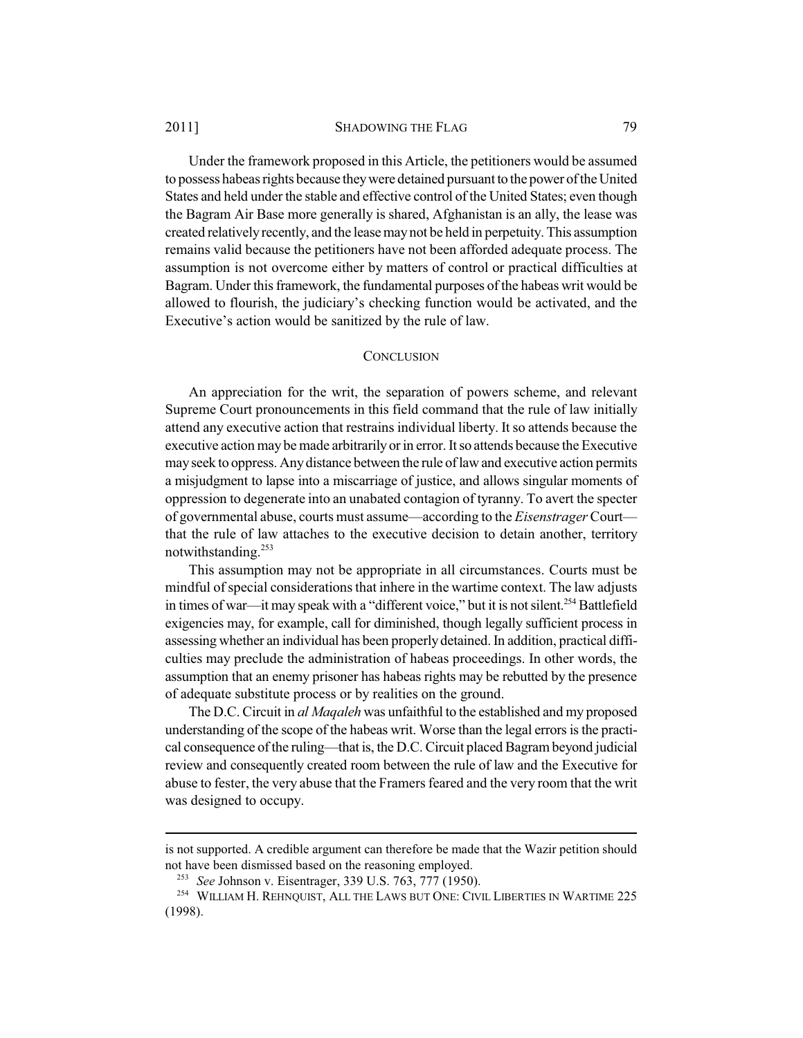Under the framework proposed in this Article, the petitioners would be assumed to possess habeas rights because they were detained pursuant to the power of the United States and held under the stable and effective control of the United States; even though the Bagram Air Base more generally is shared, Afghanistan is an ally, the lease was created relatively recently, and the lease may not be held in perpetuity. This assumption remains valid because the petitioners have not been afforded adequate process. The assumption is not overcome either by matters of control or practical difficulties at Bagram. Under this framework, the fundamental purposes of the habeas writ would be allowed to flourish, the judiciary's checking function would be activated, and the Executive's action would be sanitized by the rule of law.

## CONCLUSION

An appreciation for the writ, the separation of powers scheme, and relevant Supreme Court pronouncements in this field command that the rule of law initially attend any executive action that restrains individual liberty. It so attends because the executive action may be made arbitrarily or in error. It so attends because the Executive may seek to oppress. Any distance between the rule of law and executive action permits a misjudgment to lapse into a miscarriage of justice, and allows singular moments of oppression to degenerate into an unabated contagion of tyranny. To avert the specter of governmental abuse, courts must assume—according to the *Eisenstrager* Court—that the rule of law attaches to the executive decision to detain another, territory notwithstanding.[253]

This assumption may not be appropriate in all circumstances. Courts must be mindful of special considerations that inhere in the wartime context. The law adjusts in times of war—it may speak with a "different voice," but it is not silent.[254] Battlefield exigencies may, for example, call for diminished, though legally sufficient process in assessing whether an individual has been properly detained. In addition, practical difficulties may preclude the administration of habeas proceedings. In other words, the assumption that an enemy prisoner has habeas rights may be rebutted by the presence of adequate substitute process or by realities on the ground.

The D.C. Circuit in *al Maqaleh* was unfaithful to the established and my proposed understanding of the scope of the habeas writ. Worse than the legal errors is the practical consequence of the ruling—that is, the D.C. Circuit placed Bagram beyond judicial review and consequently created room between the rule of law and the Executive for abuse to fester, the very abuse that the Framers feared and the very room that the writ was designed to occupy.

---

is not supported. A credible argument can therefore be made that the Wazir petition should not have been dismissed based on the reasoning employed.

[253] *See* Johnson v. Eisentrager, 339 U.S. 763, 777 (1950).

[254] WILLIAM H. REHNQUIST, ALL THE LAWS BUT ONE: CIVIL LIBERTIES IN WARTIME 225 (1998).